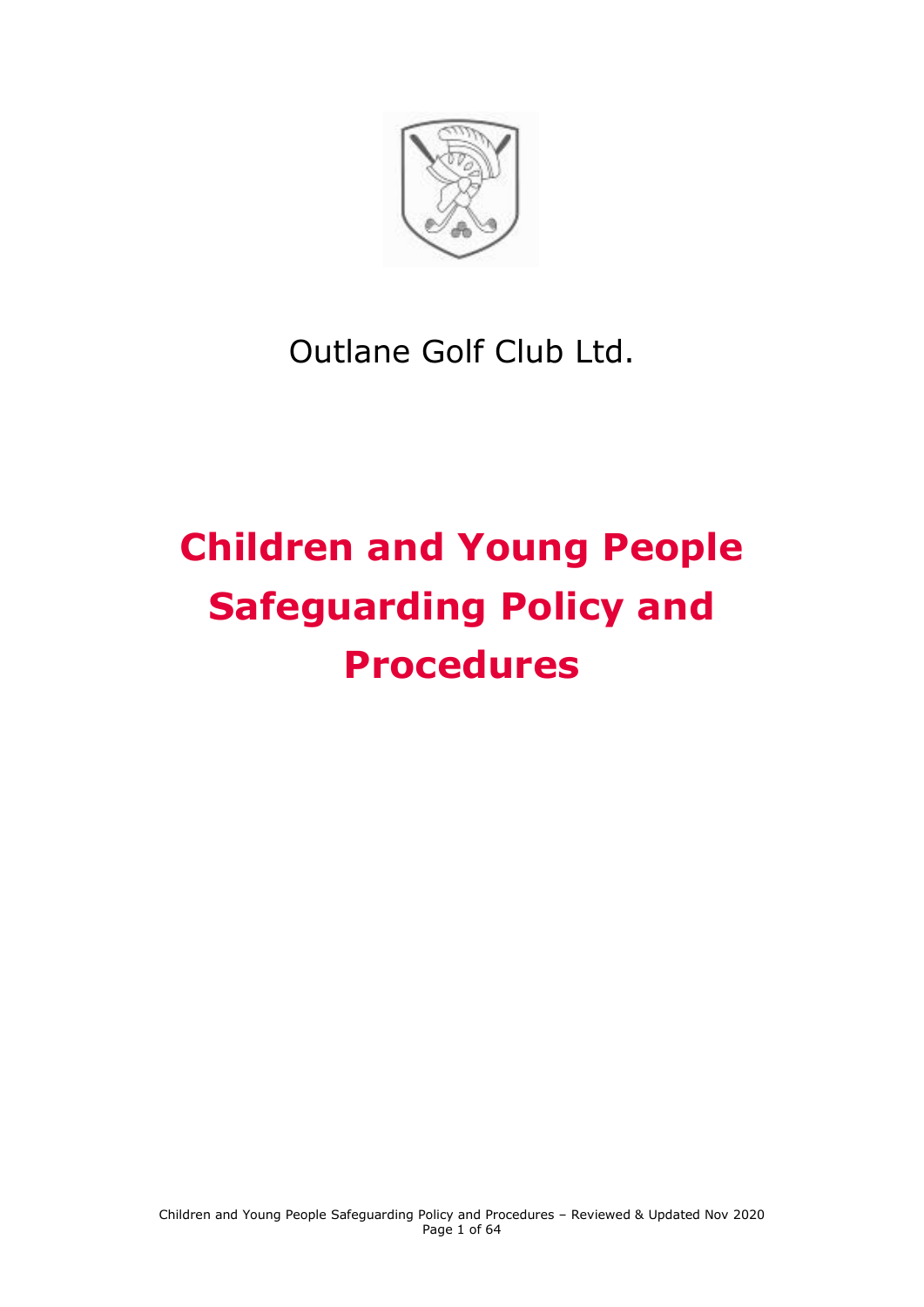Outlane Golf Club Ltd.

# Children and Young People Safeguarding Policy and Procedures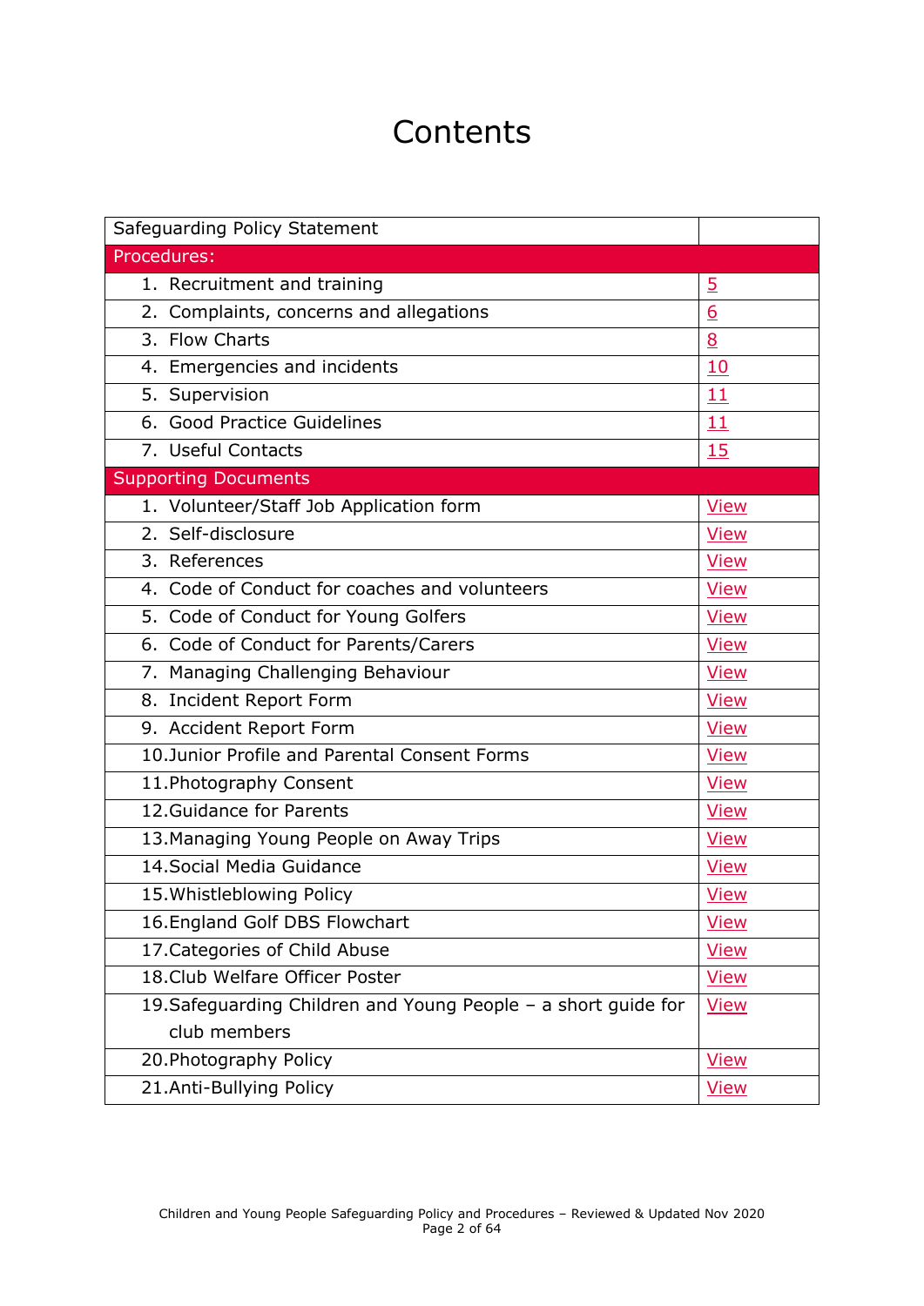# Contents

| Safeguarding Policy Statement | |
|---|---|
| Procedures: | |
| 1. Recruitment and training | 5 |
| 2. Complaints, concerns and allegations | 6 |
| 3. Flow Charts | 8 |
| 4. Emergencies and incidents | 10 |
| 5. Supervision | 11 |
| 6. Good Practice Guidelines | 11 |
| 7. Useful Contacts | 15 |
| Supporting Documents | |
| 1. Volunteer/Staff Job Application form | View |
| 2. Self-disclosure | View |
| 3. References | View |
| 4. Code of Conduct for coaches and volunteers | View |
| 5. Code of Conduct for Young Golfers | View |
| 6. Code of Conduct for Parents/Carers | View |
| 7. Managing Challenging Behaviour | View |
| 8. Incident Report Form | View |
| 9. Accident Report Form | View |
| 10. Junior Profile and Parental Consent Forms | View |
| 11. Photography Consent | View |
| 12. Guidance for Parents | View |
| 13. Managing Young People on Away Trips | View |
| 14. Social Media Guidance | View |
| 15. Whistleblowing Policy | View |
| 16. England Golf DBS Flowchart | View |
| 17. Categories of Child Abuse | View |
| 18. Club Welfare Officer Poster | View |
| 19. Safeguarding Children and Young People – a short guide for club members | View |
| 20. Photography Policy | View |
| 21. Anti-Bullying Policy | View |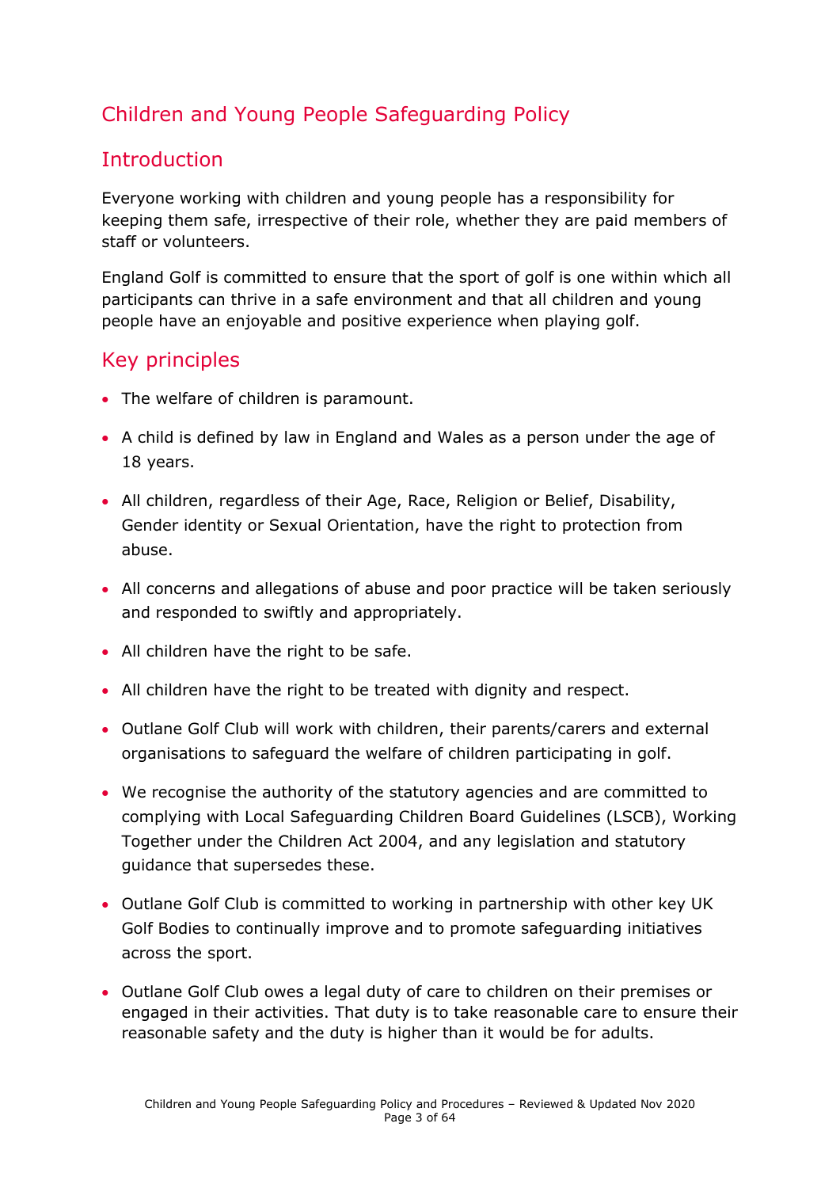# Children and Young People Safeguarding Policy

## Introduction

Everyone working with children and young people has a responsibility for keeping them safe, irrespective of their role, whether they are paid members of staff or volunteers.

England Golf is committed to ensure that the sport of golf is one within which all participants can thrive in a safe environment and that all children and young people have an enjoyable and positive experience when playing golf.

## Key principles

- The welfare of children is paramount.
- A child is defined by law in England and Wales as a person under the age of 18 years.
- All children, regardless of their Age, Race, Religion or Belief, Disability, Gender identity or Sexual Orientation, have the right to protection from abuse.
- All concerns and allegations of abuse and poor practice will be taken seriously and responded to swiftly and appropriately.
- All children have the right to be safe.
- All children have the right to be treated with dignity and respect.
- Outlane Golf Club will work with children, their parents/carers and external organisations to safeguard the welfare of children participating in golf.
- We recognise the authority of the statutory agencies and are committed to complying with Local Safeguarding Children Board Guidelines (LSCB), Working Together under the Children Act 2004, and any legislation and statutory guidance that supersedes these.
- Outlane Golf Club is committed to working in partnership with other key UK Golf Bodies to continually improve and to promote safeguarding initiatives across the sport.
- Outlane Golf Club owes a legal duty of care to children on their premises or engaged in their activities. That duty is to take reasonable care to ensure their reasonable safety and the duty is higher than it would be for adults.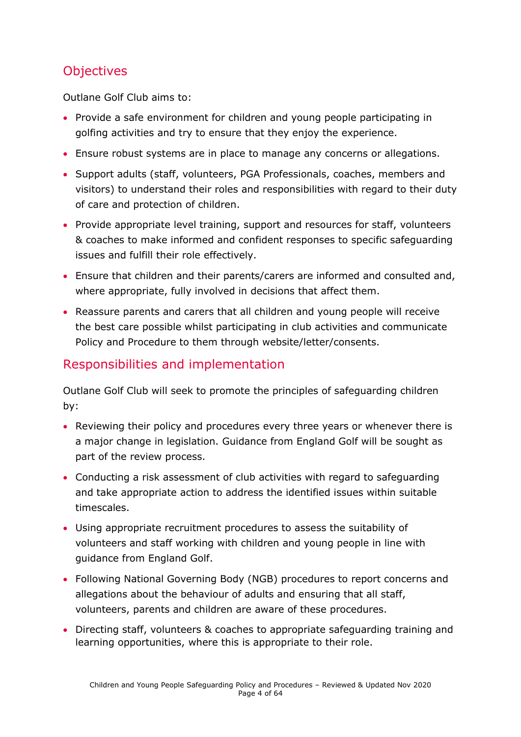## Objectives

Outlane Golf Club aims to:

- Provide a safe environment for children and young people participating in golfing activities and try to ensure that they enjoy the experience.
- Ensure robust systems are in place to manage any concerns or allegations.
- Support adults (staff, volunteers, PGA Professionals, coaches, members and visitors) to understand their roles and responsibilities with regard to their duty of care and protection of children.
- Provide appropriate level training, support and resources for staff, volunteers & coaches to make informed and confident responses to specific safeguarding issues and fulfill their role effectively.
- Ensure that children and their parents/carers are informed and consulted and, where appropriate, fully involved in decisions that affect them.
- Reassure parents and carers that all children and young people will receive the best care possible whilst participating in club activities and communicate Policy and Procedure to them through website/letter/consents.

## Responsibilities and implementation

Outlane Golf Club will seek to promote the principles of safeguarding children by:

- Reviewing their policy and procedures every three years or whenever there is a major change in legislation. Guidance from England Golf will be sought as part of the review process.
- Conducting a risk assessment of club activities with regard to safeguarding and take appropriate action to address the identified issues within suitable timescales.
- Using appropriate recruitment procedures to assess the suitability of volunteers and staff working with children and young people in line with guidance from England Golf.
- Following National Governing Body (NGB) procedures to report concerns and allegations about the behaviour of adults and ensuring that all staff, volunteers, parents and children are aware of these procedures.
- Directing staff, volunteers & coaches to appropriate safeguarding training and learning opportunities, where this is appropriate to their role.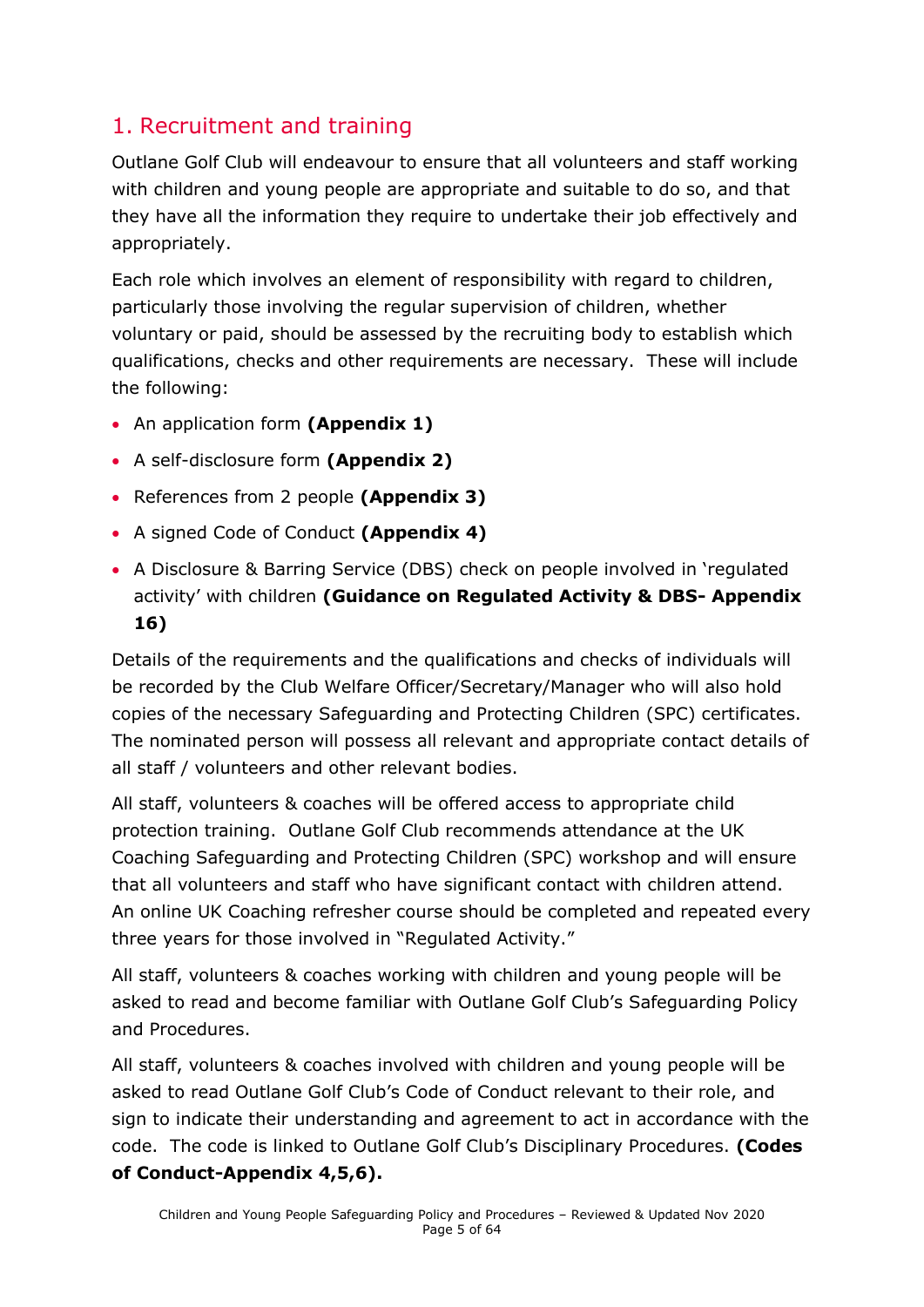## 1. Recruitment and training

Outlane Golf Club will endeavour to ensure that all volunteers and staff working with children and young people are appropriate and suitable to do so, and that they have all the information they require to undertake their job effectively and appropriately.

Each role which involves an element of responsibility with regard to children, particularly those involving the regular supervision of children, whether voluntary or paid, should be assessed by the recruiting body to establish which qualifications, checks and other requirements are necessary. These will include the following:

- An application form **(Appendix 1)**
- A self-disclosure form **(Appendix 2)**
- References from 2 people **(Appendix 3)**
- A signed Code of Conduct **(Appendix 4)**
- A Disclosure & Barring Service (DBS) check on people involved in 'regulated activity' with children **(Guidance on Regulated Activity & DBS- Appendix 16)**

Details of the requirements and the qualifications and checks of individuals will be recorded by the Club Welfare Officer/Secretary/Manager who will also hold copies of the necessary Safeguarding and Protecting Children (SPC) certificates. The nominated person will possess all relevant and appropriate contact details of all staff / volunteers and other relevant bodies.

All staff, volunteers & coaches will be offered access to appropriate child protection training. Outlane Golf Club recommends attendance at the UK Coaching Safeguarding and Protecting Children (SPC) workshop and will ensure that all volunteers and staff who have significant contact with children attend. An online UK Coaching refresher course should be completed and repeated every three years for those involved in "Regulated Activity."

All staff, volunteers & coaches working with children and young people will be asked to read and become familiar with Outlane Golf Club's Safeguarding Policy and Procedures.

All staff, volunteers & coaches involved with children and young people will be asked to read Outlane Golf Club's Code of Conduct relevant to their role, and sign to indicate their understanding and agreement to act in accordance with the code. The code is linked to Outlane Golf Club's Disciplinary Procedures. **(Codes of Conduct-Appendix 4,5,6).**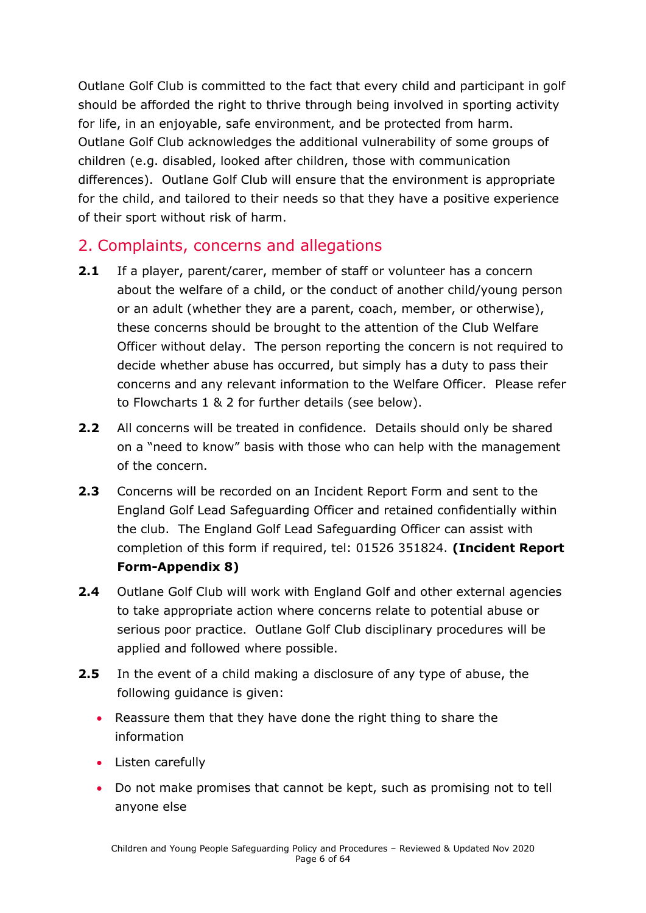Outlane Golf Club is committed to the fact that every child and participant in golf should be afforded the right to thrive through being involved in sporting activity for life, in an enjoyable, safe environment, and be protected from harm. Outlane Golf Club acknowledges the additional vulnerability of some groups of children (e.g. disabled, looked after children, those with communication differences). Outlane Golf Club will ensure that the environment is appropriate for the child, and tailored to their needs so that they have a positive experience of their sport without risk of harm.

## 2. Complaints, concerns and allegations

**2.1** If a player, parent/carer, member of staff or volunteer has a concern about the welfare of a child, or the conduct of another child/young person or an adult (whether they are a parent, coach, member, or otherwise), these concerns should be brought to the attention of the Club Welfare Officer without delay. The person reporting the concern is not required to decide whether abuse has occurred, but simply has a duty to pass their concerns and any relevant information to the Welfare Officer. Please refer to Flowcharts 1 & 2 for further details (see below).

**2.2** All concerns will be treated in confidence. Details should only be shared on a "need to know" basis with those who can help with the management of the concern.

**2.3** Concerns will be recorded on an Incident Report Form and sent to the England Golf Lead Safeguarding Officer and retained confidentially within the club. The England Golf Lead Safeguarding Officer can assist with completion of this form if required, tel: 01526 351824. **(Incident Report Form-Appendix 8)**

**2.4** Outlane Golf Club will work with England Golf and other external agencies to take appropriate action where concerns relate to potential abuse or serious poor practice. Outlane Golf Club disciplinary procedures will be applied and followed where possible.

**2.5** In the event of a child making a disclosure of any type of abuse, the following guidance is given:

- Reassure them that they have done the right thing to share the information
- Listen carefully
- Do not make promises that cannot be kept, such as promising not to tell anyone else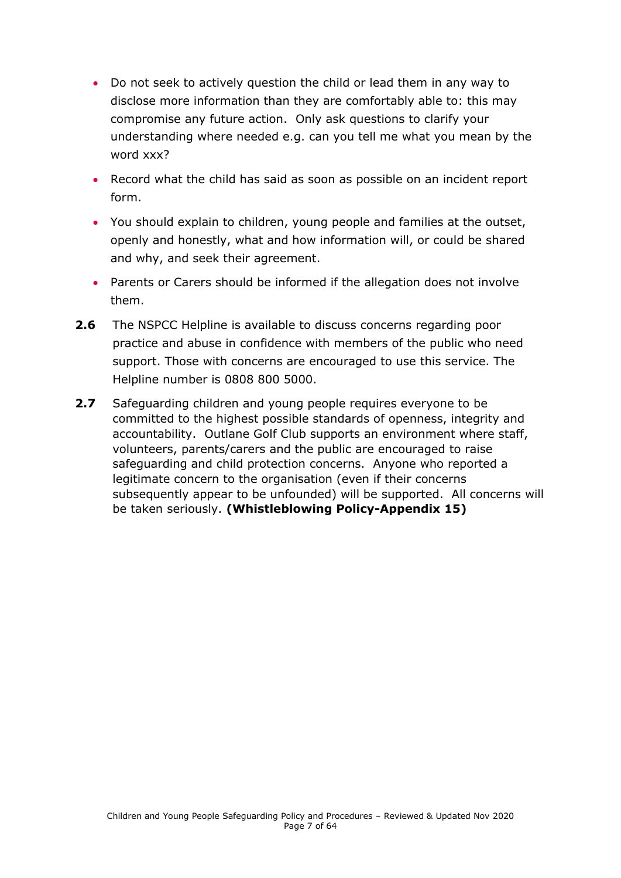- Do not seek to actively question the child or lead them in any way to disclose more information than they are comfortably able to: this may compromise any future action. Only ask questions to clarify your understanding where needed e.g. can you tell me what you mean by the word xxx?
- Record what the child has said as soon as possible on an incident report form.
- You should explain to children, young people and families at the outset, openly and honestly, what and how information will, or could be shared and why, and seek their agreement.
- Parents or Carers should be informed if the allegation does not involve them.

**2.6** The NSPCC Helpline is available to discuss concerns regarding poor practice and abuse in confidence with members of the public who need support. Those with concerns are encouraged to use this service. The Helpline number is 0808 800 5000.

**2.7** Safeguarding children and young people requires everyone to be committed to the highest possible standards of openness, integrity and accountability. Outlane Golf Club supports an environment where staff, volunteers, parents/carers and the public are encouraged to raise safeguarding and child protection concerns. Anyone who reported a legitimate concern to the organisation (even if their concerns subsequently appear to be unfounded) will be supported. All concerns will be taken seriously. **(Whistleblowing Policy-Appendix 15)**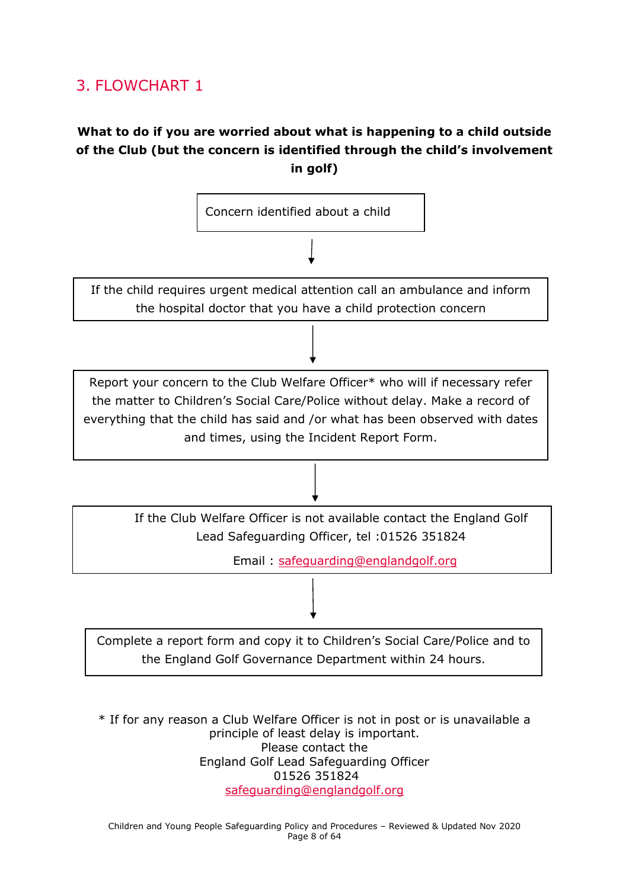## 3. FLOWCHART 1

**What to do if you are worried about what is happening to a child outside of the Club (but the concern is identified through the child's involvement in golf)**

Concern identified about a child

↓

If the child requires urgent medical attention call an ambulance and inform the hospital doctor that you have a child protection concern

↓

Report your concern to the Club Welfare Officer* who will if necessary refer the matter to Children's Social Care/Police without delay. Make a record of everything that the child has said and /or what has been observed with dates and times, using the Incident Report Form.

↓

If the Club Welfare Officer is not available contact the England Golf Lead Safeguarding Officer, tel :01526 351824

Email : safeguarding@englandgolf.org

↓

Complete a report form and copy it to Children's Social Care/Police and to the England Golf Governance Department within 24 hours.

* If for any reason a Club Welfare Officer is not in post or is unavailable a principle of least delay is important.
Please contact the
England Golf Lead Safeguarding Officer
01526 351824
safeguarding@englandgolf.org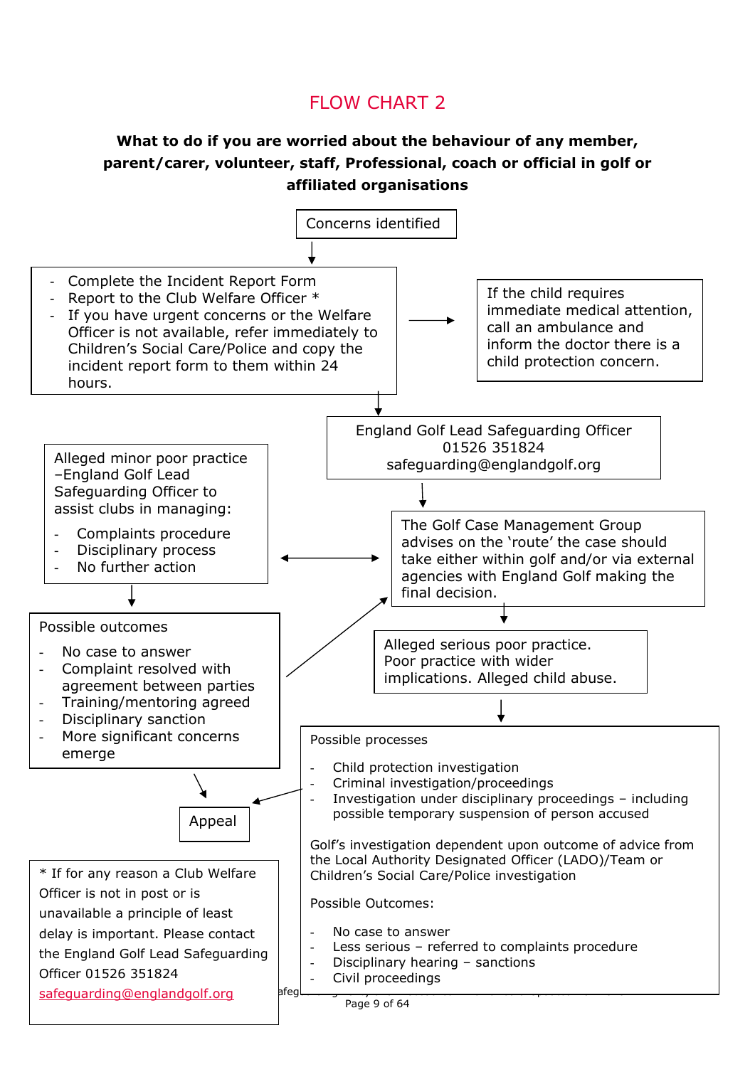# FLOW CHART 2

**What to do if you are worried about the behaviour of any member, parent/carer, volunteer, staff, Professional, coach or official in golf or affiliated organisations**

Concerns identified

- Complete the Incident Report Form
- Report to the Club Welfare Officer *
- If you have urgent concerns or the Welfare Officer is not available, refer immediately to Children's Social Care/Police and copy the incident report form to them within 24 hours.

If the child requires immediate medical attention, call an ambulance and inform the doctor there is a child protection concern.

England Golf Lead Safeguarding Officer
01526 351824
safeguarding@englandgolf.org

The Golf Case Management Group advises on the 'route' the case should take either within golf and/or via external agencies with England Golf making the final decision.

Alleged minor poor practice –England Golf Lead Safeguarding Officer to assist clubs in managing:

- Complaints procedure
- Disciplinary process
- No further action

Possible outcomes

- No case to answer
- Complaint resolved with agreement between parties
- Training/mentoring agreed
- Disciplinary sanction
- More significant concerns emerge

Alleged serious poor practice. Poor practice with wider implications. Alleged child abuse.

Possible processes

- Child protection investigation
- Criminal investigation/proceedings
- Investigation under disciplinary proceedings – including possible temporary suspension of person accused

Golf's investigation dependent upon outcome of advice from the Local Authority Designated Officer (LADO)/Team or Children's Social Care/Police investigation

Possible Outcomes:

- No case to answer
- Less serious – referred to complaints procedure
- Disciplinary hearing – sanctions
- Civil proceedings

Appeal

* If for any reason a Club Welfare Officer is not in post or is unavailable a principle of least delay is important. Please contact the England Golf Lead Safeguarding Officer 01526 351824 safeguarding@englandgolf.org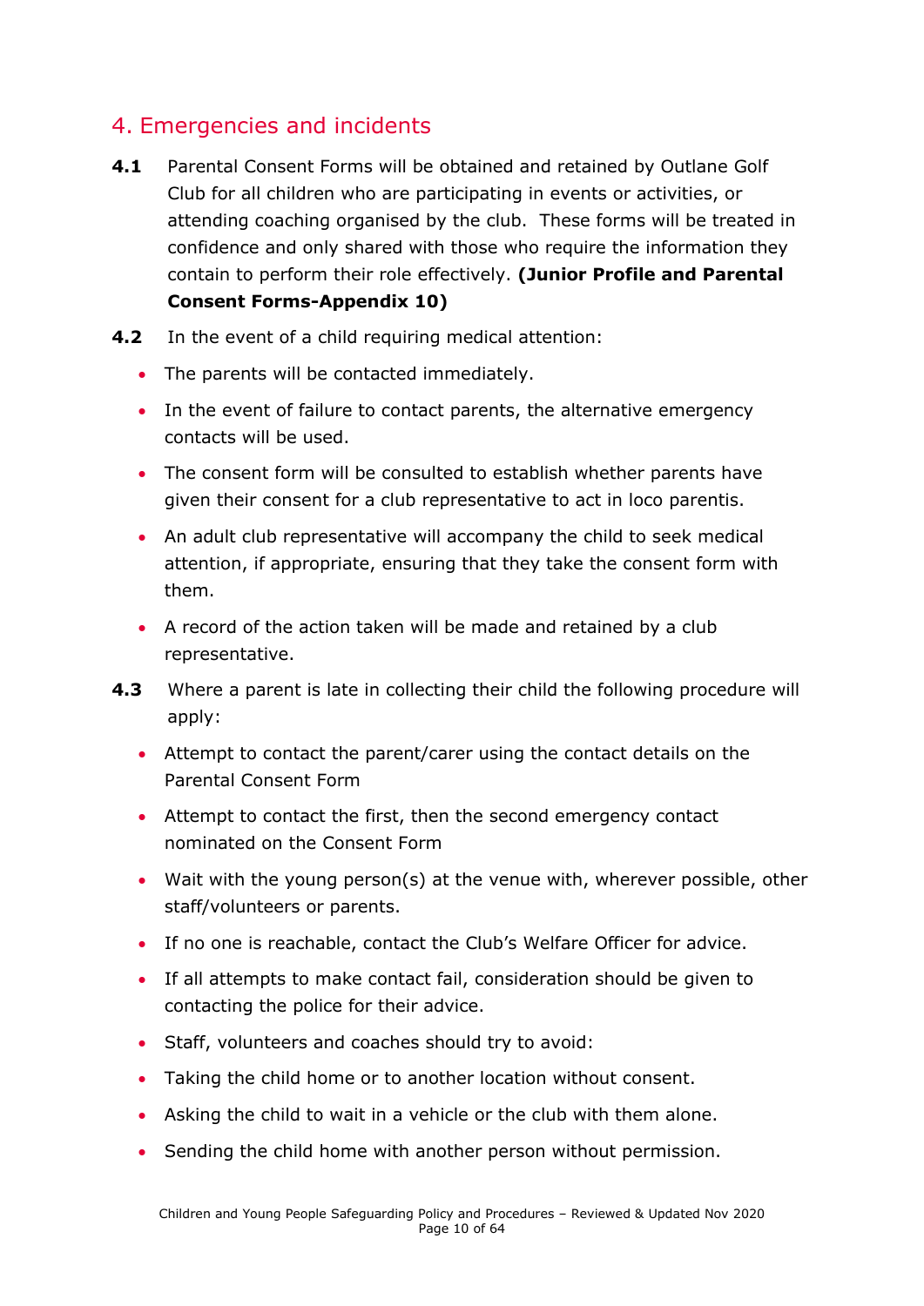## 4. Emergencies and incidents

**4.1** Parental Consent Forms will be obtained and retained by Outlane Golf Club for all children who are participating in events or activities, or attending coaching organised by the club. These forms will be treated in confidence and only shared with those who require the information they contain to perform their role effectively. **(Junior Profile and Parental Consent Forms-Appendix 10)**

**4.2** In the event of a child requiring medical attention:

- The parents will be contacted immediately.
- In the event of failure to contact parents, the alternative emergency contacts will be used.
- The consent form will be consulted to establish whether parents have given their consent for a club representative to act in loco parentis.
- An adult club representative will accompany the child to seek medical attention, if appropriate, ensuring that they take the consent form with them.
- A record of the action taken will be made and retained by a club representative.

**4.3** Where a parent is late in collecting their child the following procedure will apply:

- Attempt to contact the parent/carer using the contact details on the Parental Consent Form
- Attempt to contact the first, then the second emergency contact nominated on the Consent Form
- Wait with the young person(s) at the venue with, wherever possible, other staff/volunteers or parents.
- If no one is reachable, contact the Club's Welfare Officer for advice.
- If all attempts to make contact fail, consideration should be given to contacting the police for their advice.
- Staff, volunteers and coaches should try to avoid:
- Taking the child home or to another location without consent.
- Asking the child to wait in a vehicle or the club with them alone.
- Sending the child home with another person without permission.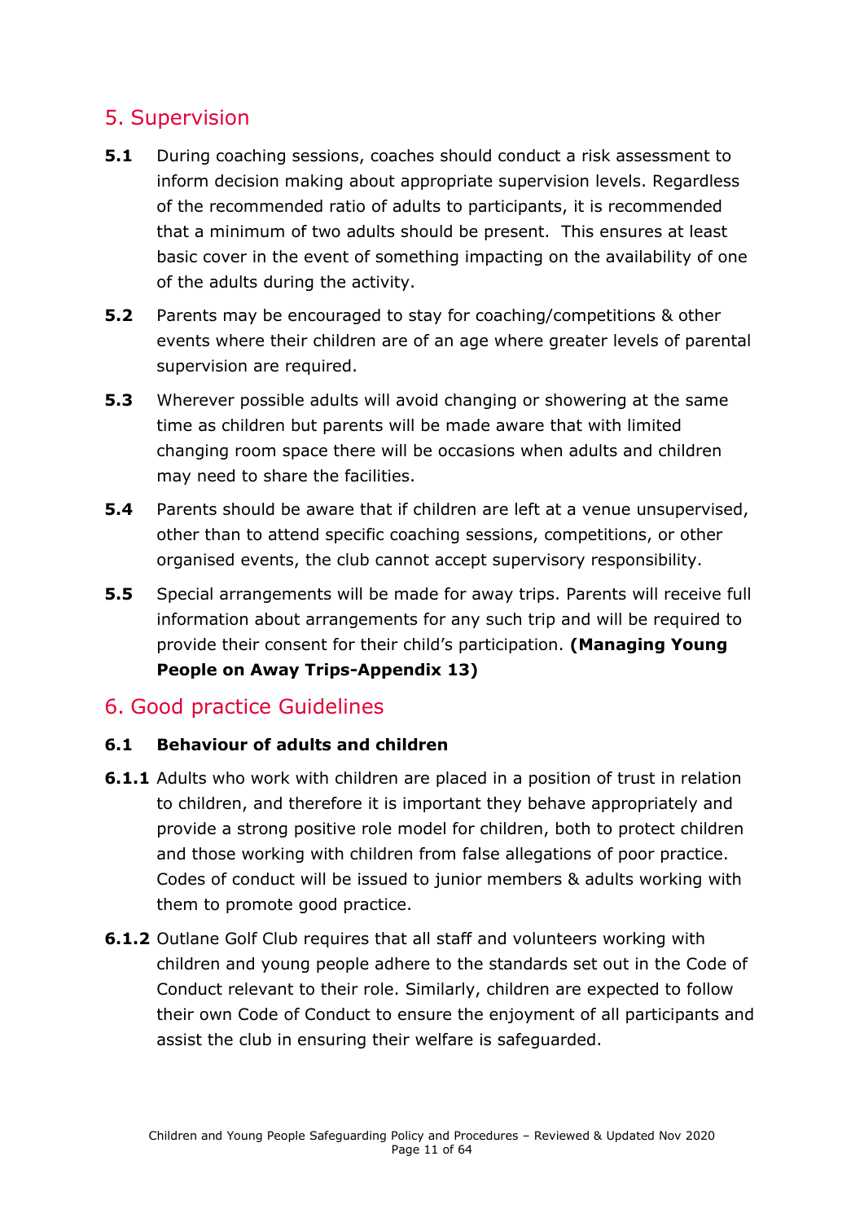## 5. Supervision

**5.1** During coaching sessions, coaches should conduct a risk assessment to inform decision making about appropriate supervision levels. Regardless of the recommended ratio of adults to participants, it is recommended that a minimum of two adults should be present. This ensures at least basic cover in the event of something impacting on the availability of one of the adults during the activity.

**5.2** Parents may be encouraged to stay for coaching/competitions & other events where their children are of an age where greater levels of parental supervision are required.

**5.3** Wherever possible adults will avoid changing or showering at the same time as children but parents will be made aware that with limited changing room space there will be occasions when adults and children may need to share the facilities.

**5.4** Parents should be aware that if children are left at a venue unsupervised, other than to attend specific coaching sessions, competitions, or other organised events, the club cannot accept supervisory responsibility.

**5.5** Special arrangements will be made for away trips. Parents will receive full information about arrangements for any such trip and will be required to provide their consent for their child's participation. **(Managing Young People on Away Trips-Appendix 13)**

## 6. Good practice Guidelines

### 6.1 Behaviour of adults and children

**6.1.1** Adults who work with children are placed in a position of trust in relation to children, and therefore it is important they behave appropriately and provide a strong positive role model for children, both to protect children and those working with children from false allegations of poor practice. Codes of conduct will be issued to junior members & adults working with them to promote good practice.

**6.1.2** Outlane Golf Club requires that all staff and volunteers working with children and young people adhere to the standards set out in the Code of Conduct relevant to their role. Similarly, children are expected to follow their own Code of Conduct to ensure the enjoyment of all participants and assist the club in ensuring their welfare is safeguarded.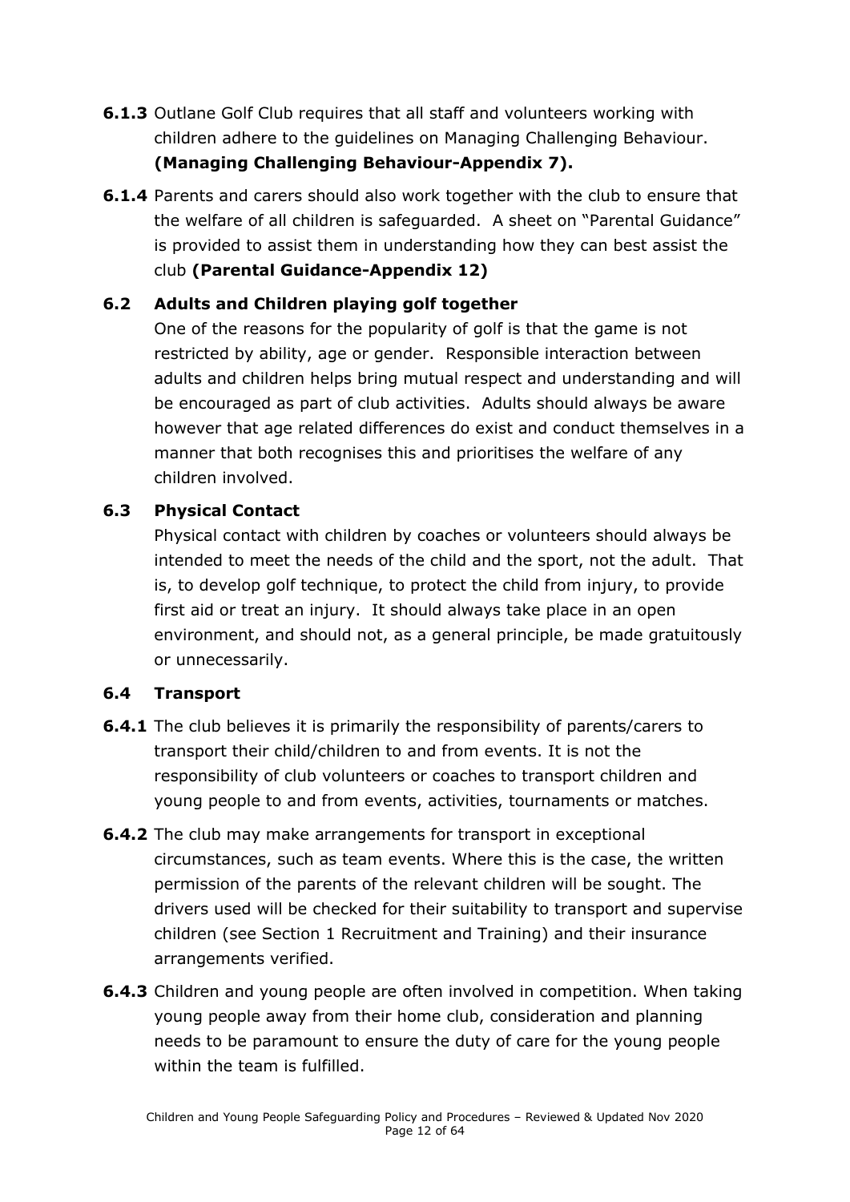**6.1.3** Outlane Golf Club requires that all staff and volunteers working with children adhere to the guidelines on Managing Challenging Behaviour. **(Managing Challenging Behaviour-Appendix 7).**

**6.1.4** Parents and carers should also work together with the club to ensure that the welfare of all children is safeguarded. A sheet on "Parental Guidance" is provided to assist them in understanding how they can best assist the club **(Parental Guidance-Appendix 12)**

### 6.2 Adults and Children playing golf together

One of the reasons for the popularity of golf is that the game is not restricted by ability, age or gender. Responsible interaction between adults and children helps bring mutual respect and understanding and will be encouraged as part of club activities. Adults should always be aware however that age related differences do exist and conduct themselves in a manner that both recognises this and prioritises the welfare of any children involved.

### 6.3 Physical Contact

Physical contact with children by coaches or volunteers should always be intended to meet the needs of the child and the sport, not the adult. That is, to develop golf technique, to protect the child from injury, to provide first aid or treat an injury. It should always take place in an open environment, and should not, as a general principle, be made gratuitously or unnecessarily.

### 6.4 Transport

**6.4.1** The club believes it is primarily the responsibility of parents/carers to transport their child/children to and from events. It is not the responsibility of club volunteers or coaches to transport children and young people to and from events, activities, tournaments or matches.

**6.4.2** The club may make arrangements for transport in exceptional circumstances, such as team events. Where this is the case, the written permission of the parents of the relevant children will be sought. The drivers used will be checked for their suitability to transport and supervise children (see Section 1 Recruitment and Training) and their insurance arrangements verified.

**6.4.3** Children and young people are often involved in competition. When taking young people away from their home club, consideration and planning needs to be paramount to ensure the duty of care for the young people within the team is fulfilled.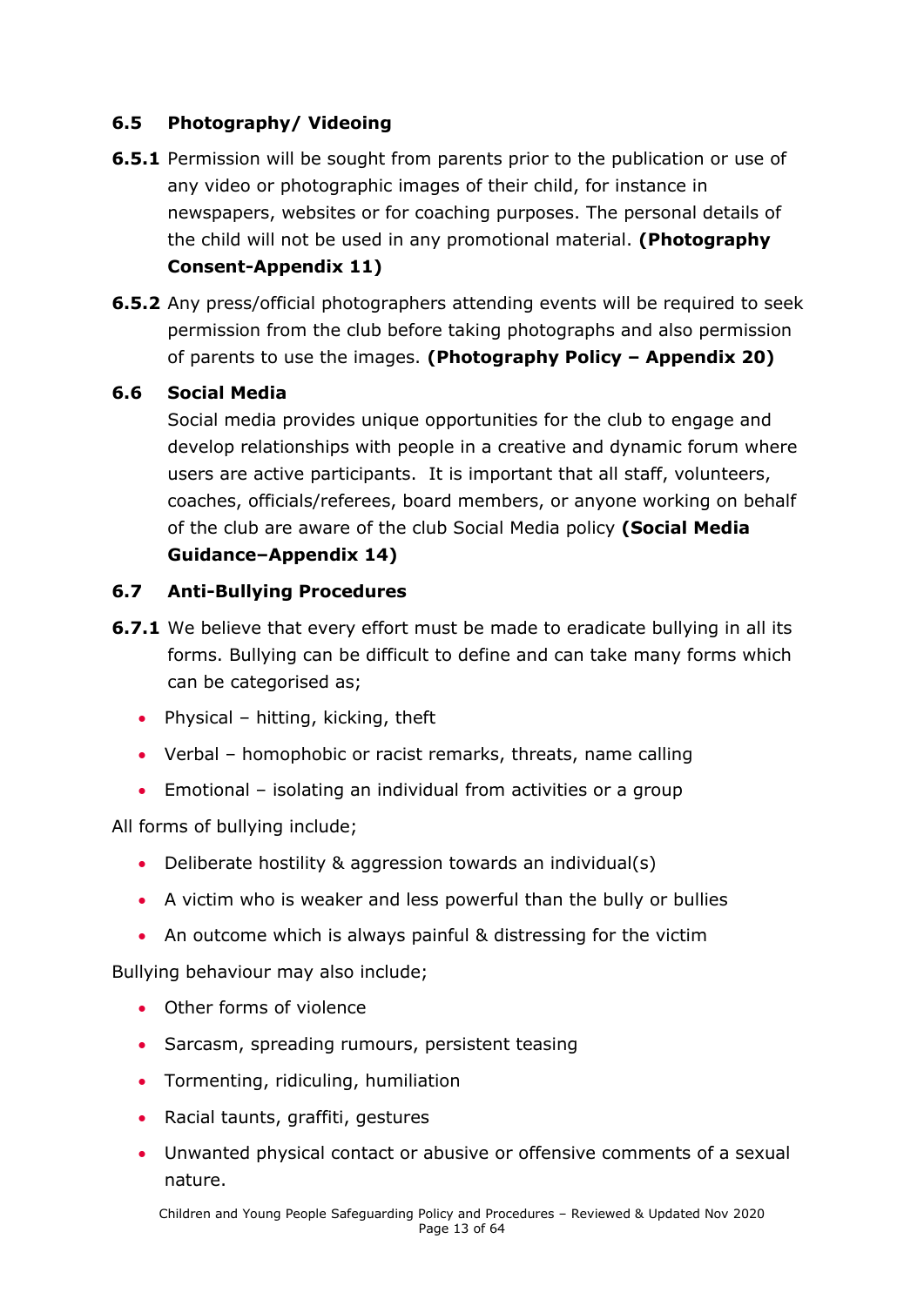### 6.5 Photography/ Videoing

**6.5.1** Permission will be sought from parents prior to the publication or use of any video or photographic images of their child, for instance in newspapers, websites or for coaching purposes. The personal details of the child will not be used in any promotional material. **(Photography Consent-Appendix 11)**

**6.5.2** Any press/official photographers attending events will be required to seek permission from the club before taking photographs and also permission of parents to use the images. **(Photography Policy – Appendix 20)**

### 6.6 Social Media

Social media provides unique opportunities for the club to engage and develop relationships with people in a creative and dynamic forum where users are active participants. It is important that all staff, volunteers, coaches, officials/referees, board members, or anyone working on behalf of the club are aware of the club Social Media policy **(Social Media Guidance–Appendix 14)**

### 6.7 Anti-Bullying Procedures

**6.7.1** We believe that every effort must be made to eradicate bullying in all its forms. Bullying can be difficult to define and can take many forms which can be categorised as;

- Physical – hitting, kicking, theft
- Verbal – homophobic or racist remarks, threats, name calling
- Emotional – isolating an individual from activities or a group

All forms of bullying include;

- Deliberate hostility & aggression towards an individual(s)
- A victim who is weaker and less powerful than the bully or bullies
- An outcome which is always painful & distressing for the victim

Bullying behaviour may also include;

- Other forms of violence
- Sarcasm, spreading rumours, persistent teasing
- Tormenting, ridiculing, humiliation
- Racial taunts, graffiti, gestures
- Unwanted physical contact or abusive or offensive comments of a sexual nature.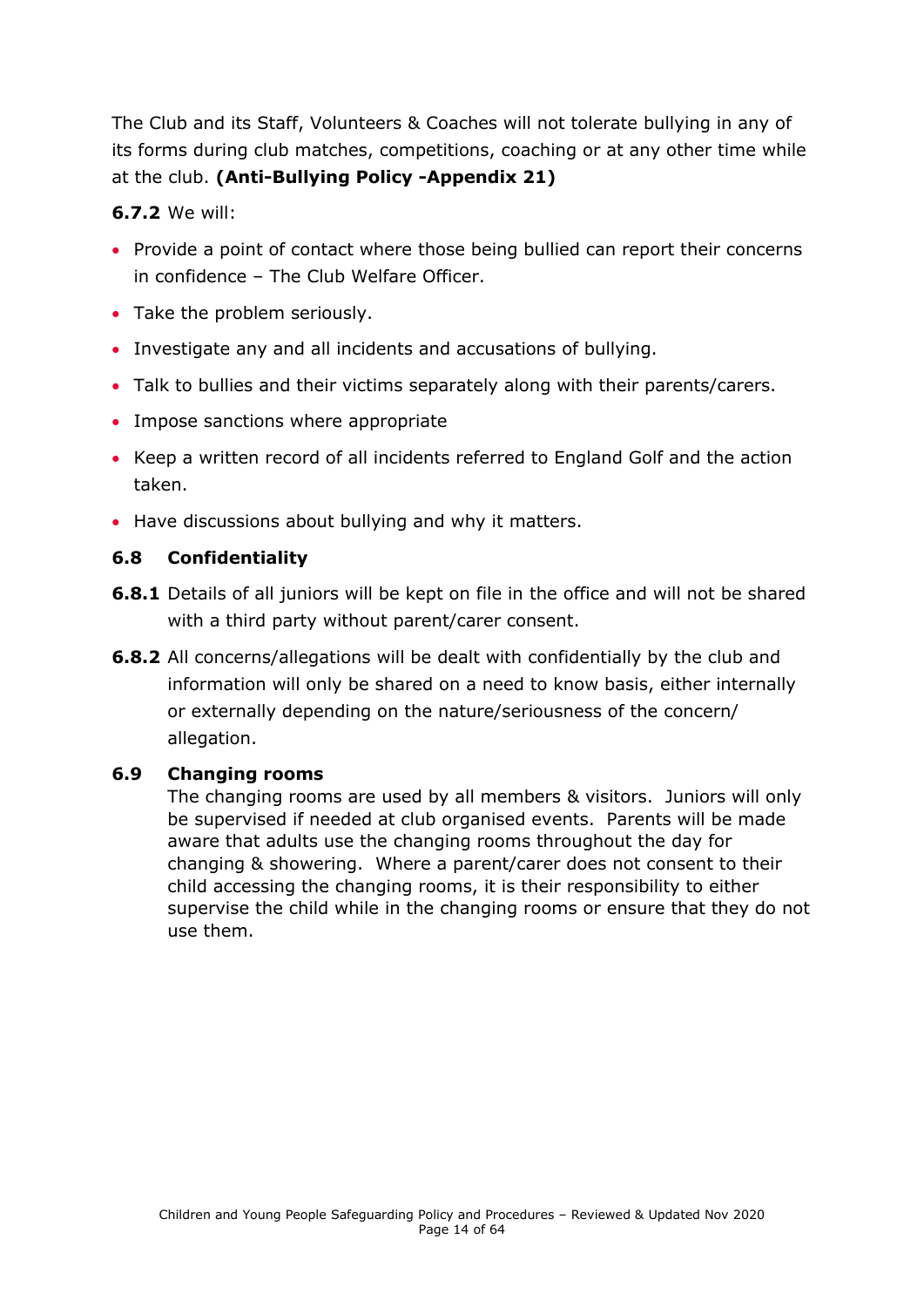The Club and its Staff, Volunteers & Coaches will not tolerate bullying in any of its forms during club matches, competitions, coaching or at any other time while at the club. **(Anti-Bullying Policy -Appendix 21)**

**6.7.2** We will:

- Provide a point of contact where those being bullied can report their concerns in confidence – The Club Welfare Officer.
- Take the problem seriously.
- Investigate any and all incidents and accusations of bullying.
- Talk to bullies and their victims separately along with their parents/carers.
- Impose sanctions where appropriate
- Keep a written record of all incidents referred to England Golf and the action taken.
- Have discussions about bullying and why it matters.

### 6.8 Confidentiality

**6.8.1** Details of all juniors will be kept on file in the office and will not be shared with a third party without parent/carer consent.

**6.8.2** All concerns/allegations will be dealt with confidentially by the club and information will only be shared on a need to know basis, either internally or externally depending on the nature/seriousness of the concern/ allegation.

### 6.9 Changing rooms

The changing rooms are used by all members & visitors. Juniors will only be supervised if needed at club organised events. Parents will be made aware that adults use the changing rooms throughout the day for changing & showering. Where a parent/carer does not consent to their child accessing the changing rooms, it is their responsibility to either supervise the child while in the changing rooms or ensure that they do not use them.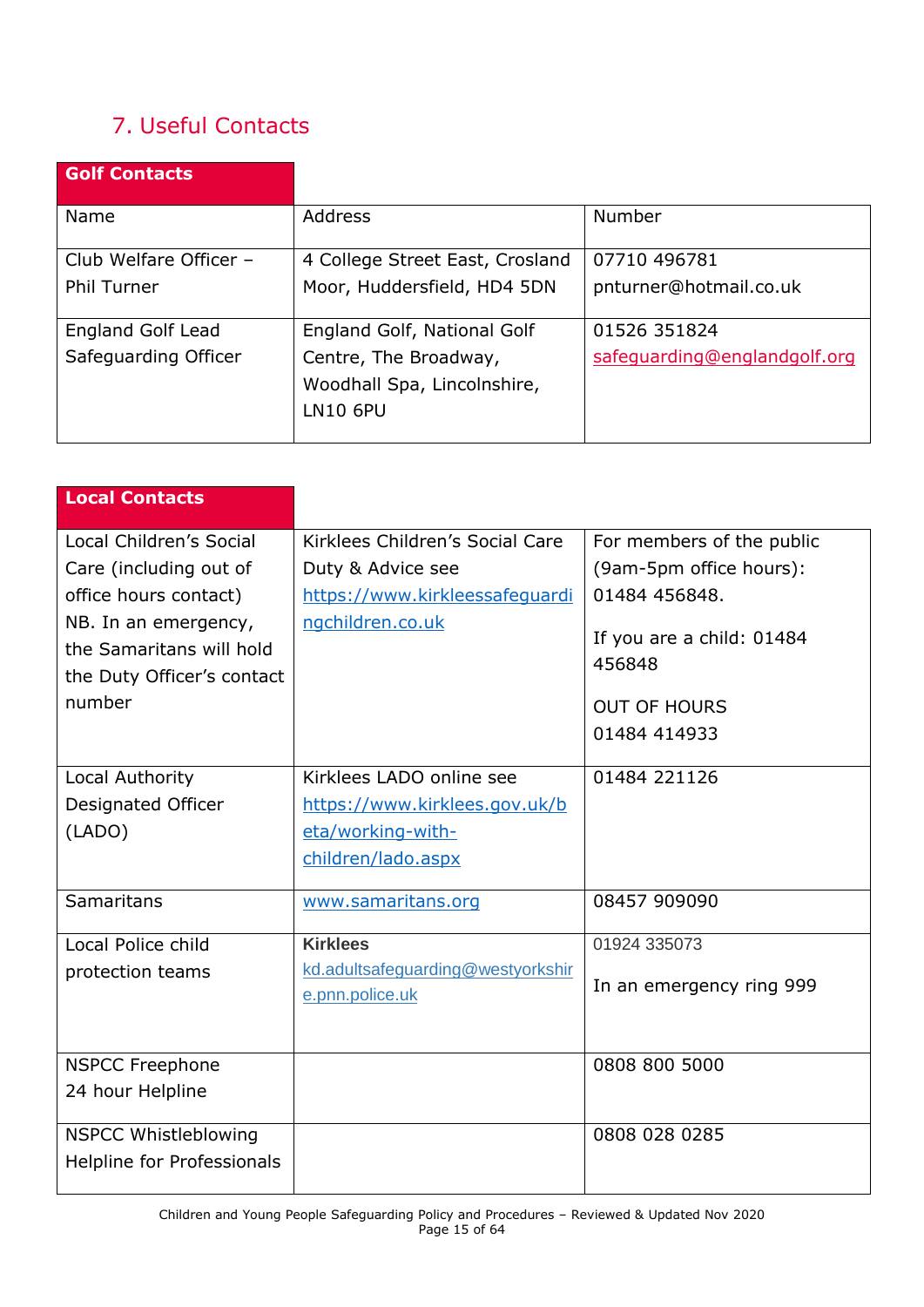## 7. Useful Contacts

| Golf Contacts | | |
|---|---|---|
| Name | Address | Number |
| Club Welfare Officer – Phil Turner | 4 College Street East, Crosland Moor, Huddersfield, HD4 5DN | 07710 496781<br>pnturner@hotmail.co.uk |
| England Golf Lead Safeguarding Officer | England Golf, National Golf Centre, The Broadway, Woodhall Spa, Lincolnshire, LN10 6PU | 01526 351824<br>safeguarding@englandgolf.org |

| Local Contacts | | |
|---|---|---|
| Local Children's Social Care (including out of office hours contact)<br>NB. In an emergency, the Samaritans will hold the Duty Officer's contact number | Kirklees Children's Social Care Duty & Advice see https://www.kirkleessafeguardingchildren.co.uk | For members of the public (9am-5pm office hours): 01484 456848.<br><br>If you are a child: 01484 456848<br><br>OUT OF HOURS<br>01484 414933 |
| Local Authority Designated Officer (LADO) | Kirklees LADO online see https://www.kirklees.gov.uk/beta/working-with-children/lado.aspx | 01484 221126 |
| Samaritans | www.samaritans.org | 08457 909090 |
| Local Police child protection teams | **Kirklees**<br>kd.adultsafeguarding@westyorkshire.pnn.police.uk | 01924 335073<br><br>In an emergency ring 999 |
| NSPCC Freephone 24 hour Helpline | | 0808 800 5000 |
| NSPCC Whistleblowing Helpline for Professionals | | 0808 028 0285 |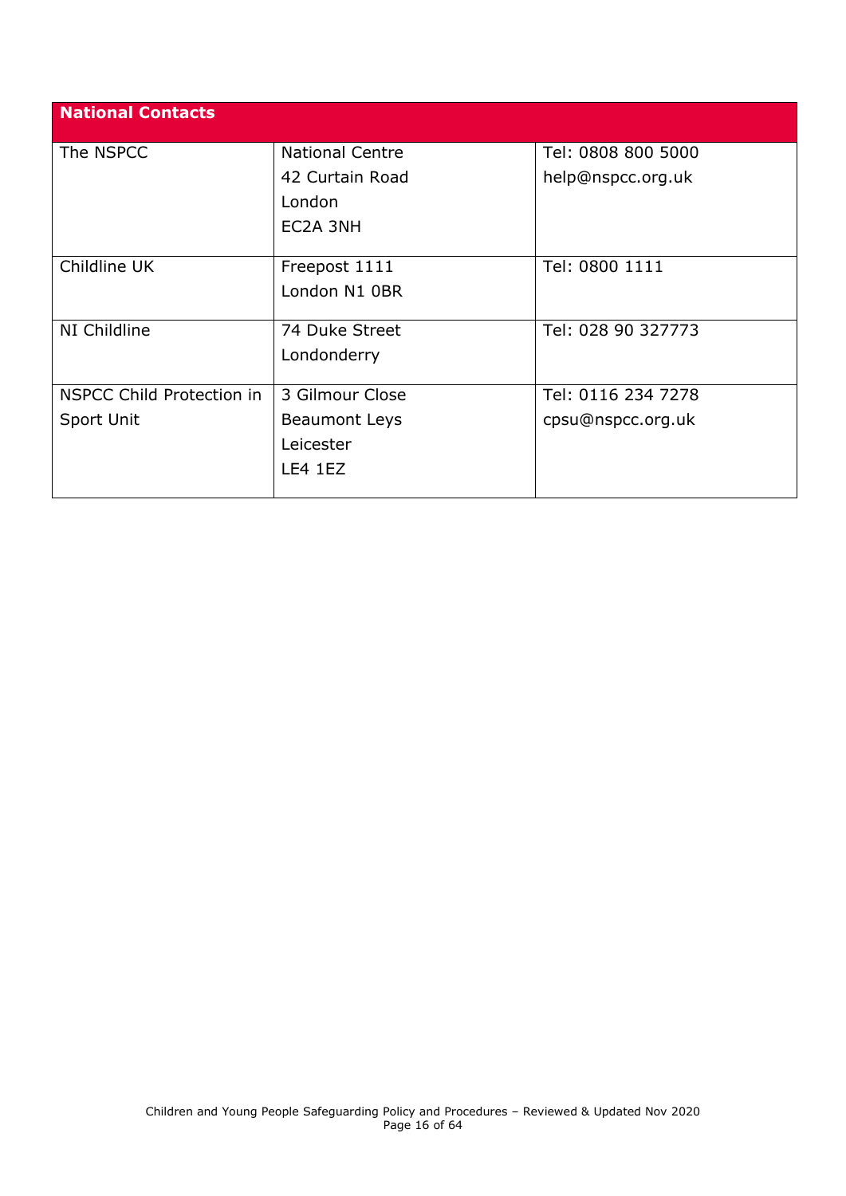| National Contacts | | |
|---|---|---|
| The NSPCC | National Centre<br>42 Curtain Road<br>London<br>EC2A 3NH | Tel: 0808 800 5000<br>help@nspcc.org.uk |
| Childline UK | Freepost 1111<br>London N1 0BR | Tel: 0800 1111 |
| NI Childline | 74 Duke Street<br>Londonderry | Tel: 028 90 327773 |
| NSPCC Child Protection in Sport Unit | 3 Gilmour Close<br>Beaumont Leys<br>Leicester<br>LE4 1EZ | Tel: 0116 234 7278<br>cpsu@nspcc.org.uk |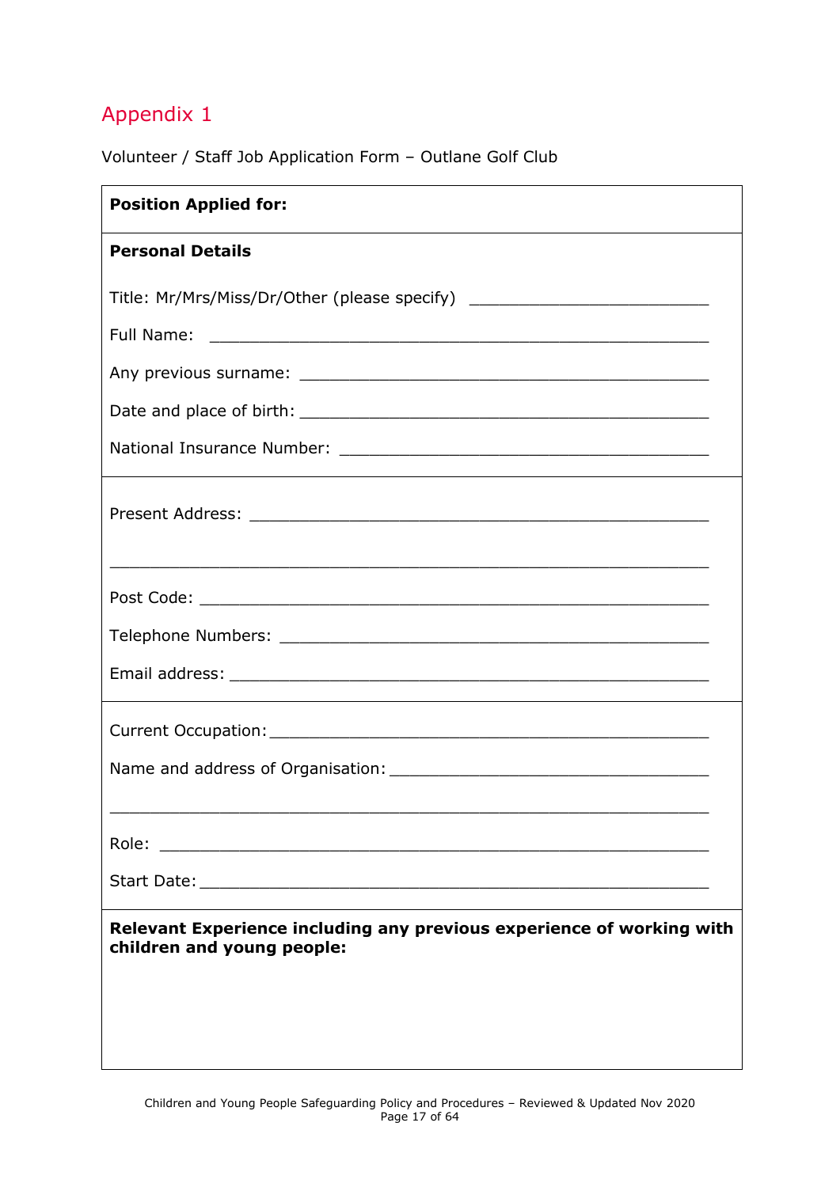## Appendix 1

Volunteer / Staff Job Application Form – Outlane Golf Club

**Position Applied for:**

---

**Personal Details**

Title: Mr/Mrs/Miss/Dr/Other (please specify) ___________________________

Full Name: ________________________________________________________

Any previous surname: ______________________________________________

Date and place of birth: _____________________________________________

National Insurance Number: __________________________________________

---

Present Address: ___________________________________________________

_______________________________________________________________

Post Code: ________________________________________________________

Telephone Numbers: ________________________________________________

Email address: _____________________________________________________

---

Current Occupation: _________________________________________________

Name and address of Organisation: ____________________________________

_______________________________________________________________

Role: _____________________________________________________________

Start Date: _________________________________________________________

---

**Relevant Experience including any previous experience of working with children and young people:**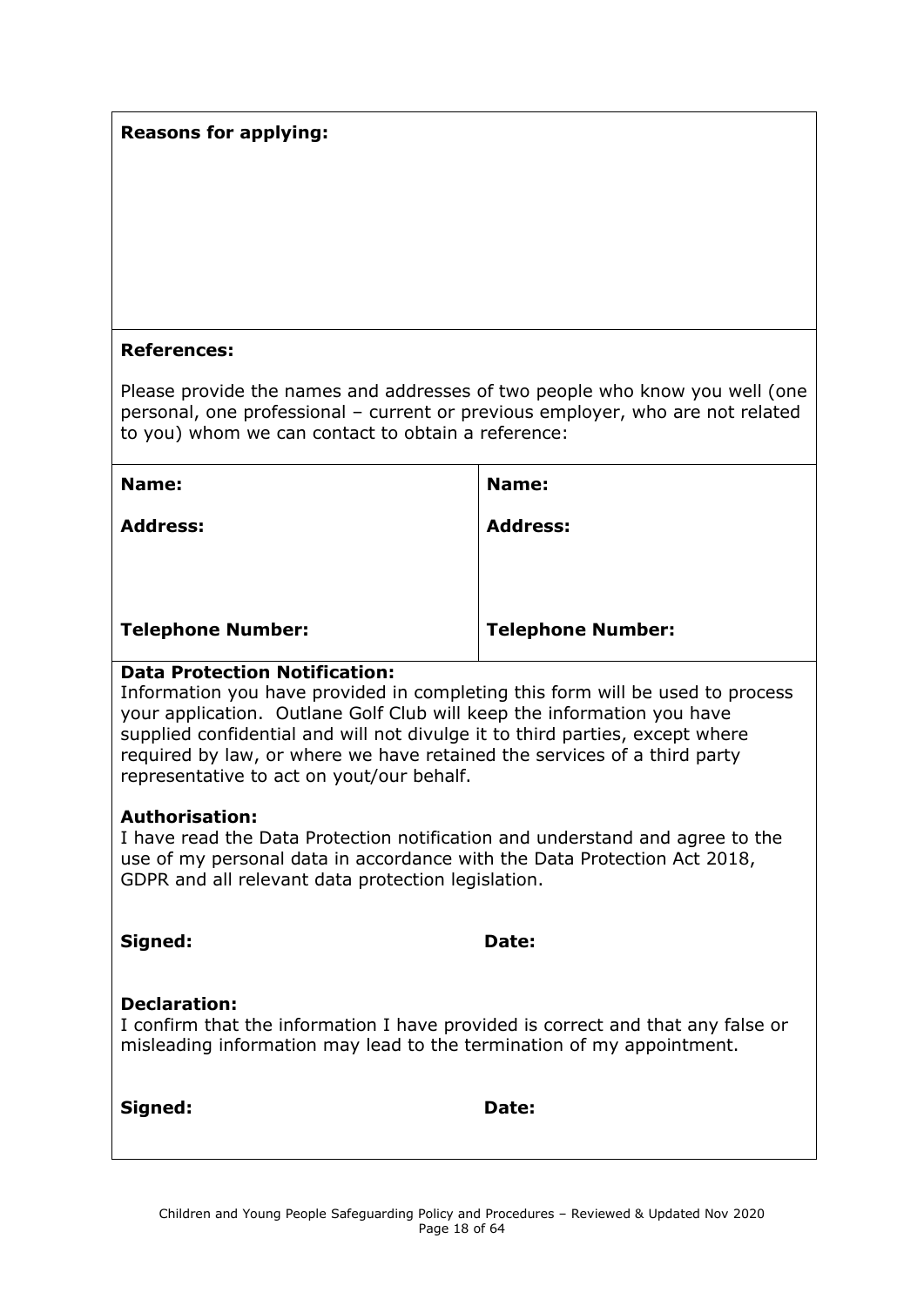**Reasons for applying:**

**References:**

Please provide the names and addresses of two people who know you well (one personal, one professional – current or previous employer, who are not related to you) whom we can contact to obtain a reference:

| **Name:** | **Name:** |
| --- | --- |
| **Address:** | **Address:** |
| **Telephone Number:** | **Telephone Number:** |

**Data Protection Notification:**
Information you have provided in completing this form will be used to process your application. Outlane Golf Club will keep the information you have supplied confidential and will not divulge it to third parties, except where required by law, or where we have retained the services of a third party representative to act on yout/our behalf.

**Authorisation:**
I have read the Data Protection notification and understand and agree to the use of my personal data in accordance with the Data Protection Act 2018, GDPR and all relevant data protection legislation.

**Signed:** **Date:**

**Declaration:**
I confirm that the information I have provided is correct and that any false or misleading information may lead to the termination of my appointment.

**Signed:** **Date:**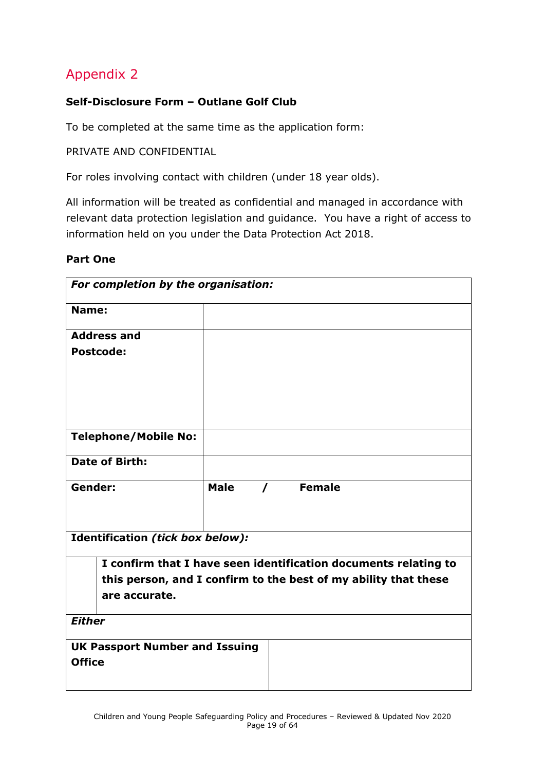## Appendix 2

**Self-Disclosure Form – Outlane Golf Club**

To be completed at the same time as the application form:

PRIVATE AND CONFIDENTIAL

For roles involving contact with children (under 18 year olds).

All information will be treated as confidential and managed in accordance with relevant data protection legislation and guidance. You have a right of access to information held on you under the Data Protection Act 2018.

**Part One**

| ***For completion by the organisation:*** | |
|---|---|
| **Name:** | |
| **Address and Postcode:** | |
| **Telephone/Mobile No:** | |
| **Date of Birth:** | |
| **Gender:** | **Male / Female** |
| **Identification *(tick box below)*:** | |
| | **I confirm that I have seen identification documents relating to this person, and I confirm to the best of my ability that these are accurate.** |
| ***Either*** | |
| **UK Passport Number and Issuing Office** | |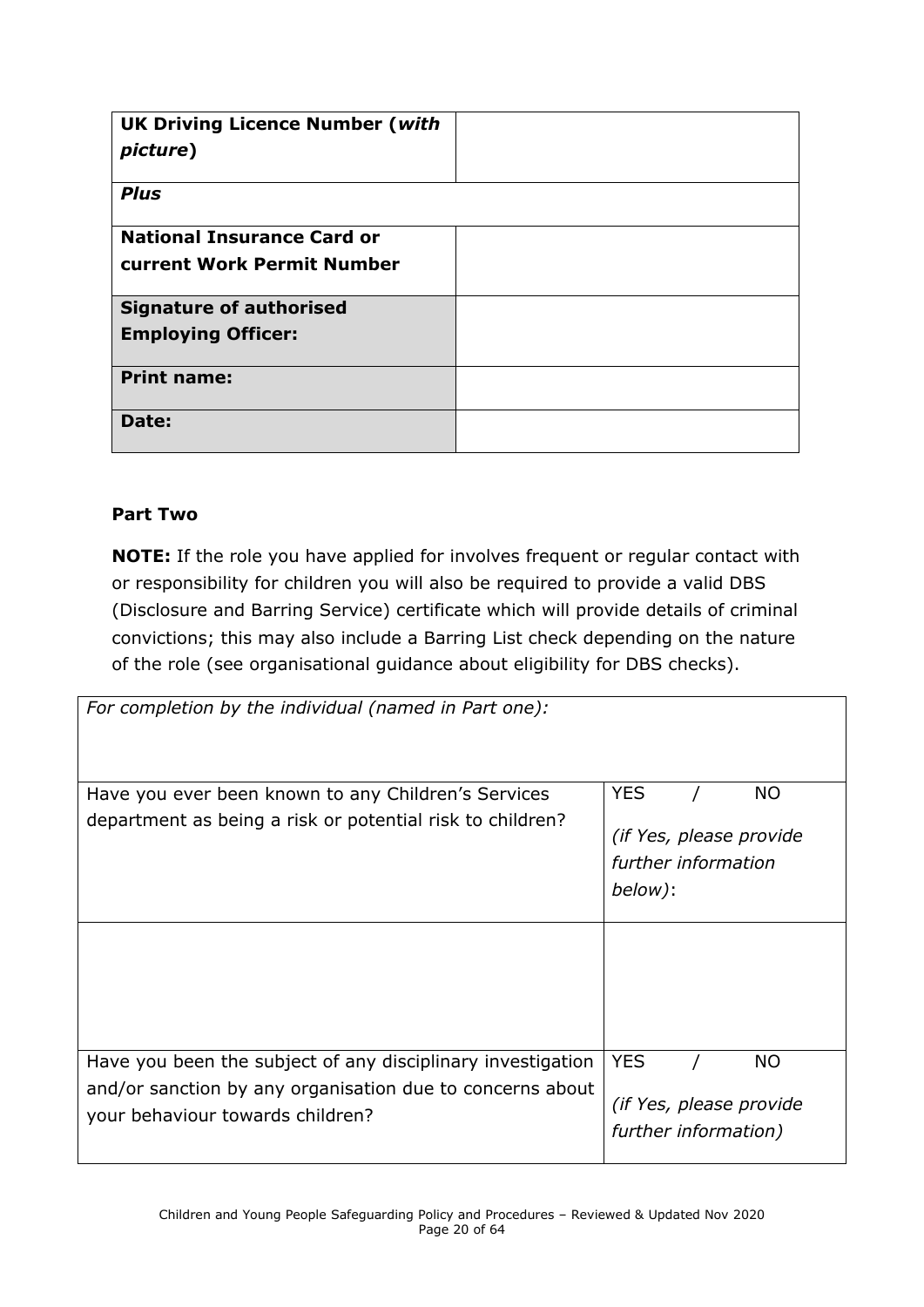| **UK Driving Licence Number (*with picture*)** | |
|---|---|
| ***Plus*** | |
| **National Insurance Card or current Work Permit Number** | |
| **Signature of authorised Employing Officer:** | |
| **Print name:** | |
| **Date:** | |

**Part Two**

**NOTE:** If the role you have applied for involves frequent or regular contact with or responsibility for children you will also be required to provide a valid DBS (Disclosure and Barring Service) certificate which will provide details of criminal convictions; this may also include a Barring List check depending on the nature of the role (see organisational guidance about eligibility for DBS checks).

| *For completion by the individual (named in Part one):* | |
|---|---|
| Have you ever been known to any Children's Services department as being a risk or potential risk to children? | YES / NO *(if Yes, please provide further information below)*: |
| | |
| Have you been the subject of any disciplinary investigation and/or sanction by any organisation due to concerns about your behaviour towards children? | YES / NO *(if Yes, please provide further information)* |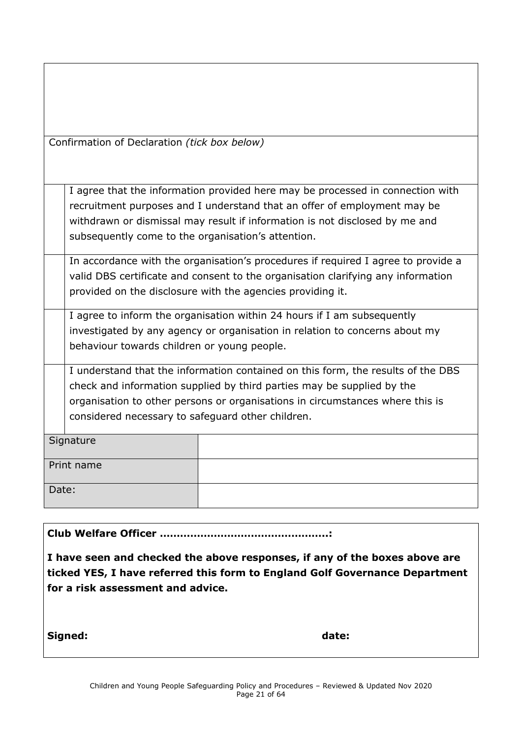|  |  |
|---|---|
| Confirmation of Declaration *(tick box below)* | |
|  | I agree that the information provided here may be processed in connection with recruitment purposes and I understand that an offer of employment may be withdrawn or dismissal may result if information is not disclosed by me and subsequently come to the organisation's attention. |
|  | In accordance with the organisation's procedures if required I agree to provide a valid DBS certificate and consent to the organisation clarifying any information provided on the disclosure with the agencies providing it. |
|  | I agree to inform the organisation within 24 hours if I am subsequently investigated by any agency or organisation in relation to concerns about my behaviour towards children or young people. |
|  | I understand that the information contained on this form, the results of the DBS check and information supplied by third parties may be supplied by the organisation to other persons or organisations in circumstances where this is considered necessary to safeguard other children. |

| Signature |  |
|---|---|
| Print name |  |
| Date: |  |

**Club Welfare Officer ……………………………………………:**

**I have seen and checked the above responses, if any of the boxes above are ticked YES, I have referred this form to England Golf Governance Department for a risk assessment and advice.**

**Signed:** **date:**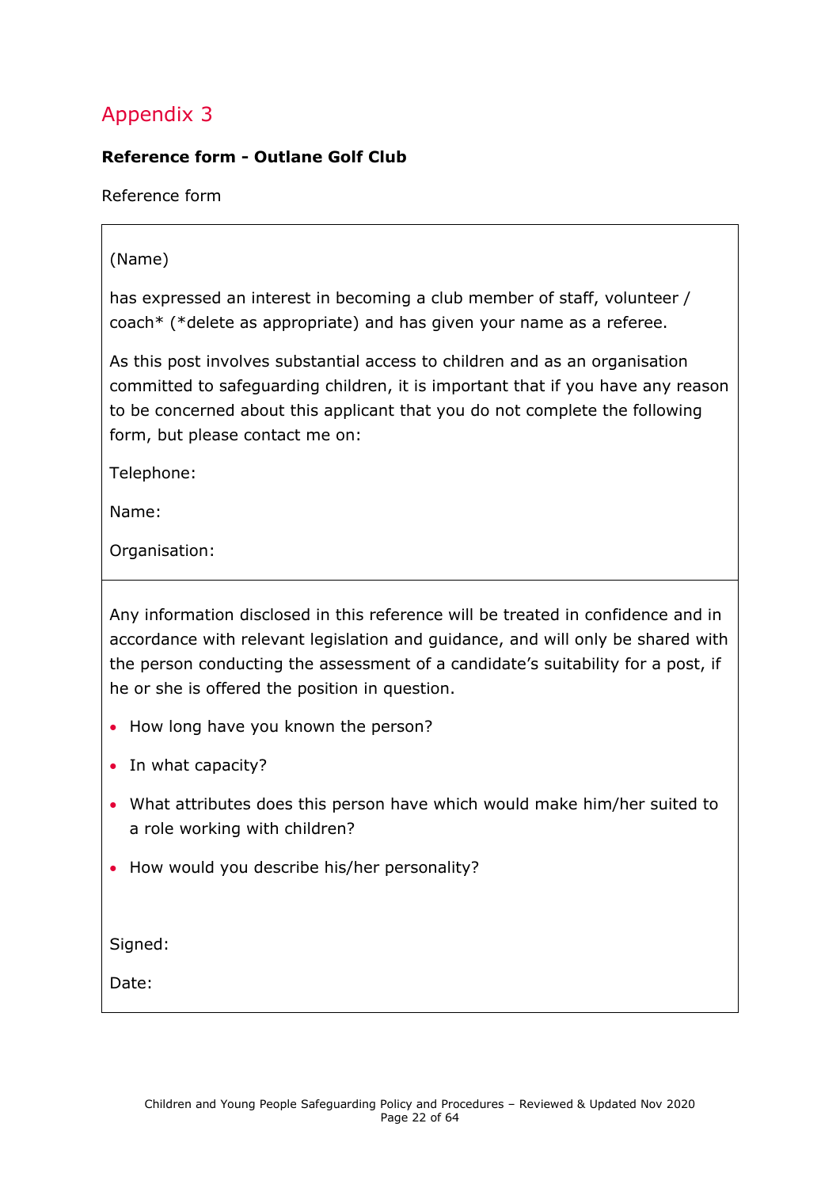# Appendix 3

**Reference form - Outlane Golf Club**

Reference form

(Name)

has expressed an interest in becoming a club member of staff, volunteer / coach* (*delete as appropriate) and has given your name as a referee.

As this post involves substantial access to children and as an organisation committed to safeguarding children, it is important that if you have any reason to be concerned about this applicant that you do not complete the following form, but please contact me on:

Telephone:

Name:

Organisation:

---

Any information disclosed in this reference will be treated in confidence and in accordance with relevant legislation and guidance, and will only be shared with the person conducting the assessment of a candidate's suitability for a post, if he or she is offered the position in question.

- How long have you known the person?
- In what capacity?
- What attributes does this person have which would make him/her suited to a role working with children?
- How would you describe his/her personality?

Signed:

Date: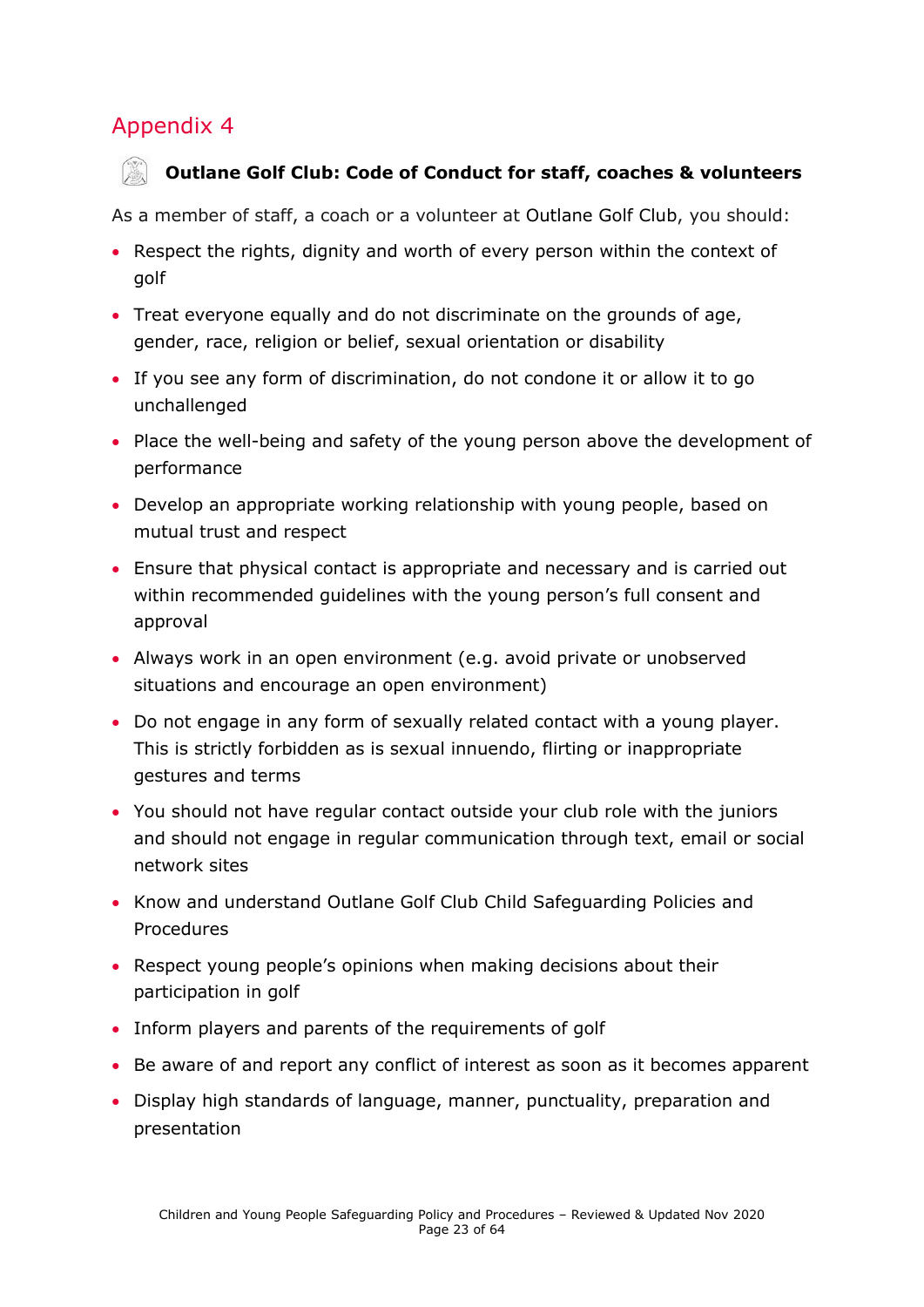# Appendix 4

**Outlane Golf Club: Code of Conduct for staff, coaches & volunteers**

As a member of staff, a coach or a volunteer at Outlane Golf Club, you should:

- Respect the rights, dignity and worth of every person within the context of golf
- Treat everyone equally and do not discriminate on the grounds of age, gender, race, religion or belief, sexual orientation or disability
- If you see any form of discrimination, do not condone it or allow it to go unchallenged
- Place the well-being and safety of the young person above the development of performance
- Develop an appropriate working relationship with young people, based on mutual trust and respect
- Ensure that physical contact is appropriate and necessary and is carried out within recommended guidelines with the young person's full consent and approval
- Always work in an open environment (e.g. avoid private or unobserved situations and encourage an open environment)
- Do not engage in any form of sexually related contact with a young player. This is strictly forbidden as is sexual innuendo, flirting or inappropriate gestures and terms
- You should not have regular contact outside your club role with the juniors and should not engage in regular communication through text, email or social network sites
- Know and understand Outlane Golf Club Child Safeguarding Policies and Procedures
- Respect young people's opinions when making decisions about their participation in golf
- Inform players and parents of the requirements of golf
- Be aware of and report any conflict of interest as soon as it becomes apparent
- Display high standards of language, manner, punctuality, preparation and presentation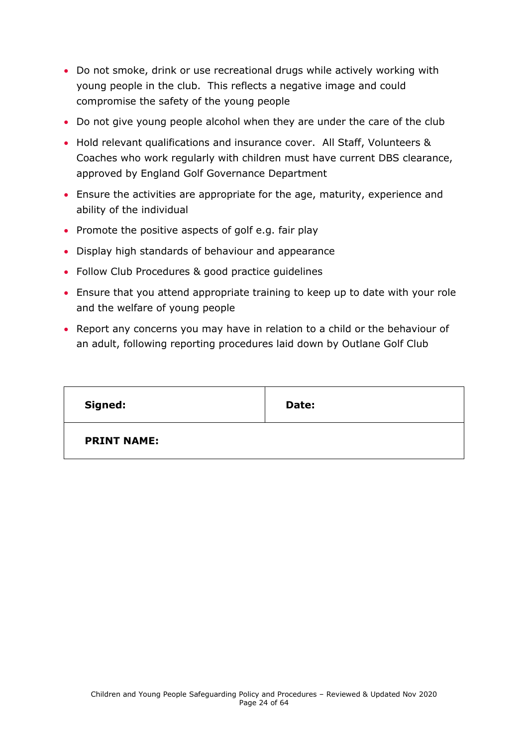- Do not smoke, drink or use recreational drugs while actively working with young people in the club. This reflects a negative image and could compromise the safety of the young people
- Do not give young people alcohol when they are under the care of the club
- Hold relevant qualifications and insurance cover. All Staff, Volunteers & Coaches who work regularly with children must have current DBS clearance, approved by England Golf Governance Department
- Ensure the activities are appropriate for the age, maturity, experience and ability of the individual
- Promote the positive aspects of golf e.g. fair play
- Display high standards of behaviour and appearance
- Follow Club Procedures & good practice guidelines
- Ensure that you attend appropriate training to keep up to date with your role and the welfare of young people
- Report any concerns you may have in relation to a child or the behaviour of an adult, following reporting procedures laid down by Outlane Golf Club

| **Signed:** | **Date:** |
|---|---|
| **PRINT NAME:** | |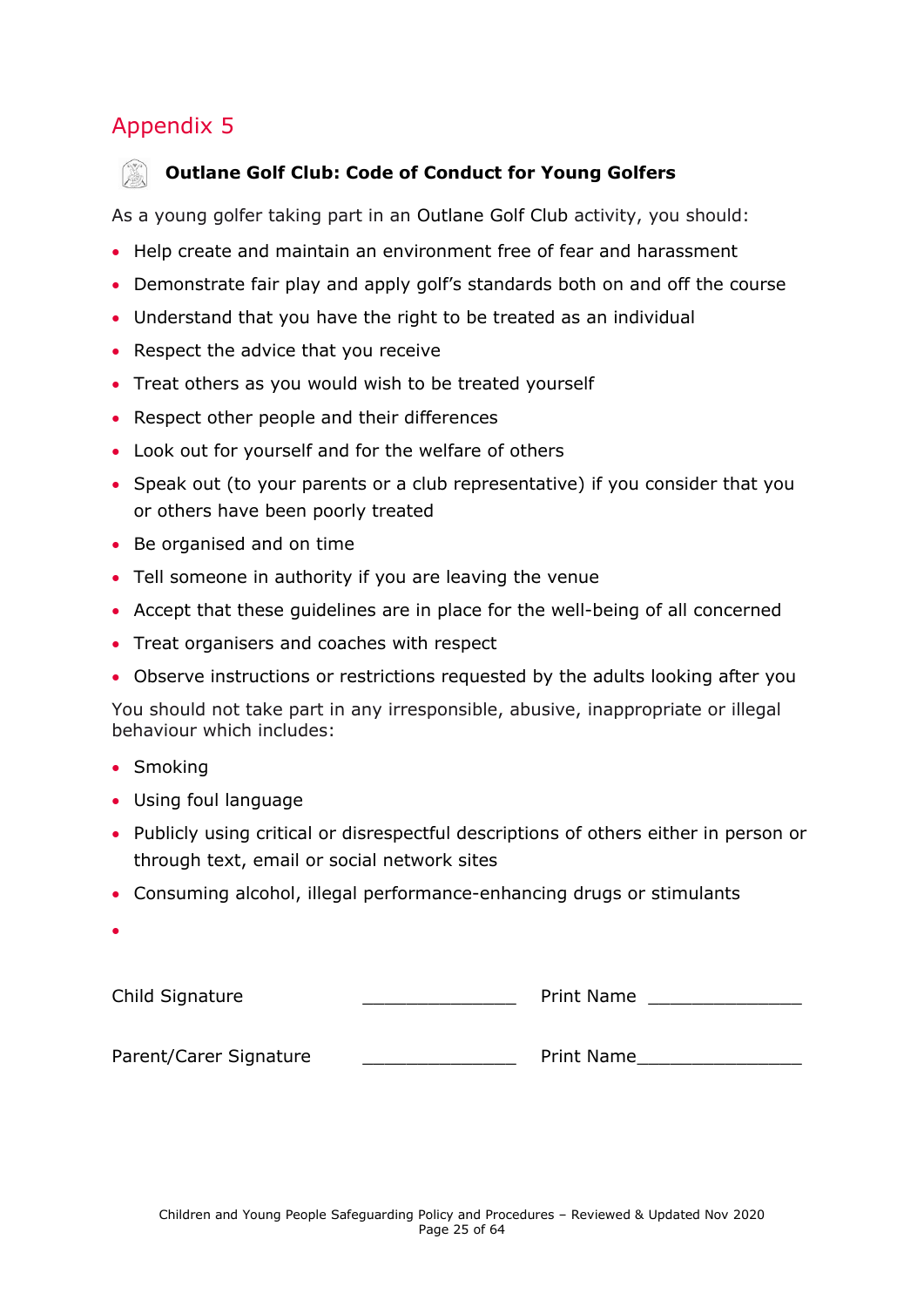# Appendix 5

**Outlane Golf Club: Code of Conduct for Young Golfers**

As a young golfer taking part in an Outlane Golf Club activity, you should:

- Help create and maintain an environment free of fear and harassment
- Demonstrate fair play and apply golf's standards both on and off the course
- Understand that you have the right to be treated as an individual
- Respect the advice that you receive
- Treat others as you would wish to be treated yourself
- Respect other people and their differences
- Look out for yourself and for the welfare of others
- Speak out (to your parents or a club representative) if you consider that you or others have been poorly treated
- Be organised and on time
- Tell someone in authority if you are leaving the venue
- Accept that these guidelines are in place for the well-being of all concerned
- Treat organisers and coaches with respect
- Observe instructions or restrictions requested by the adults looking after you

You should not take part in any irresponsible, abusive, inappropriate or illegal behaviour which includes:

- Smoking
- Using foul language
- Publicly using critical or disrespectful descriptions of others either in person or through text, email or social network sites
- Consuming alcohol, illegal performance-enhancing drugs or stimulants
-

Child Signature _______________ Print Name _______________

Parent/Carer Signature _______________ Print Name________________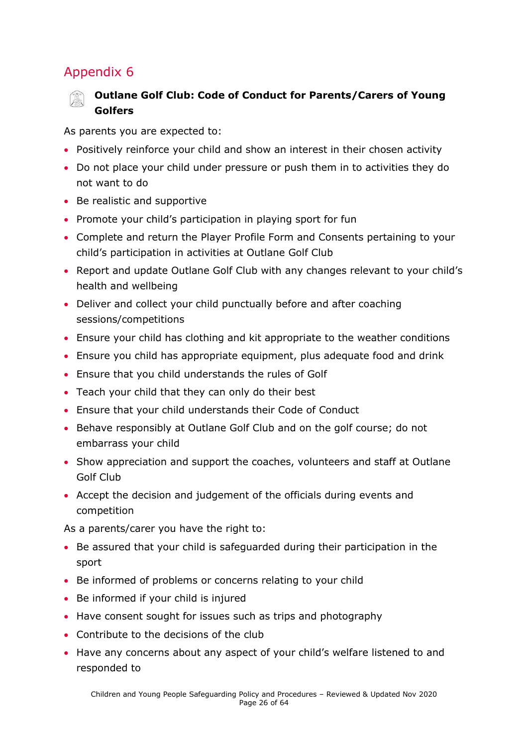# Appendix 6

**Outlane Golf Club: Code of Conduct for Parents/Carers of Young Golfers**

As parents you are expected to:

- Positively reinforce your child and show an interest in their chosen activity
- Do not place your child under pressure or push them in to activities they do not want to do
- Be realistic and supportive
- Promote your child's participation in playing sport for fun
- Complete and return the Player Profile Form and Consents pertaining to your child's participation in activities at Outlane Golf Club
- Report and update Outlane Golf Club with any changes relevant to your child's health and wellbeing
- Deliver and collect your child punctually before and after coaching sessions/competitions
- Ensure your child has clothing and kit appropriate to the weather conditions
- Ensure you child has appropriate equipment, plus adequate food and drink
- Ensure that you child understands the rules of Golf
- Teach your child that they can only do their best
- Ensure that your child understands their Code of Conduct
- Behave responsibly at Outlane Golf Club and on the golf course; do not embarrass your child
- Show appreciation and support the coaches, volunteers and staff at Outlane Golf Club
- Accept the decision and judgement of the officials during events and competition

As a parents/carer you have the right to:

- Be assured that your child is safeguarded during their participation in the sport
- Be informed of problems or concerns relating to your child
- Be informed if your child is injured
- Have consent sought for issues such as trips and photography
- Contribute to the decisions of the club
- Have any concerns about any aspect of your child's welfare listened to and responded to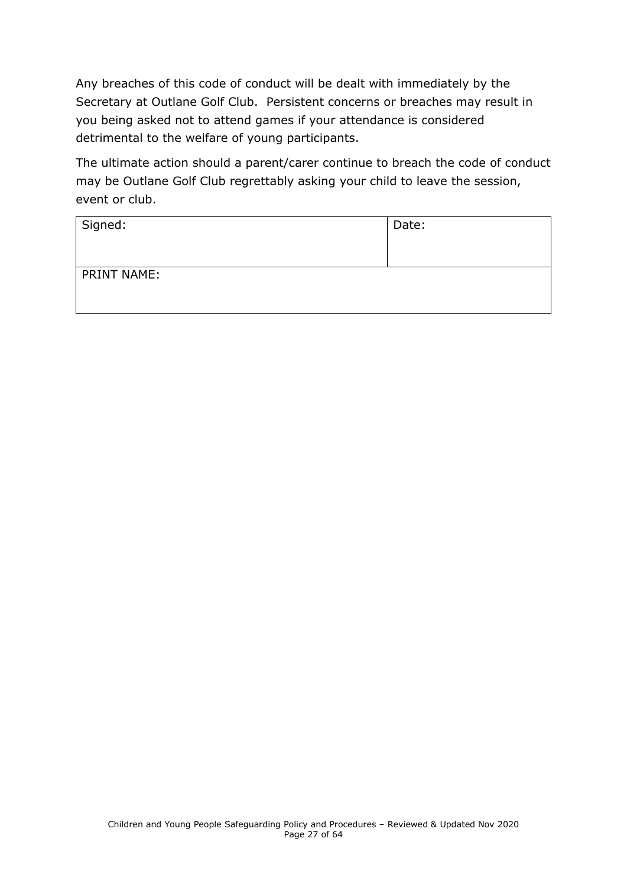Any breaches of this code of conduct will be dealt with immediately by the Secretary at Outlane Golf Club. Persistent concerns or breaches may result in you being asked not to attend games if your attendance is considered detrimental to the welfare of young participants.

The ultimate action should a parent/carer continue to breach the code of conduct may be Outlane Golf Club regrettably asking your child to leave the session, event or club.

| Signed: | Date: |
|---|---|
| PRINT NAME: | |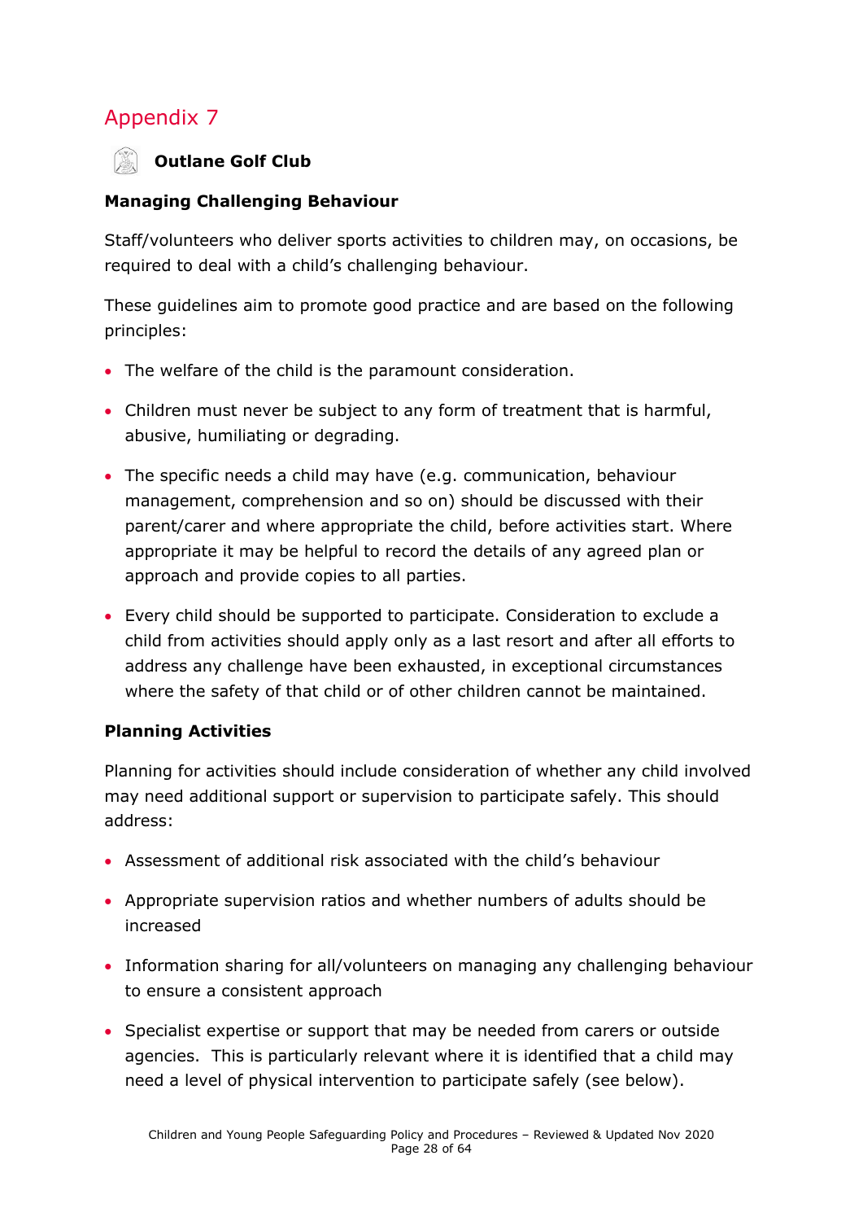# Appendix 7

**Outlane Golf Club**

**Managing Challenging Behaviour**

Staff/volunteers who deliver sports activities to children may, on occasions, be required to deal with a child's challenging behaviour.

These guidelines aim to promote good practice and are based on the following principles:

- The welfare of the child is the paramount consideration.
- Children must never be subject to any form of treatment that is harmful, abusive, humiliating or degrading.
- The specific needs a child may have (e.g. communication, behaviour management, comprehension and so on) should be discussed with their parent/carer and where appropriate the child, before activities start. Where appropriate it may be helpful to record the details of any agreed plan or approach and provide copies to all parties.
- Every child should be supported to participate. Consideration to exclude a child from activities should apply only as a last resort and after all efforts to address any challenge have been exhausted, in exceptional circumstances where the safety of that child or of other children cannot be maintained.

**Planning Activities**

Planning for activities should include consideration of whether any child involved may need additional support or supervision to participate safely. This should address:

- Assessment of additional risk associated with the child's behaviour
- Appropriate supervision ratios and whether numbers of adults should be increased
- Information sharing for all/volunteers on managing any challenging behaviour to ensure a consistent approach
- Specialist expertise or support that may be needed from carers or outside agencies. This is particularly relevant where it is identified that a child may need a level of physical intervention to participate safely (see below).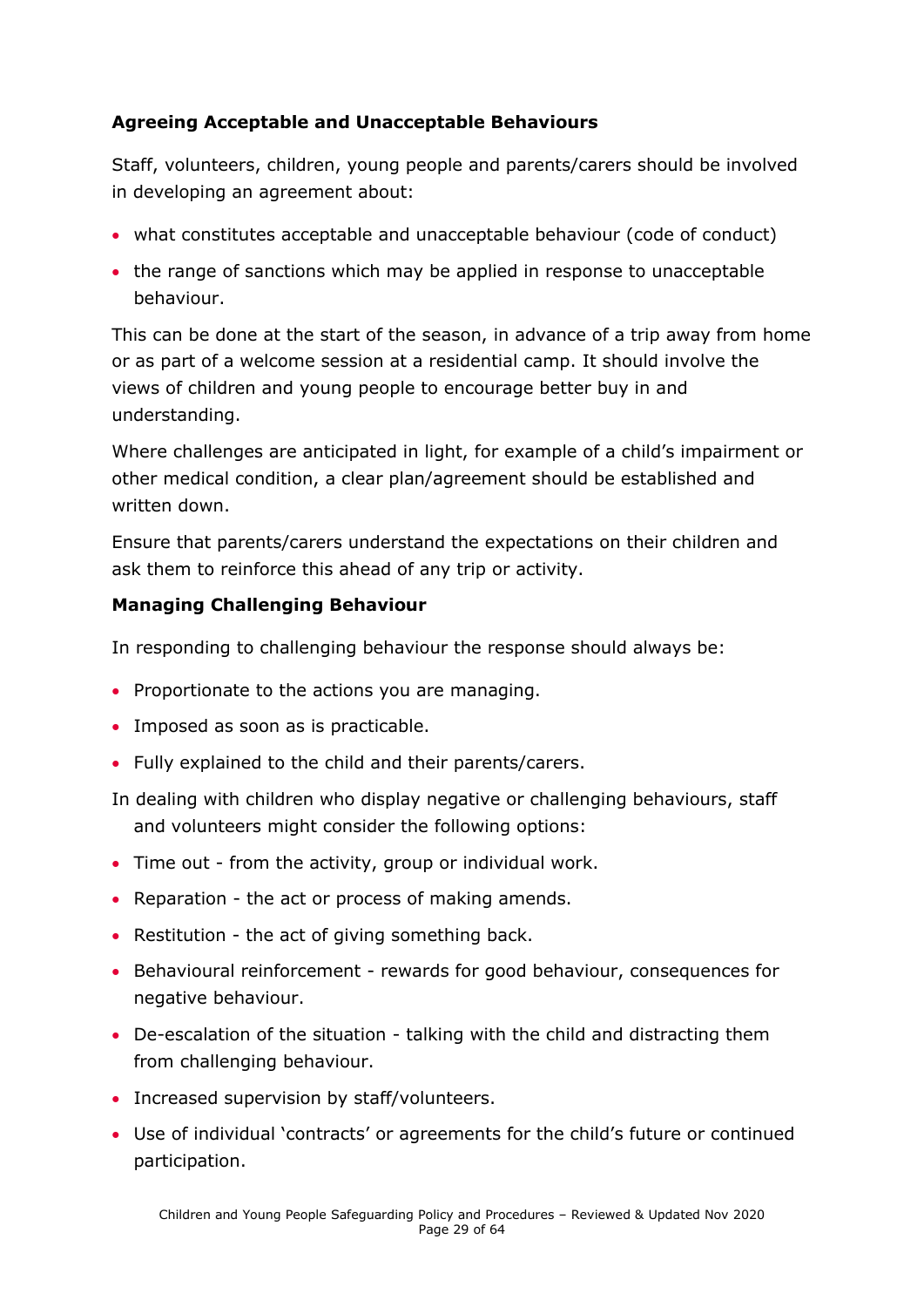**Agreeing Acceptable and Unacceptable Behaviours**

Staff, volunteers, children, young people and parents/carers should be involved in developing an agreement about:

- what constitutes acceptable and unacceptable behaviour (code of conduct)
- the range of sanctions which may be applied in response to unacceptable behaviour.

This can be done at the start of the season, in advance of a trip away from home or as part of a welcome session at a residential camp. It should involve the views of children and young people to encourage better buy in and understanding.

Where challenges are anticipated in light, for example of a child's impairment or other medical condition, a clear plan/agreement should be established and written down.

Ensure that parents/carers understand the expectations on their children and ask them to reinforce this ahead of any trip or activity.

**Managing Challenging Behaviour**

In responding to challenging behaviour the response should always be:

- Proportionate to the actions you are managing.
- Imposed as soon as is practicable.
- Fully explained to the child and their parents/carers.

In dealing with children who display negative or challenging behaviours, staff and volunteers might consider the following options:

- Time out - from the activity, group or individual work.
- Reparation - the act or process of making amends.
- Restitution - the act of giving something back.
- Behavioural reinforcement - rewards for good behaviour, consequences for negative behaviour.
- De-escalation of the situation - talking with the child and distracting them from challenging behaviour.
- Increased supervision by staff/volunteers.
- Use of individual 'contracts' or agreements for the child's future or continued participation.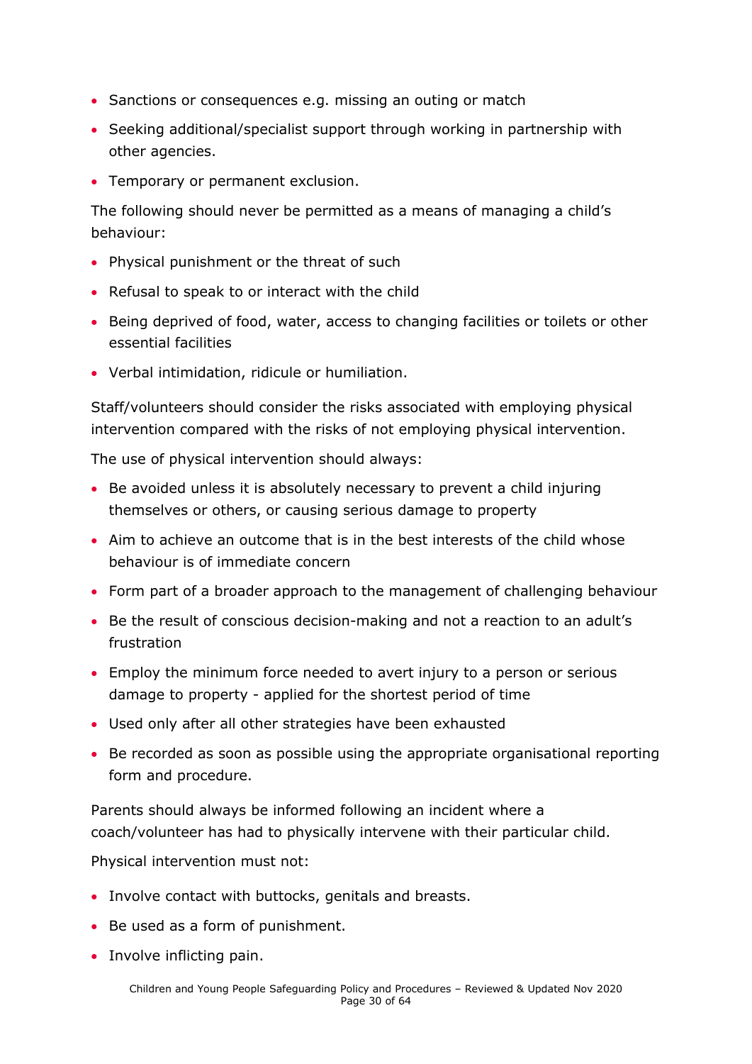- Sanctions or consequences e.g. missing an outing or match
- Seeking additional/specialist support through working in partnership with other agencies.
- Temporary or permanent exclusion.

The following should never be permitted as a means of managing a child's behaviour:

- Physical punishment or the threat of such
- Refusal to speak to or interact with the child
- Being deprived of food, water, access to changing facilities or toilets or other essential facilities
- Verbal intimidation, ridicule or humiliation.

Staff/volunteers should consider the risks associated with employing physical intervention compared with the risks of not employing physical intervention.

The use of physical intervention should always:

- Be avoided unless it is absolutely necessary to prevent a child injuring themselves or others, or causing serious damage to property
- Aim to achieve an outcome that is in the best interests of the child whose behaviour is of immediate concern
- Form part of a broader approach to the management of challenging behaviour
- Be the result of conscious decision-making and not a reaction to an adult's frustration
- Employ the minimum force needed to avert injury to a person or serious damage to property - applied for the shortest period of time
- Used only after all other strategies have been exhausted
- Be recorded as soon as possible using the appropriate organisational reporting form and procedure.

Parents should always be informed following an incident where a coach/volunteer has had to physically intervene with their particular child.

Physical intervention must not:

- Involve contact with buttocks, genitals and breasts.
- Be used as a form of punishment.
- Involve inflicting pain.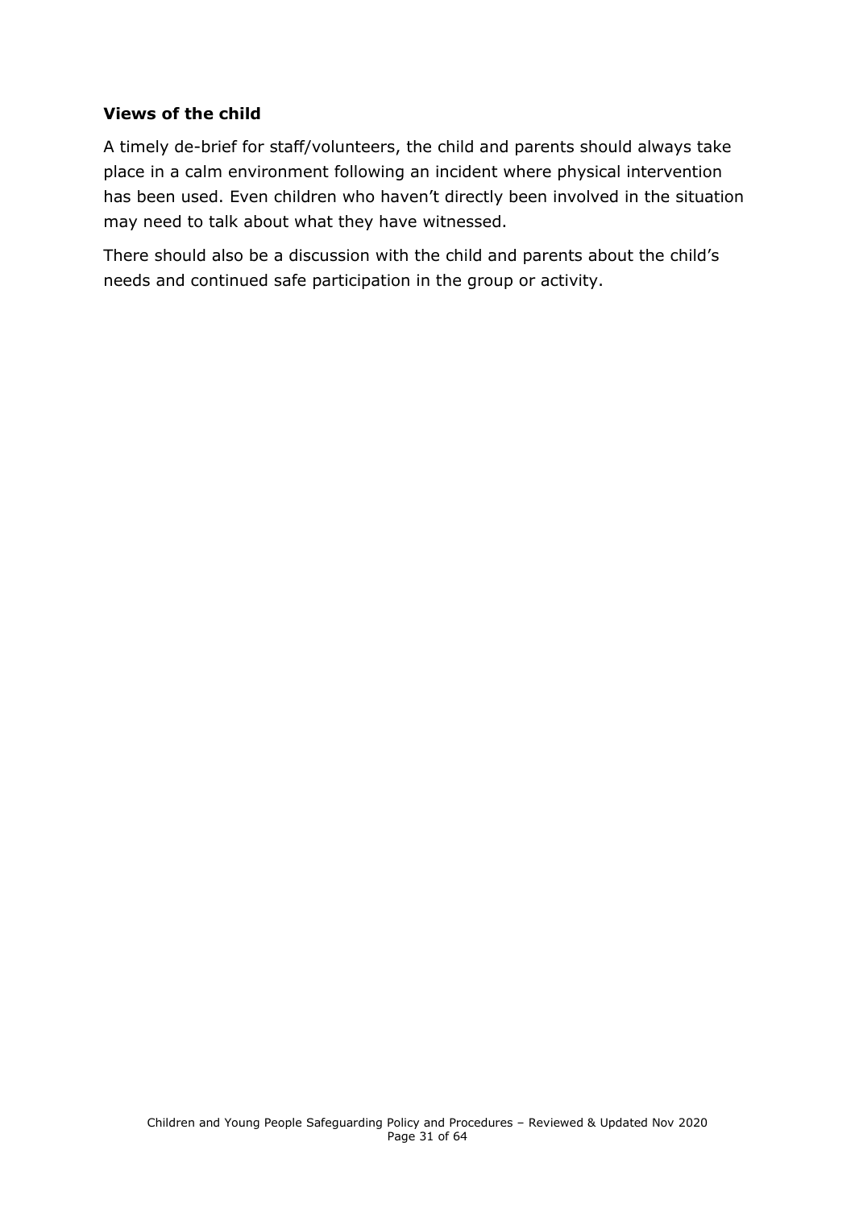### Views of the child

A timely de-brief for staff/volunteers, the child and parents should always take place in a calm environment following an incident where physical intervention has been used. Even children who haven't directly been involved in the situation may need to talk about what they have witnessed.

There should also be a discussion with the child and parents about the child's needs and continued safe participation in the group or activity.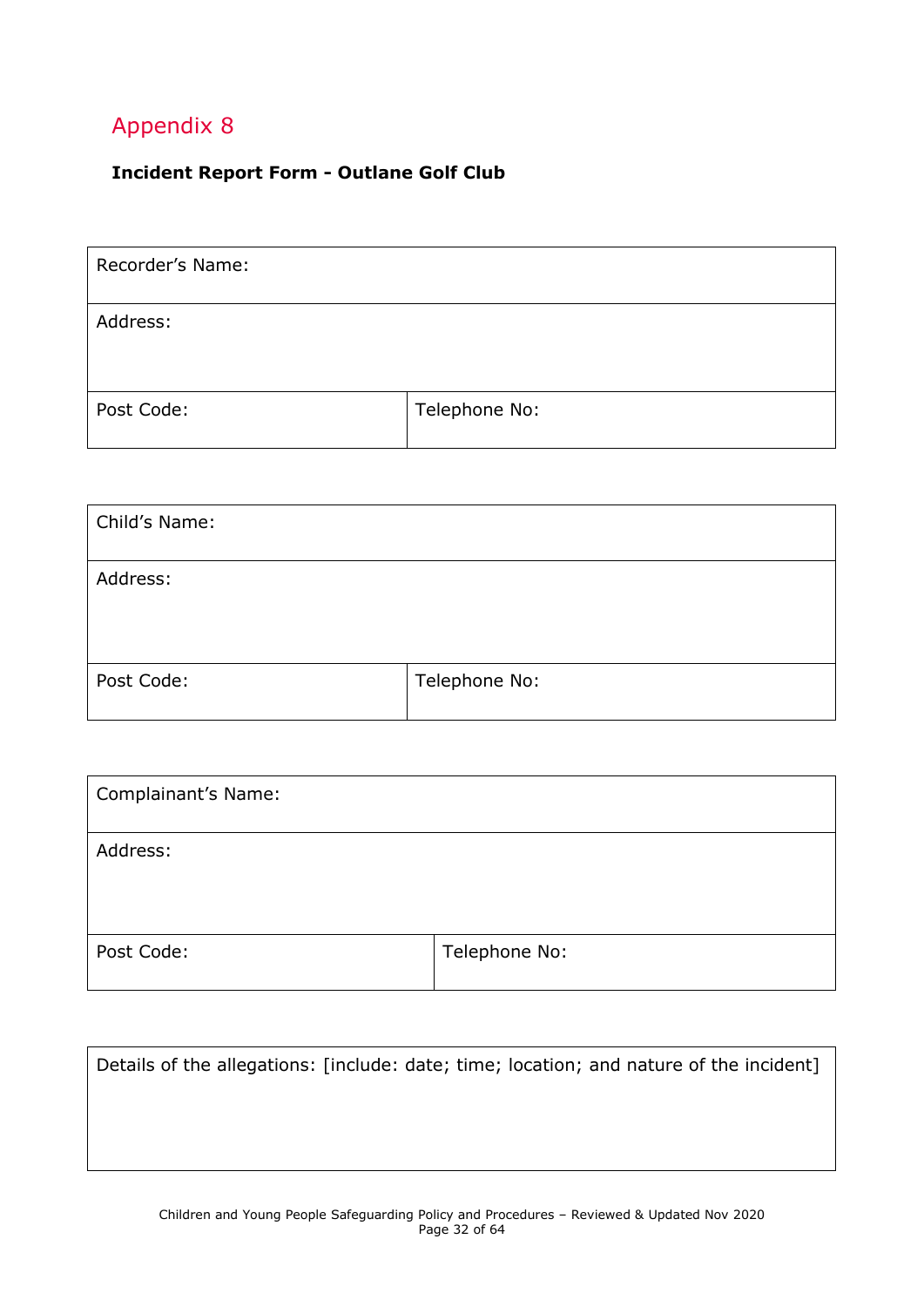## Appendix 8

**Incident Report Form - Outlane Golf Club**

| Recorder's Name: | |
|---|---|
| Address: | |
| Post Code: | Telephone No: |

| Child's Name: | |
|---|---|
| Address: | |
| Post Code: | Telephone No: |

| Complainant's Name: | |
|---|---|
| Address: | |
| Post Code: | Telephone No: |

| Details of the allegations: [include: date; time; location; and nature of the incident] |
|---|
| |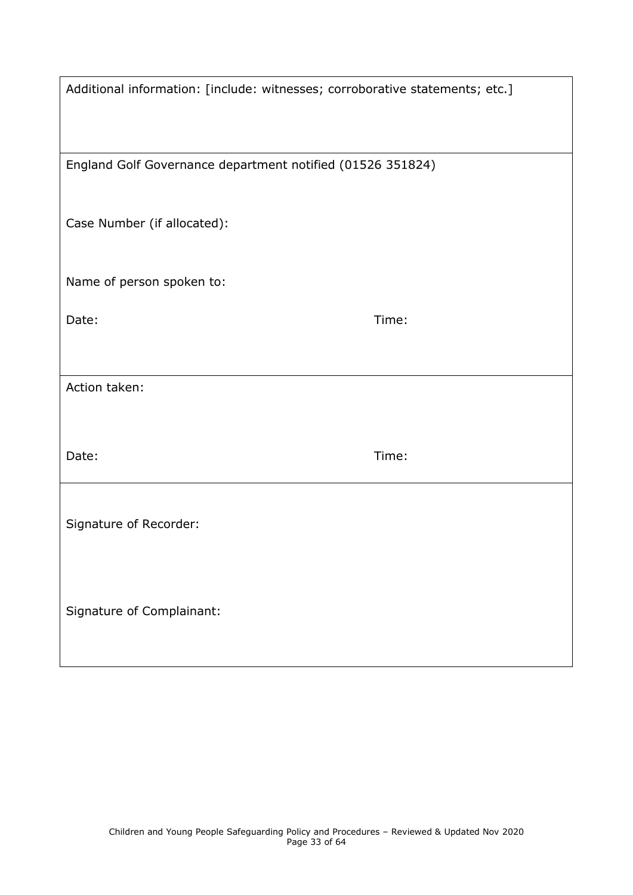| |
|---|
| Additional information: [include: witnesses; corroborative statements; etc.] |
| England Golf Governance department notified (01526 351824)<br><br>Case Number (if allocated):<br><br>Name of person spoken to:<br><br>Date: Time: |
| Action taken:<br><br>Date: Time: |
| Signature of Recorder:<br><br>Signature of Complainant: |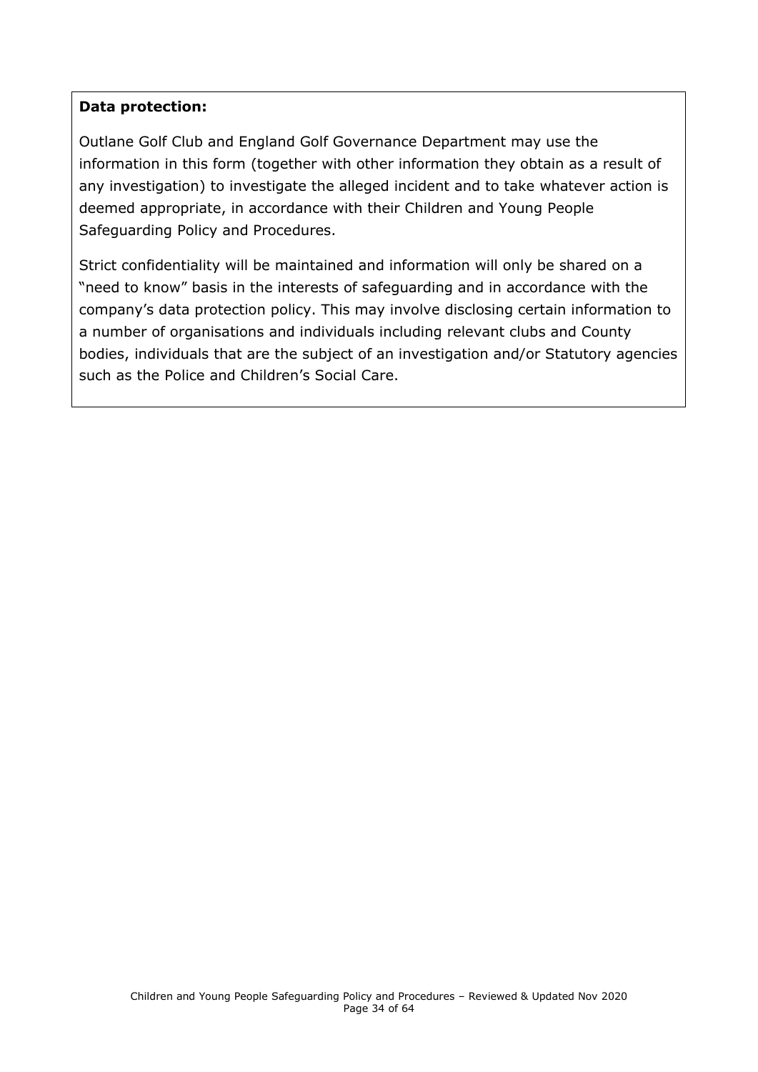**Data protection:**

Outlane Golf Club and England Golf Governance Department may use the information in this form (together with other information they obtain as a result of any investigation) to investigate the alleged incident and to take whatever action is deemed appropriate, in accordance with their Children and Young People Safeguarding Policy and Procedures.

Strict confidentiality will be maintained and information will only be shared on a "need to know" basis in the interests of safeguarding and in accordance with the company's data protection policy. This may involve disclosing certain information to a number of organisations and individuals including relevant clubs and County bodies, individuals that are the subject of an investigation and/or Statutory agencies such as the Police and Children's Social Care.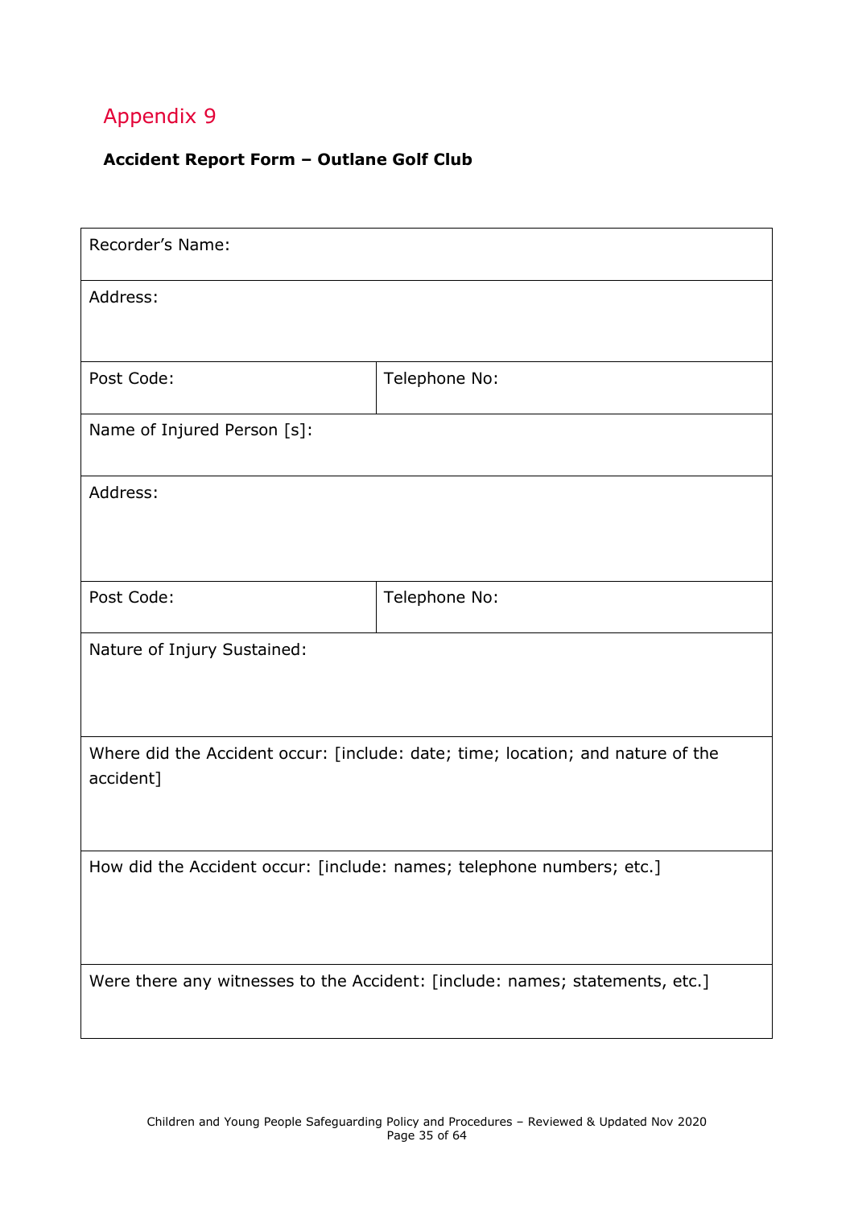## Appendix 9

**Accident Report Form – Outlane Golf Club**

| Recorder's Name: | |
|---|---|
| Address: | |
| Post Code: | Telephone No: |
| Name of Injured Person [s]: | |
| Address: | |
| Post Code: | Telephone No: |
| Nature of Injury Sustained: | |
| Where did the Accident occur: [include: date; time; location; and nature of the accident] | |
| How did the Accident occur: [include: names; telephone numbers; etc.] | |
| Were there any witnesses to the Accident: [include: names; statements, etc.] | |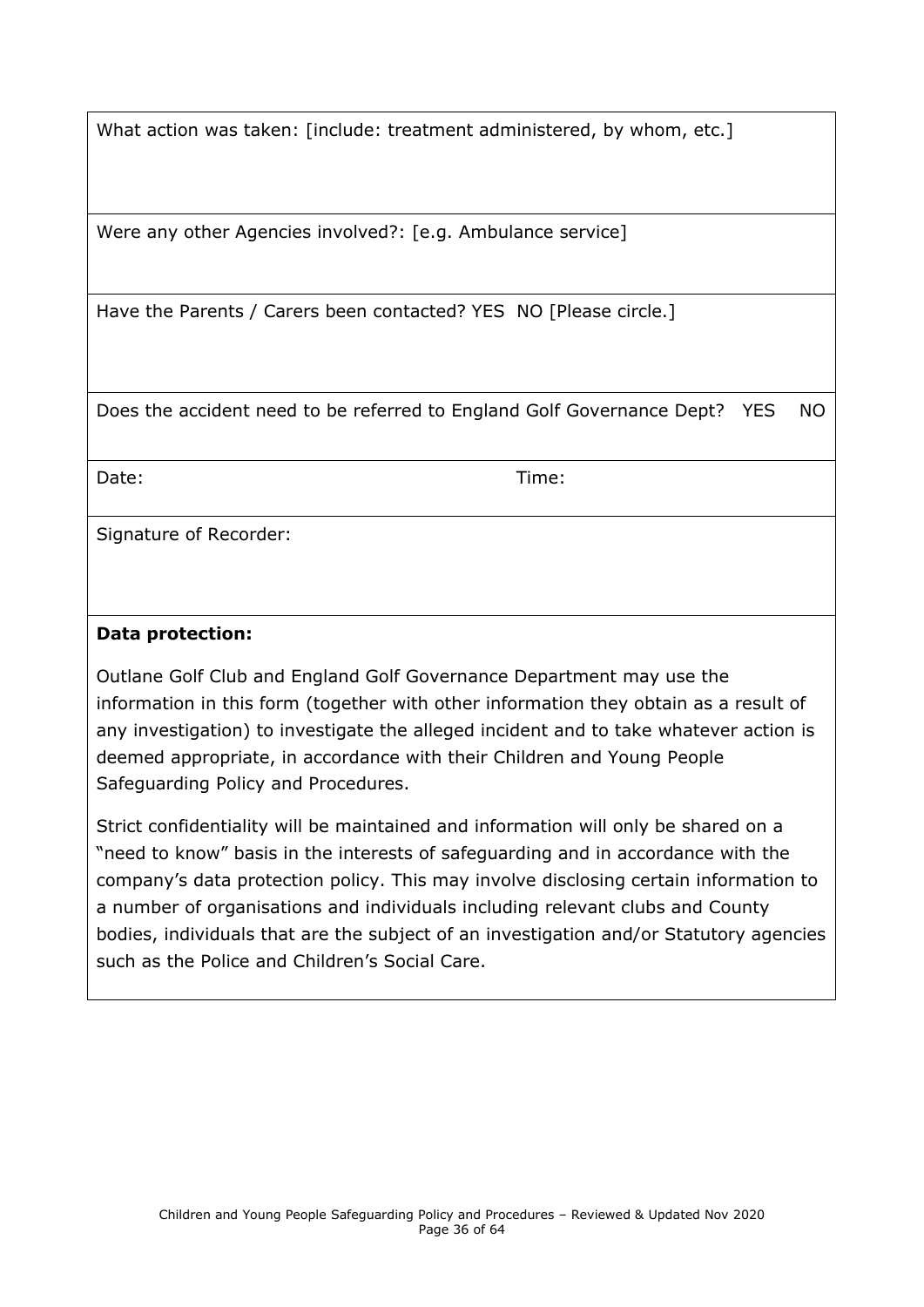| What action was taken: [include: treatment administered, by whom, etc.] | |
|---|---|
| Were any other Agencies involved?: [e.g. Ambulance service] | |
| Have the Parents / Carers been contacted? YES NO [Please circle.] | |
| Does the accident need to be referred to England Golf Governance Dept? YES NO | |
| Date: | Time: |
| Signature of Recorder: | |

**Data protection:**

Outlane Golf Club and England Golf Governance Department may use the information in this form (together with other information they obtain as a result of any investigation) to investigate the alleged incident and to take whatever action is deemed appropriate, in accordance with their Children and Young People Safeguarding Policy and Procedures.

Strict confidentiality will be maintained and information will only be shared on a "need to know" basis in the interests of safeguarding and in accordance with the company's data protection policy. This may involve disclosing certain information to a number of organisations and individuals including relevant clubs and County bodies, individuals that are the subject of an investigation and/or Statutory agencies such as the Police and Children's Social Care.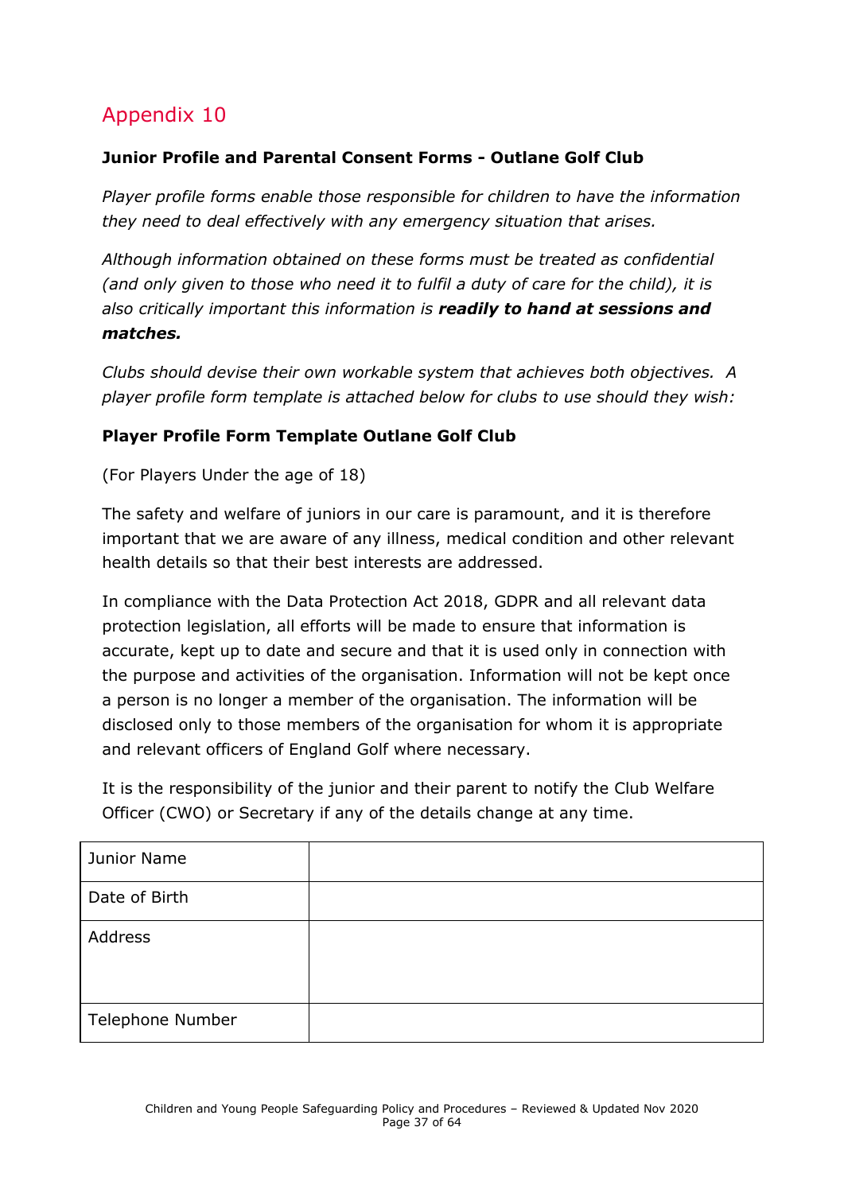## Appendix 10

**Junior Profile and Parental Consent Forms - Outlane Golf Club**

*Player profile forms enable those responsible for children to have the information they need to deal effectively with any emergency situation that arises.*

*Although information obtained on these forms must be treated as confidential (and only given to those who need it to fulfil a duty of care for the child), it is also critically important this information is **readily to hand at sessions and matches.***

*Clubs should devise their own workable system that achieves both objectives. A player profile form template is attached below for clubs to use should they wish:*

**Player Profile Form Template Outlane Golf Club**

(For Players Under the age of 18)

The safety and welfare of juniors in our care is paramount, and it is therefore important that we are aware of any illness, medical condition and other relevant health details so that their best interests are addressed.

In compliance with the Data Protection Act 2018, GDPR and all relevant data protection legislation, all efforts will be made to ensure that information is accurate, kept up to date and secure and that it is used only in connection with the purpose and activities of the organisation. Information will not be kept once a person is no longer a member of the organisation. The information will be disclosed only to those members of the organisation for whom it is appropriate and relevant officers of England Golf where necessary.

It is the responsibility of the junior and their parent to notify the Club Welfare Officer (CWO) or Secretary if any of the details change at any time.

| | |
|---|---|
| Junior Name | |
| Date of Birth | |
| Address | |
| Telephone Number | |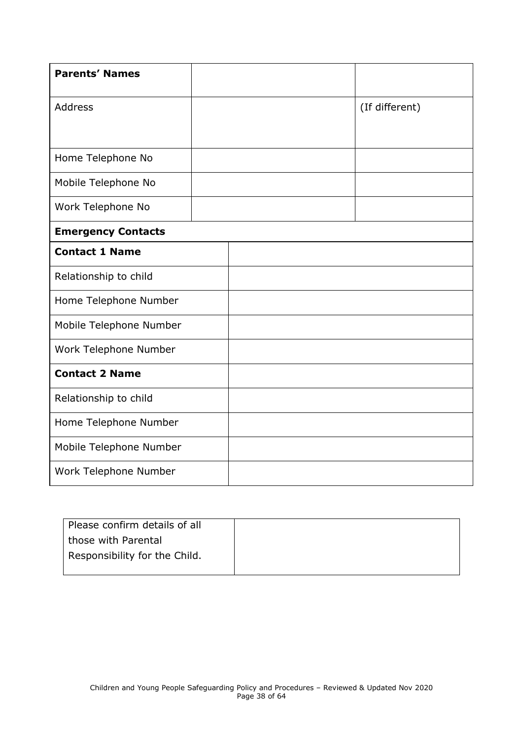| **Parents' Names** | | |
| --- | --- | --- |
| Address | | (If different) |
| Home Telephone No | | |
| Mobile Telephone No | | |
| Work Telephone No | | |

| **Emergency Contacts** | |
| --- | --- |
| **Contact 1 Name** | |
| Relationship to child | |
| Home Telephone Number | |
| Mobile Telephone Number | |
| Work Telephone Number | |
| **Contact 2 Name** | |
| Relationship to child | |
| Home Telephone Number | |
| Mobile Telephone Number | |
| Work Telephone Number | |

| Please confirm details of all those with Parental Responsibility for the Child. | |
| --- | --- |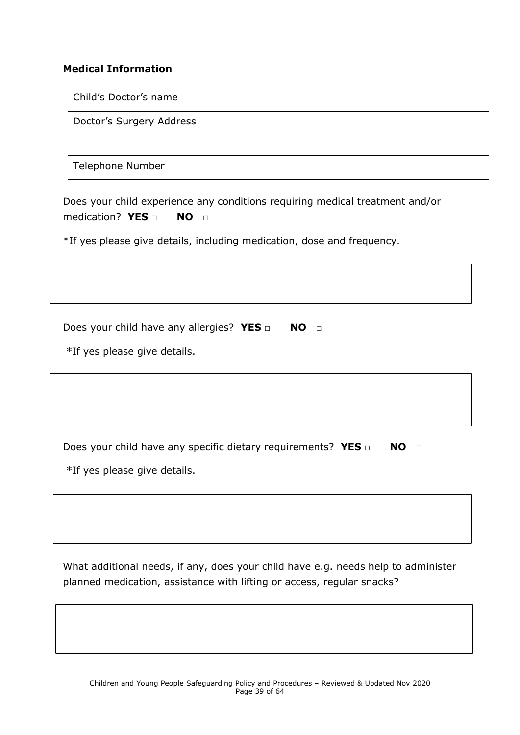**Medical Information**

| Child's Doctor's name | |
|---|---|
| Doctor's Surgery Address | |
| Telephone Number | |

Does your child experience any conditions requiring medical treatment and/or medication? **YES** □ **NO** □

*If yes please give details, including medication, dose and frequency.

| |
|---|
| |

Does your child have any allergies? **YES** □ **NO** □

*If yes please give details.

| |
|---|
| |

Does your child have any specific dietary requirements? **YES** □ **NO** □

*If yes please give details.

| |
|---|
| |

What additional needs, if any, does your child have e.g. needs help to administer planned medication, assistance with lifting or access, regular snacks?

| |
|---|
| |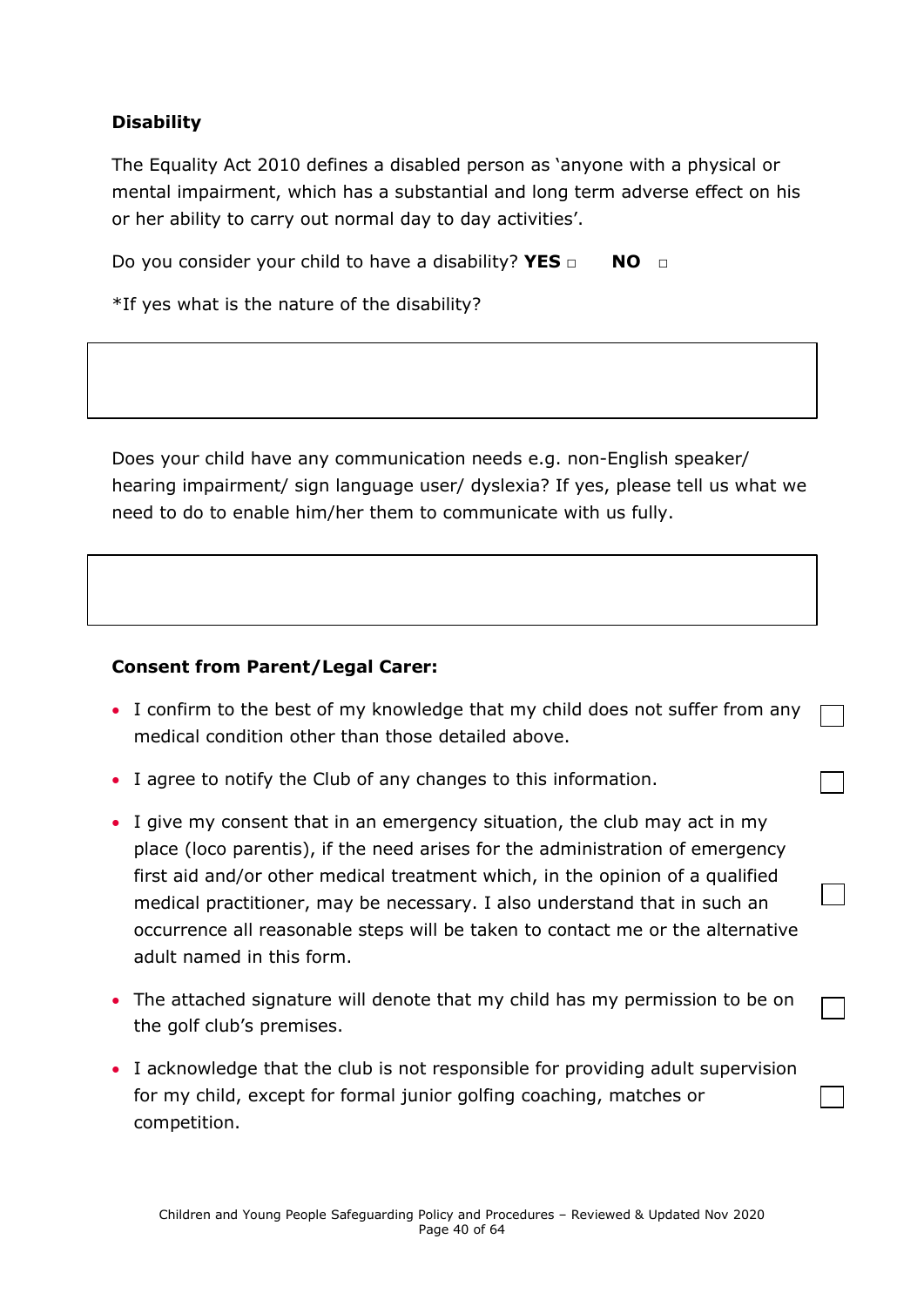**Disability**

The Equality Act 2010 defines a disabled person as 'anyone with a physical or mental impairment, which has a substantial and long term adverse effect on his or her ability to carry out normal day to day activities'.

Do you consider your child to have a disability? **YES** ☐ **NO** ☐

*If yes what is the nature of the disability?

| |
|---|
| |

Does your child have any communication needs e.g. non-English speaker/ hearing impairment/ sign language user/ dyslexia? If yes, please tell us what we need to do to enable him/her them to communicate with us fully.

| |
|---|
| |

**Consent from Parent/Legal Carer:**

- I confirm to the best of my knowledge that my child does not suffer from any medical condition other than those detailed above. ☐
- I agree to notify the Club of any changes to this information. ☐
- I give my consent that in an emergency situation, the club may act in my place (loco parentis), if the need arises for the administration of emergency first aid and/or other medical treatment which, in the opinion of a qualified medical practitioner, may be necessary. I also understand that in such an occurrence all reasonable steps will be taken to contact me or the alternative adult named in this form. ☐
- The attached signature will denote that my child has my permission to be on the golf club's premises. ☐
- I acknowledge that the club is not responsible for providing adult supervision for my child, except for formal junior golfing coaching, matches or competition. ☐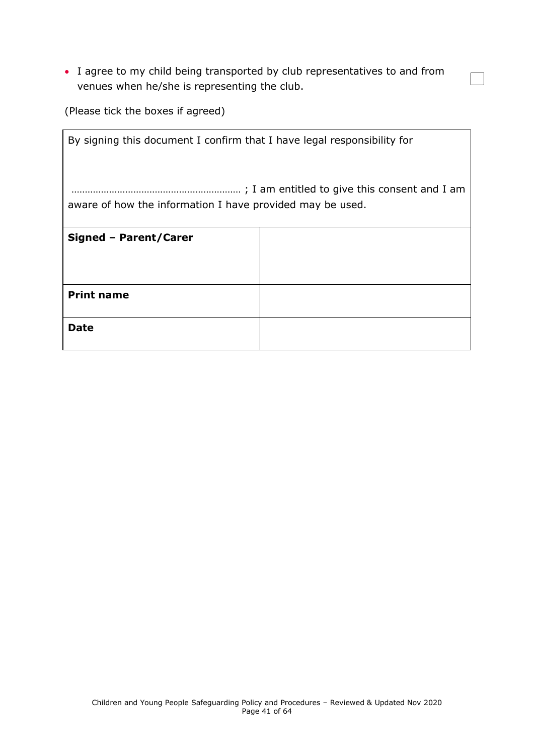- I agree to my child being transported by club representatives to and from venues when he/she is representing the club. ☐

(Please tick the boxes if agreed)

| By signing this document I confirm that I have legal responsibility for<br><br>……………………………………………………… ; I am entitled to give this consent and I am aware of how the information I have provided may be used. | |
|---|---|
| **Signed – Parent/Carer** | |
| **Print name** | |
| **Date** | |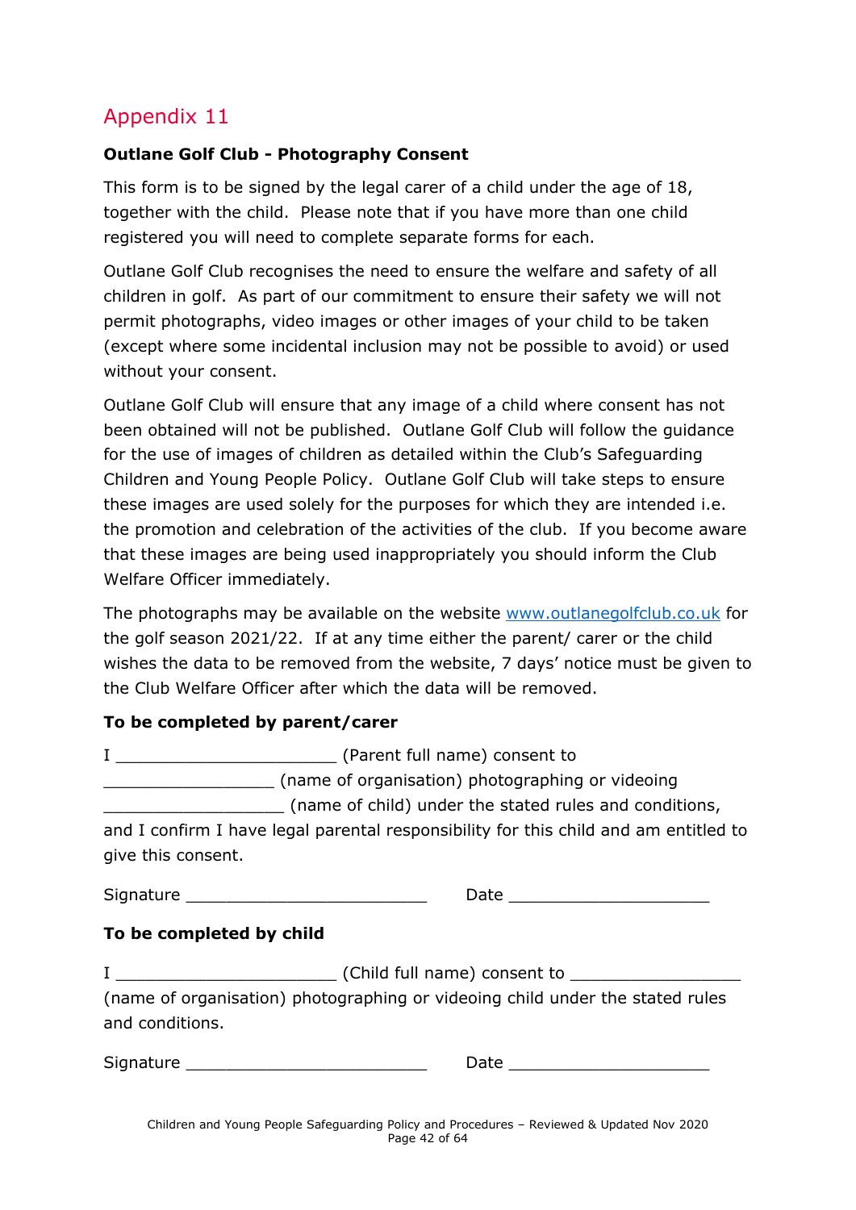## Appendix 11

**Outlane Golf Club - Photography Consent**

This form is to be signed by the legal carer of a child under the age of 18, together with the child. Please note that if you have more than one child registered you will need to complete separate forms for each.

Outlane Golf Club recognises the need to ensure the welfare and safety of all children in golf. As part of our commitment to ensure their safety we will not permit photographs, video images or other images of your child to be taken (except where some incidental inclusion may not be possible to avoid) or used without your consent.

Outlane Golf Club will ensure that any image of a child where consent has not been obtained will not be published. Outlane Golf Club will follow the guidance for the use of images of children as detailed within the Club's Safeguarding Children and Young People Policy. Outlane Golf Club will take steps to ensure these images are used solely for the purposes for which they are intended i.e. the promotion and celebration of the activities of the club. If you become aware that these images are being used inappropriately you should inform the Club Welfare Officer immediately.

The photographs may be available on the website www.outlanegolfclub.co.uk for the golf season 2021/22. If at any time either the parent/ carer or the child wishes the data to be removed from the website, 7 days' notice must be given to the Club Welfare Officer after which the data will be removed.

**To be completed by parent/carer**

I ______________________ (Parent full name) consent to _________________ (name of organisation) photographing or videoing __________________ (name of child) under the stated rules and conditions, and I confirm I have legal parental responsibility for this child and am entitled to give this consent.

Signature ________________________ Date ____________________

**To be completed by child**

I ______________________ (Child full name) consent to ________________ (name of organisation) photographing or videoing child under the stated rules and conditions.

Signature ________________________ Date ____________________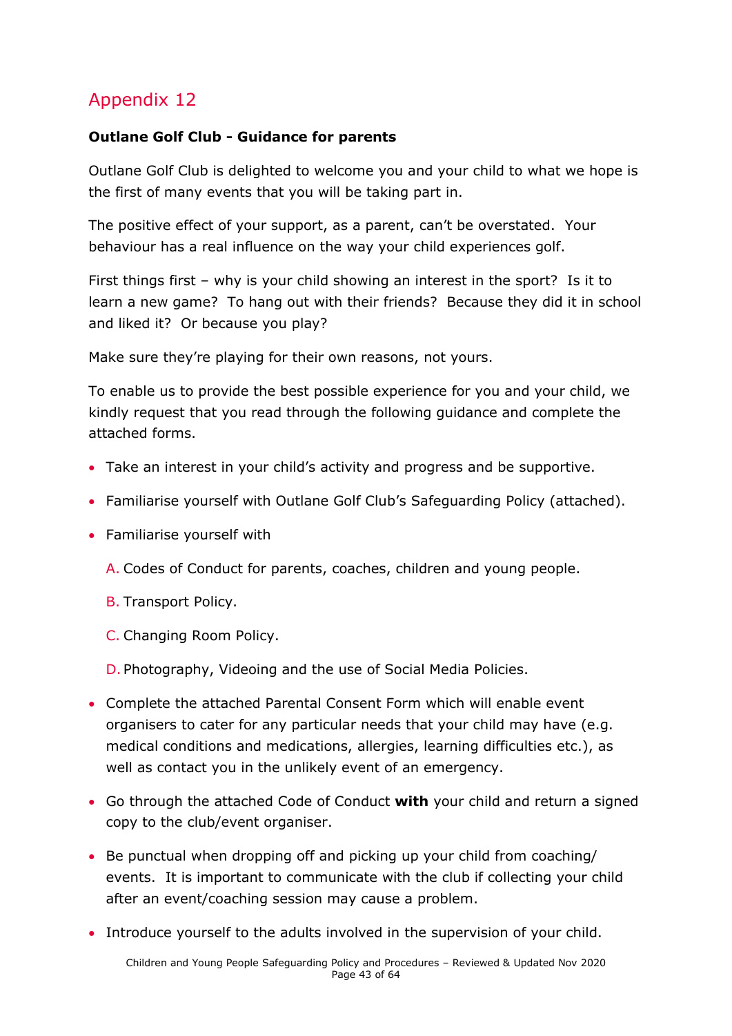# Appendix 12

**Outlane Golf Club - Guidance for parents**

Outlane Golf Club is delighted to welcome you and your child to what we hope is the first of many events that you will be taking part in.

The positive effect of your support, as a parent, can't be overstated. Your behaviour has a real influence on the way your child experiences golf.

First things first – why is your child showing an interest in the sport? Is it to learn a new game? To hang out with their friends? Because they did it in school and liked it? Or because you play?

Make sure they're playing for their own reasons, not yours.

To enable us to provide the best possible experience for you and your child, we kindly request that you read through the following guidance and complete the attached forms.

- Take an interest in your child's activity and progress and be supportive.
- Familiarise yourself with Outlane Golf Club's Safeguarding Policy (attached).
- Familiarise yourself with

  A. Codes of Conduct for parents, coaches, children and young people.

  B. Transport Policy.

  C. Changing Room Policy.

  D. Photography, Videoing and the use of Social Media Policies.

- Complete the attached Parental Consent Form which will enable event organisers to cater for any particular needs that your child may have (e.g. medical conditions and medications, allergies, learning difficulties etc.), as well as contact you in the unlikely event of an emergency.
- Go through the attached Code of Conduct **with** your child and return a signed copy to the club/event organiser.
- Be punctual when dropping off and picking up your child from coaching/ events. It is important to communicate with the club if collecting your child after an event/coaching session may cause a problem.
- Introduce yourself to the adults involved in the supervision of your child.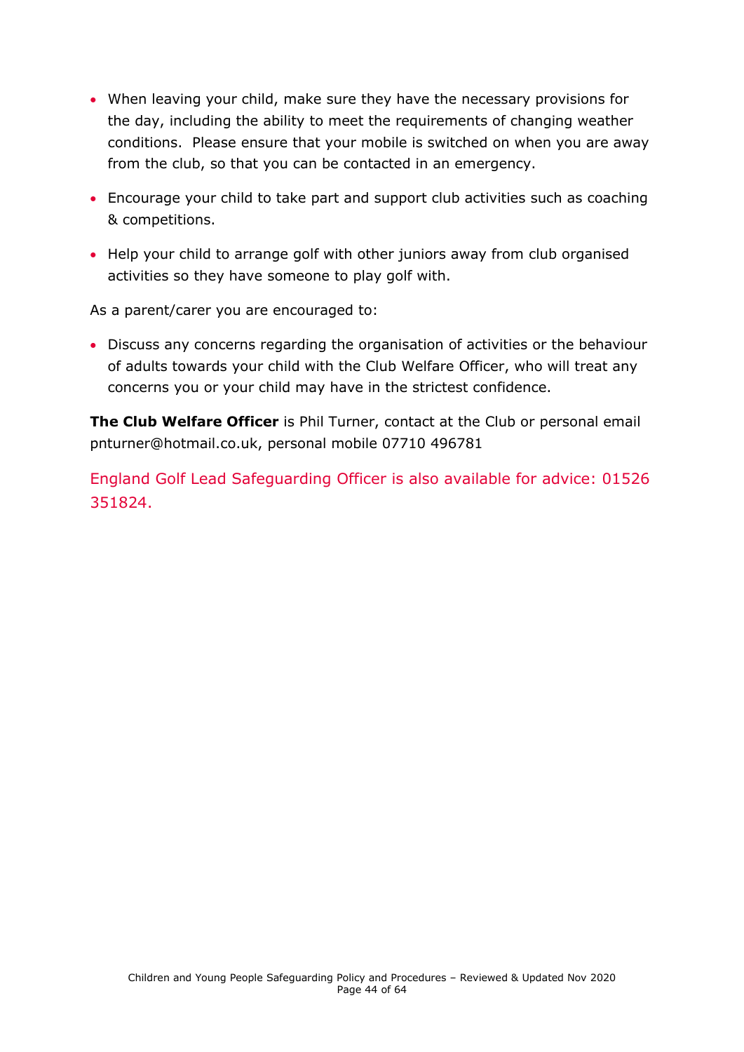- When leaving your child, make sure they have the necessary provisions for the day, including the ability to meet the requirements of changing weather conditions. Please ensure that your mobile is switched on when you are away from the club, so that you can be contacted in an emergency.
- Encourage your child to take part and support club activities such as coaching & competitions.
- Help your child to arrange golf with other juniors away from club organised activities so they have someone to play golf with.

As a parent/carer you are encouraged to:

- Discuss any concerns regarding the organisation of activities or the behaviour of adults towards your child with the Club Welfare Officer, who will treat any concerns you or your child may have in the strictest confidence.

**The Club Welfare Officer** is Phil Turner, contact at the Club or personal email pnturner@hotmail.co.uk, personal mobile 07710 496781

England Golf Lead Safeguarding Officer is also available for advice: 01526 351824.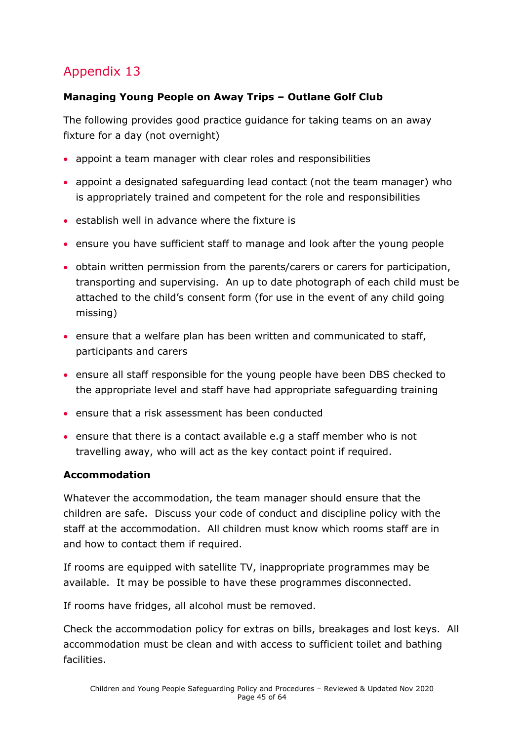## Appendix 13

**Managing Young People on Away Trips – Outlane Golf Club**

The following provides good practice guidance for taking teams on an away fixture for a day (not overnight)

- appoint a team manager with clear roles and responsibilities
- appoint a designated safeguarding lead contact (not the team manager) who is appropriately trained and competent for the role and responsibilities
- establish well in advance where the fixture is
- ensure you have sufficient staff to manage and look after the young people
- obtain written permission from the parents/carers or carers for participation, transporting and supervising. An up to date photograph of each child must be attached to the child's consent form (for use in the event of any child going missing)
- ensure that a welfare plan has been written and communicated to staff, participants and carers
- ensure all staff responsible for the young people have been DBS checked to the appropriate level and staff have had appropriate safeguarding training
- ensure that a risk assessment has been conducted
- ensure that there is a contact available e.g a staff member who is not travelling away, who will act as the key contact point if required.

**Accommodation**

Whatever the accommodation, the team manager should ensure that the children are safe. Discuss your code of conduct and discipline policy with the staff at the accommodation. All children must know which rooms staff are in and how to contact them if required.

If rooms are equipped with satellite TV, inappropriate programmes may be available. It may be possible to have these programmes disconnected.

If rooms have fridges, all alcohol must be removed.

Check the accommodation policy for extras on bills, breakages and lost keys. All accommodation must be clean and with access to sufficient toilet and bathing facilities.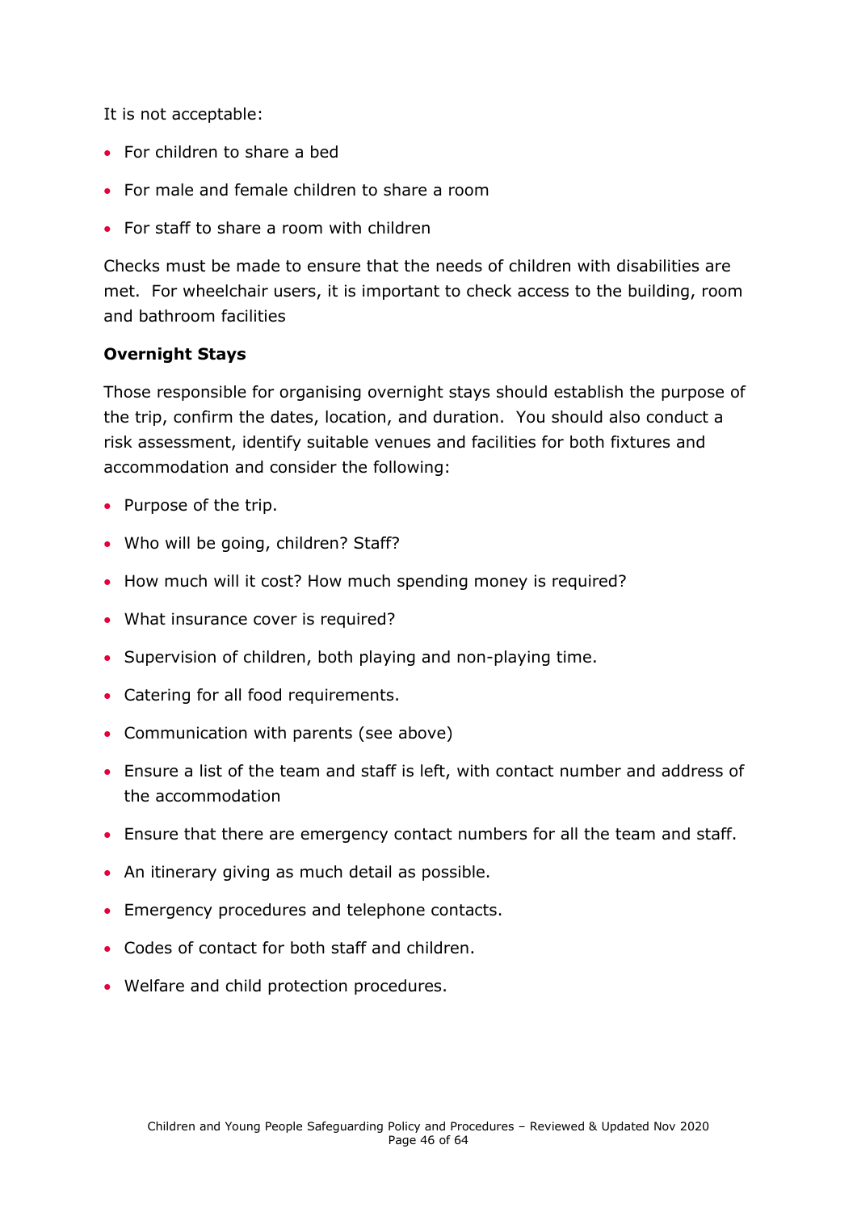It is not acceptable:

- For children to share a bed
- For male and female children to share a room
- For staff to share a room with children

Checks must be made to ensure that the needs of children with disabilities are met. For wheelchair users, it is important to check access to the building, room and bathroom facilities

**Overnight Stays**

Those responsible for organising overnight stays should establish the purpose of the trip, confirm the dates, location, and duration. You should also conduct a risk assessment, identify suitable venues and facilities for both fixtures and accommodation and consider the following:

- Purpose of the trip.
- Who will be going, children? Staff?
- How much will it cost? How much spending money is required?
- What insurance cover is required?
- Supervision of children, both playing and non-playing time.
- Catering for all food requirements.
- Communication with parents (see above)
- Ensure a list of the team and staff is left, with contact number and address of the accommodation
- Ensure that there are emergency contact numbers for all the team and staff.
- An itinerary giving as much detail as possible.
- Emergency procedures and telephone contacts.
- Codes of contact for both staff and children.
- Welfare and child protection procedures.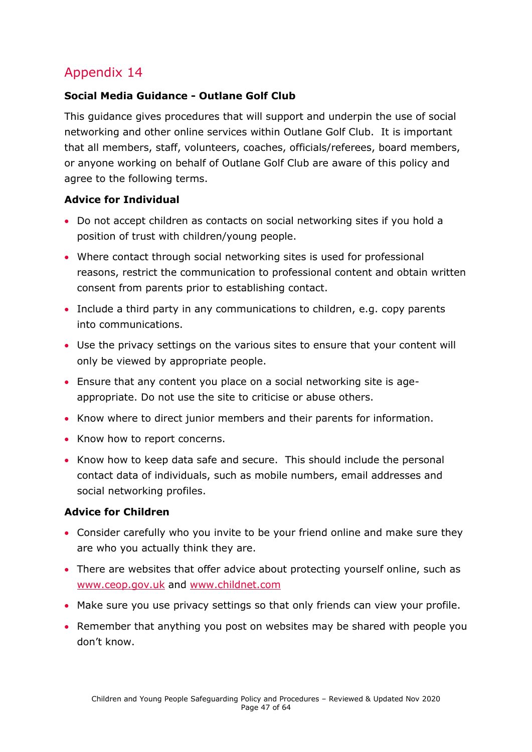## Appendix 14

**Social Media Guidance - Outlane Golf Club**

This guidance gives procedures that will support and underpin the use of social networking and other online services within Outlane Golf Club. It is important that all members, staff, volunteers, coaches, officials/referees, board members, or anyone working on behalf of Outlane Golf Club are aware of this policy and agree to the following terms.

**Advice for Individual**

- Do not accept children as contacts on social networking sites if you hold a position of trust with children/young people.
- Where contact through social networking sites is used for professional reasons, restrict the communication to professional content and obtain written consent from parents prior to establishing contact.
- Include a third party in any communications to children, e.g. copy parents into communications.
- Use the privacy settings on the various sites to ensure that your content will only be viewed by appropriate people.
- Ensure that any content you place on a social networking site is age-appropriate. Do not use the site to criticise or abuse others.
- Know where to direct junior members and their parents for information.
- Know how to report concerns.
- Know how to keep data safe and secure. This should include the personal contact data of individuals, such as mobile numbers, email addresses and social networking profiles.

**Advice for Children**

- Consider carefully who you invite to be your friend online and make sure they are who you actually think they are.
- There are websites that offer advice about protecting yourself online, such as www.ceop.gov.uk and www.childnet.com
- Make sure you use privacy settings so that only friends can view your profile.
- Remember that anything you post on websites may be shared with people you don't know.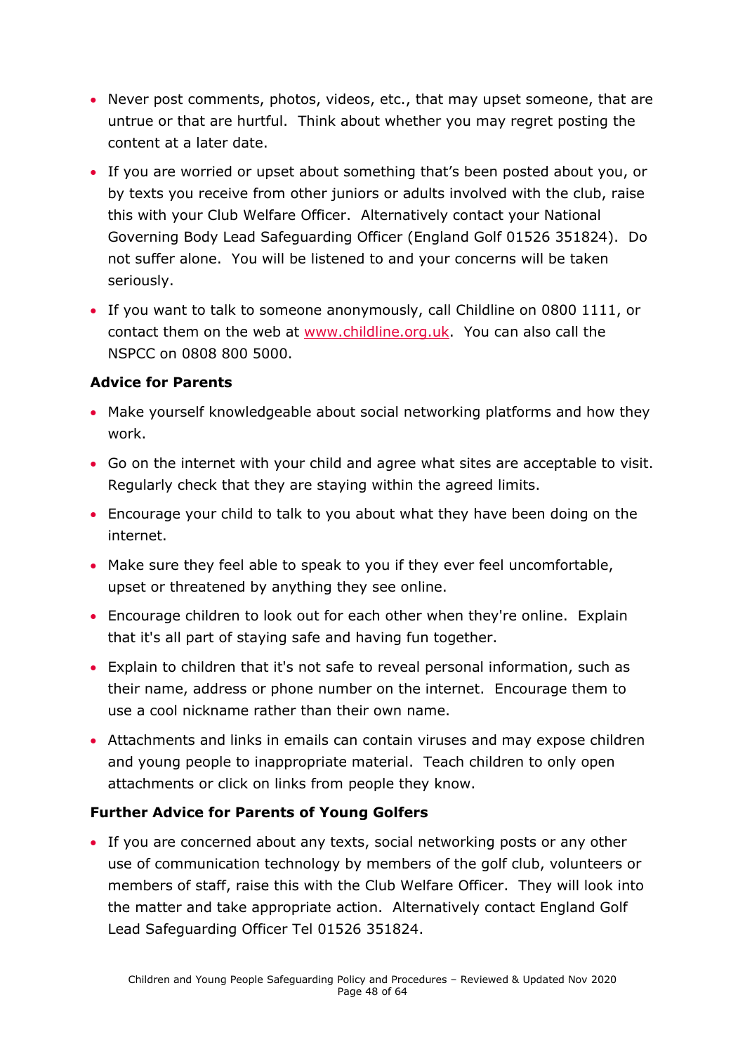- Never post comments, photos, videos, etc., that may upset someone, that are untrue or that are hurtful. Think about whether you may regret posting the content at a later date.
- If you are worried or upset about something that's been posted about you, or by texts you receive from other juniors or adults involved with the club, raise this with your Club Welfare Officer. Alternatively contact your National Governing Body Lead Safeguarding Officer (England Golf 01526 351824). Do not suffer alone. You will be listened to and your concerns will be taken seriously.
- If you want to talk to someone anonymously, call Childline on 0800 1111, or contact them on the web at [www.childline.org.uk](http://www.childline.org.uk). You can also call the NSPCC on 0808 800 5000.

**Advice for Parents**

- Make yourself knowledgeable about social networking platforms and how they work.
- Go on the internet with your child and agree what sites are acceptable to visit. Regularly check that they are staying within the agreed limits.
- Encourage your child to talk to you about what they have been doing on the internet.
- Make sure they feel able to speak to you if they ever feel uncomfortable, upset or threatened by anything they see online.
- Encourage children to look out for each other when they're online. Explain that it's all part of staying safe and having fun together.
- Explain to children that it's not safe to reveal personal information, such as their name, address or phone number on the internet. Encourage them to use a cool nickname rather than their own name.
- Attachments and links in emails can contain viruses and may expose children and young people to inappropriate material. Teach children to only open attachments or click on links from people they know.

**Further Advice for Parents of Young Golfers**

- If you are concerned about any texts, social networking posts or any other use of communication technology by members of the golf club, volunteers or members of staff, raise this with the Club Welfare Officer. They will look into the matter and take appropriate action. Alternatively contact England Golf Lead Safeguarding Officer Tel 01526 351824.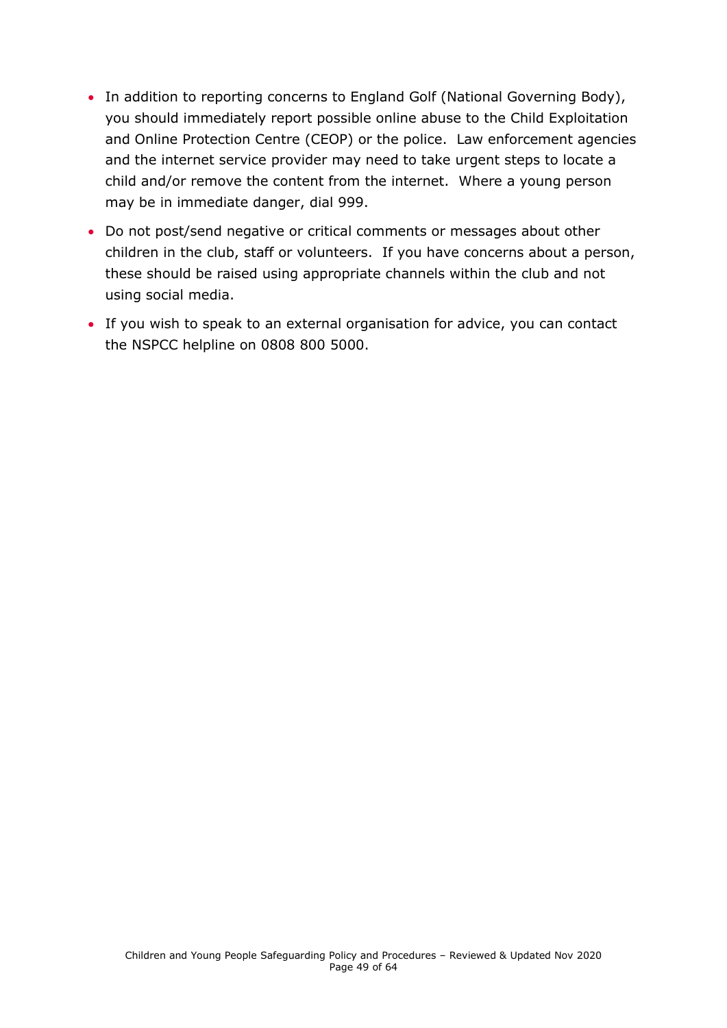- In addition to reporting concerns to England Golf (National Governing Body), you should immediately report possible online abuse to the Child Exploitation and Online Protection Centre (CEOP) or the police. Law enforcement agencies and the internet service provider may need to take urgent steps to locate a child and/or remove the content from the internet. Where a young person may be in immediate danger, dial 999.
- Do not post/send negative or critical comments or messages about other children in the club, staff or volunteers. If you have concerns about a person, these should be raised using appropriate channels within the club and not using social media.
- If you wish to speak to an external organisation for advice, you can contact the NSPCC helpline on 0808 800 5000.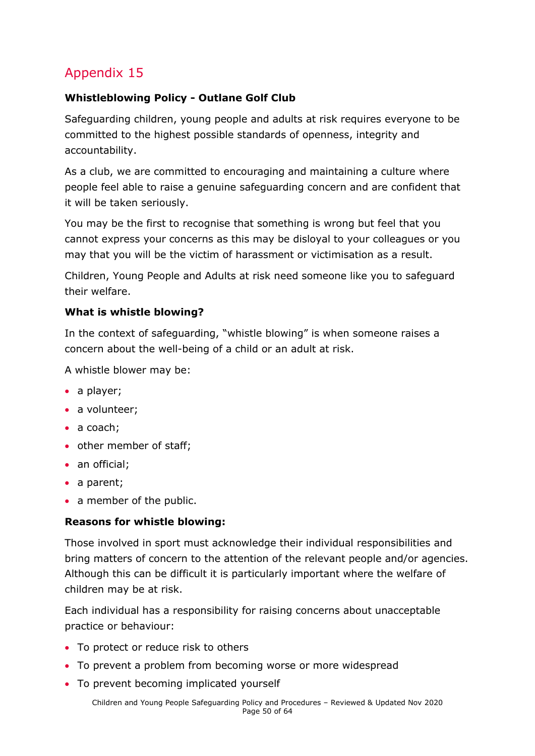# Appendix 15

**Whistleblowing Policy - Outlane Golf Club**

Safeguarding children, young people and adults at risk requires everyone to be committed to the highest possible standards of openness, integrity and accountability.

As a club, we are committed to encouraging and maintaining a culture where people feel able to raise a genuine safeguarding concern and are confident that it will be taken seriously.

You may be the first to recognise that something is wrong but feel that you cannot express your concerns as this may be disloyal to your colleagues or you may that you will be the victim of harassment or victimisation as a result.

Children, Young People and Adults at risk need someone like you to safeguard their welfare.

**What is whistle blowing?**

In the context of safeguarding, "whistle blowing" is when someone raises a concern about the well-being of a child or an adult at risk.

A whistle blower may be:

- a player;
- a volunteer;
- a coach;
- other member of staff;
- an official;
- a parent;
- a member of the public.

**Reasons for whistle blowing:**

Those involved in sport must acknowledge their individual responsibilities and bring matters of concern to the attention of the relevant people and/or agencies. Although this can be difficult it is particularly important where the welfare of children may be at risk.

Each individual has a responsibility for raising concerns about unacceptable practice or behaviour:

- To protect or reduce risk to others
- To prevent a problem from becoming worse or more widespread
- To prevent becoming implicated yourself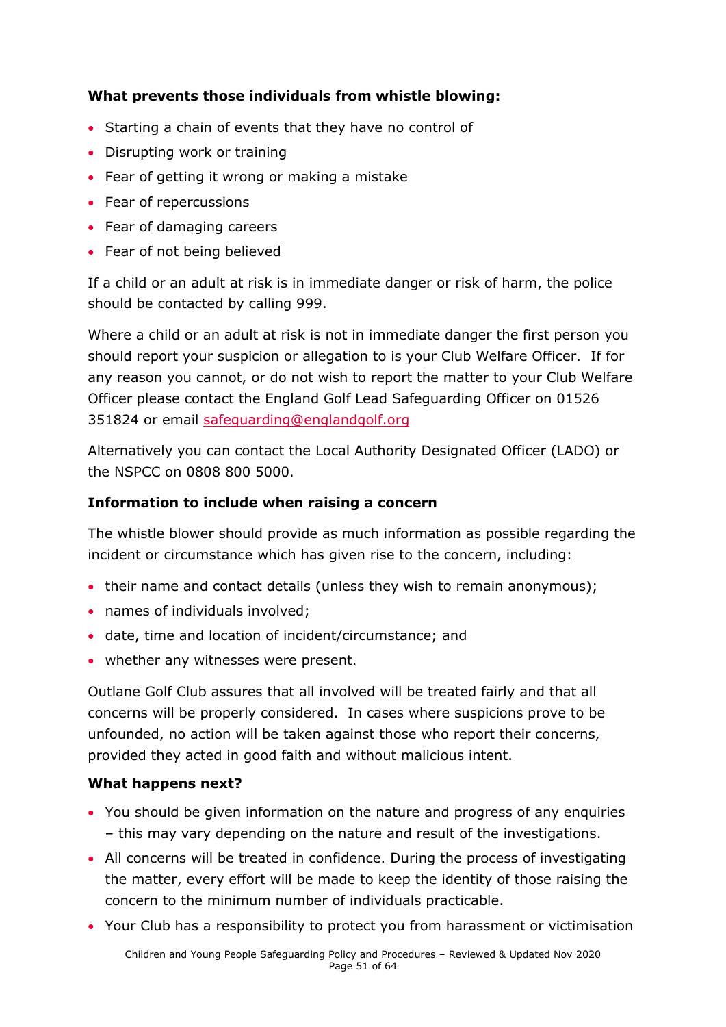**What prevents those individuals from whistle blowing:**

- Starting a chain of events that they have no control of
- Disrupting work or training
- Fear of getting it wrong or making a mistake
- Fear of repercussions
- Fear of damaging careers
- Fear of not being believed

If a child or an adult at risk is in immediate danger or risk of harm, the police should be contacted by calling 999.

Where a child or an adult at risk is not in immediate danger the first person you should report your suspicion or allegation to is your Club Welfare Officer. If for any reason you cannot, or do not wish to report the matter to your Club Welfare Officer please contact the England Golf Lead Safeguarding Officer on 01526 351824 or email safeguarding@englandgolf.org

Alternatively you can contact the Local Authority Designated Officer (LADO) or the NSPCC on 0808 800 5000.

**Information to include when raising a concern**

The whistle blower should provide as much information as possible regarding the incident or circumstance which has given rise to the concern, including:

- their name and contact details (unless they wish to remain anonymous);
- names of individuals involved;
- date, time and location of incident/circumstance; and
- whether any witnesses were present.

Outlane Golf Club assures that all involved will be treated fairly and that all concerns will be properly considered. In cases where suspicions prove to be unfounded, no action will be taken against those who report their concerns, provided they acted in good faith and without malicious intent.

**What happens next?**

- You should be given information on the nature and progress of any enquiries – this may vary depending on the nature and result of the investigations.
- All concerns will be treated in confidence. During the process of investigating the matter, every effort will be made to keep the identity of those raising the concern to the minimum number of individuals practicable.
- Your Club has a responsibility to protect you from harassment or victimisation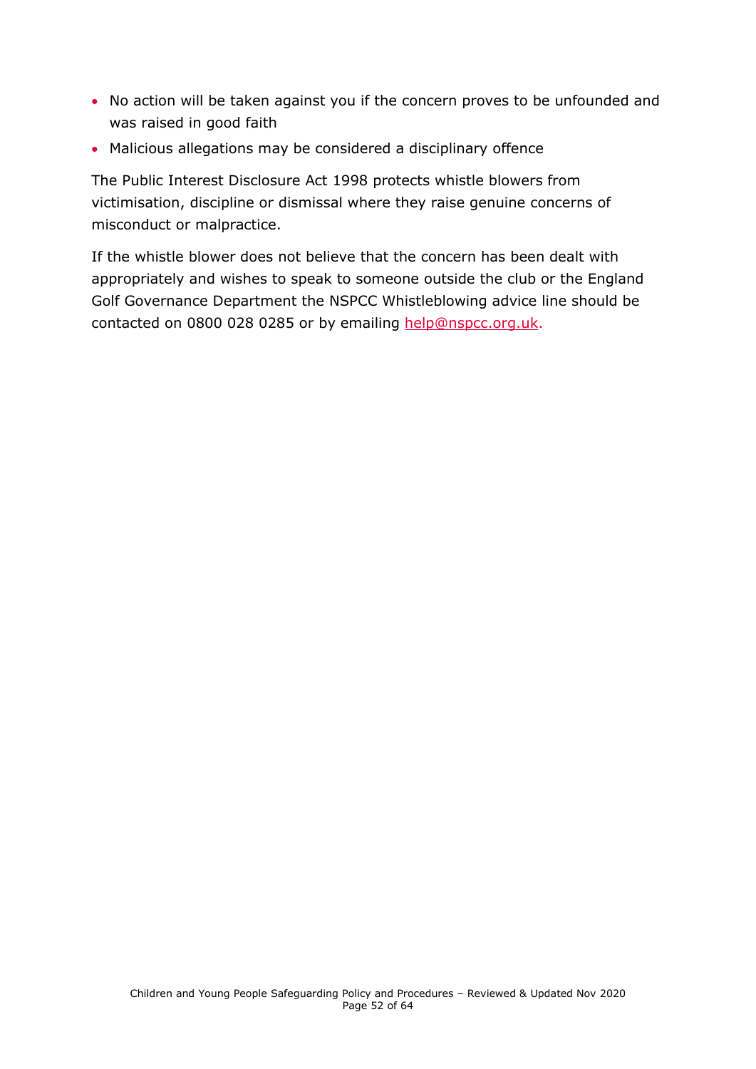- No action will be taken against you if the concern proves to be unfounded and was raised in good faith
- Malicious allegations may be considered a disciplinary offence

The Public Interest Disclosure Act 1998 protects whistle blowers from victimisation, discipline or dismissal where they raise genuine concerns of misconduct or malpractice.

If the whistle blower does not believe that the concern has been dealt with appropriately and wishes to speak to someone outside the club or the England Golf Governance Department the NSPCC Whistleblowing advice line should be contacted on 0800 028 0285 or by emailing help@nspcc.org.uk.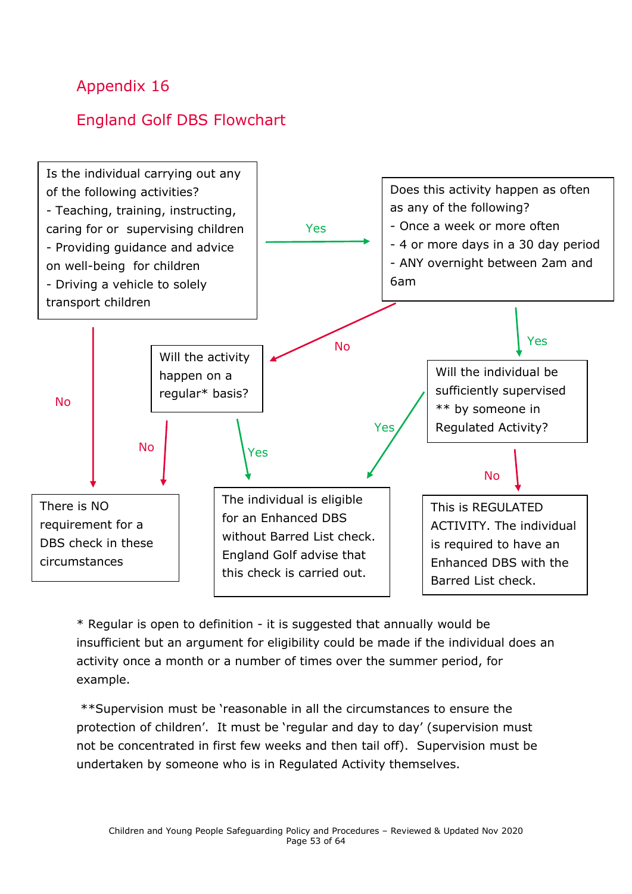## Appendix 16

## England Golf DBS Flowchart

**Is the individual carrying out any of the following activities?**
- Teaching, training, instructing, caring for or supervising children
- Providing guidance and advice on well-being for children
- Driving a vehicle to solely transport children

→ **No**: There is NO requirement for a DBS check in these circumstances

→ **Yes**: **Does this activity happen as often as any of the following?**
- Once a week or more often
- 4 or more days in a 30 day period
- ANY overnight between 2am and 6am

→ **No**: **Will the activity happen on a regular* basis?**
- **No**: There is NO requirement for a DBS check in these circumstances
- **Yes**: The individual is eligible for an Enhanced DBS without Barred List check. England Golf advise that this check is carried out.

→ **Yes**: **Will the individual be sufficiently supervised ** by someone in Regulated Activity?**
- **Yes**: The individual is eligible for an Enhanced DBS without Barred List check. England Golf advise that this check is carried out.
- **No**: This is REGULATED ACTIVITY. The individual is required to have an Enhanced DBS with the Barred List check.

* Regular is open to definition - it is suggested that annually would be insufficient but an argument for eligibility could be made if the individual does an activity once a month or a number of times over the summer period, for example.

**Supervision must be 'reasonable in all the circumstances to ensure the protection of children'. It must be 'regular and day to day' (supervision must not be concentrated in first few weeks and then tail off). Supervision must be undertaken by someone who is in Regulated Activity themselves.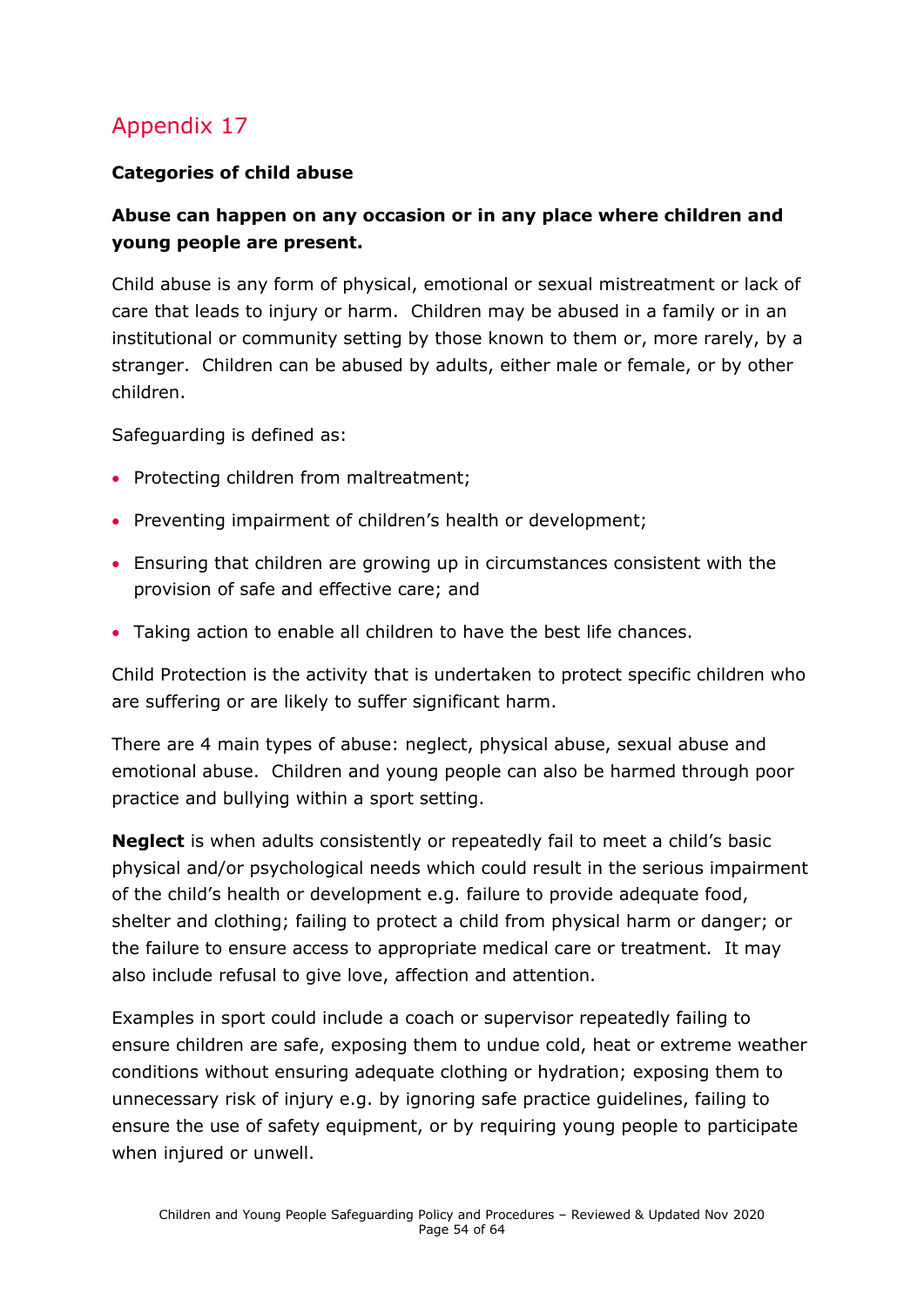## Appendix 17

**Categories of child abuse**

**Abuse can happen on any occasion or in any place where children and young people are present.**

Child abuse is any form of physical, emotional or sexual mistreatment or lack of care that leads to injury or harm. Children may be abused in a family or in an institutional or community setting by those known to them or, more rarely, by a stranger. Children can be abused by adults, either male or female, or by other children.

Safeguarding is defined as:

- Protecting children from maltreatment;
- Preventing impairment of children's health or development;
- Ensuring that children are growing up in circumstances consistent with the provision of safe and effective care; and
- Taking action to enable all children to have the best life chances.

Child Protection is the activity that is undertaken to protect specific children who are suffering or are likely to suffer significant harm.

There are 4 main types of abuse: neglect, physical abuse, sexual abuse and emotional abuse. Children and young people can also be harmed through poor practice and bullying within a sport setting.

**Neglect** is when adults consistently or repeatedly fail to meet a child's basic physical and/or psychological needs which could result in the serious impairment of the child's health or development e.g. failure to provide adequate food, shelter and clothing; failing to protect a child from physical harm or danger; or the failure to ensure access to appropriate medical care or treatment. It may also include refusal to give love, affection and attention.

Examples in sport could include a coach or supervisor repeatedly failing to ensure children are safe, exposing them to undue cold, heat or extreme weather conditions without ensuring adequate clothing or hydration; exposing them to unnecessary risk of injury e.g. by ignoring safe practice guidelines, failing to ensure the use of safety equipment, or by requiring young people to participate when injured or unwell.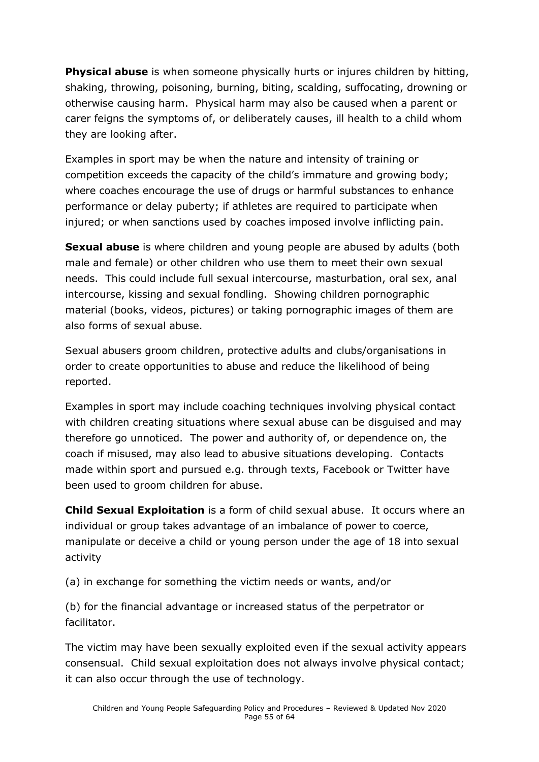**Physical abuse** is when someone physically hurts or injures children by hitting, shaking, throwing, poisoning, burning, biting, scalding, suffocating, drowning or otherwise causing harm. Physical harm may also be caused when a parent or carer feigns the symptoms of, or deliberately causes, ill health to a child whom they are looking after.

Examples in sport may be when the nature and intensity of training or competition exceeds the capacity of the child's immature and growing body; where coaches encourage the use of drugs or harmful substances to enhance performance or delay puberty; if athletes are required to participate when injured; or when sanctions used by coaches imposed involve inflicting pain.

**Sexual abuse** is where children and young people are abused by adults (both male and female) or other children who use them to meet their own sexual needs. This could include full sexual intercourse, masturbation, oral sex, anal intercourse, kissing and sexual fondling. Showing children pornographic material (books, videos, pictures) or taking pornographic images of them are also forms of sexual abuse.

Sexual abusers groom children, protective adults and clubs/organisations in order to create opportunities to abuse and reduce the likelihood of being reported.

Examples in sport may include coaching techniques involving physical contact with children creating situations where sexual abuse can be disguised and may therefore go unnoticed. The power and authority of, or dependence on, the coach if misused, may also lead to abusive situations developing. Contacts made within sport and pursued e.g. through texts, Facebook or Twitter have been used to groom children for abuse.

**Child Sexual Exploitation** is a form of child sexual abuse. It occurs where an individual or group takes advantage of an imbalance of power to coerce, manipulate or deceive a child or young person under the age of 18 into sexual activity

(a) in exchange for something the victim needs or wants, and/or

(b) for the financial advantage or increased status of the perpetrator or facilitator.

The victim may have been sexually exploited even if the sexual activity appears consensual. Child sexual exploitation does not always involve physical contact; it can also occur through the use of technology.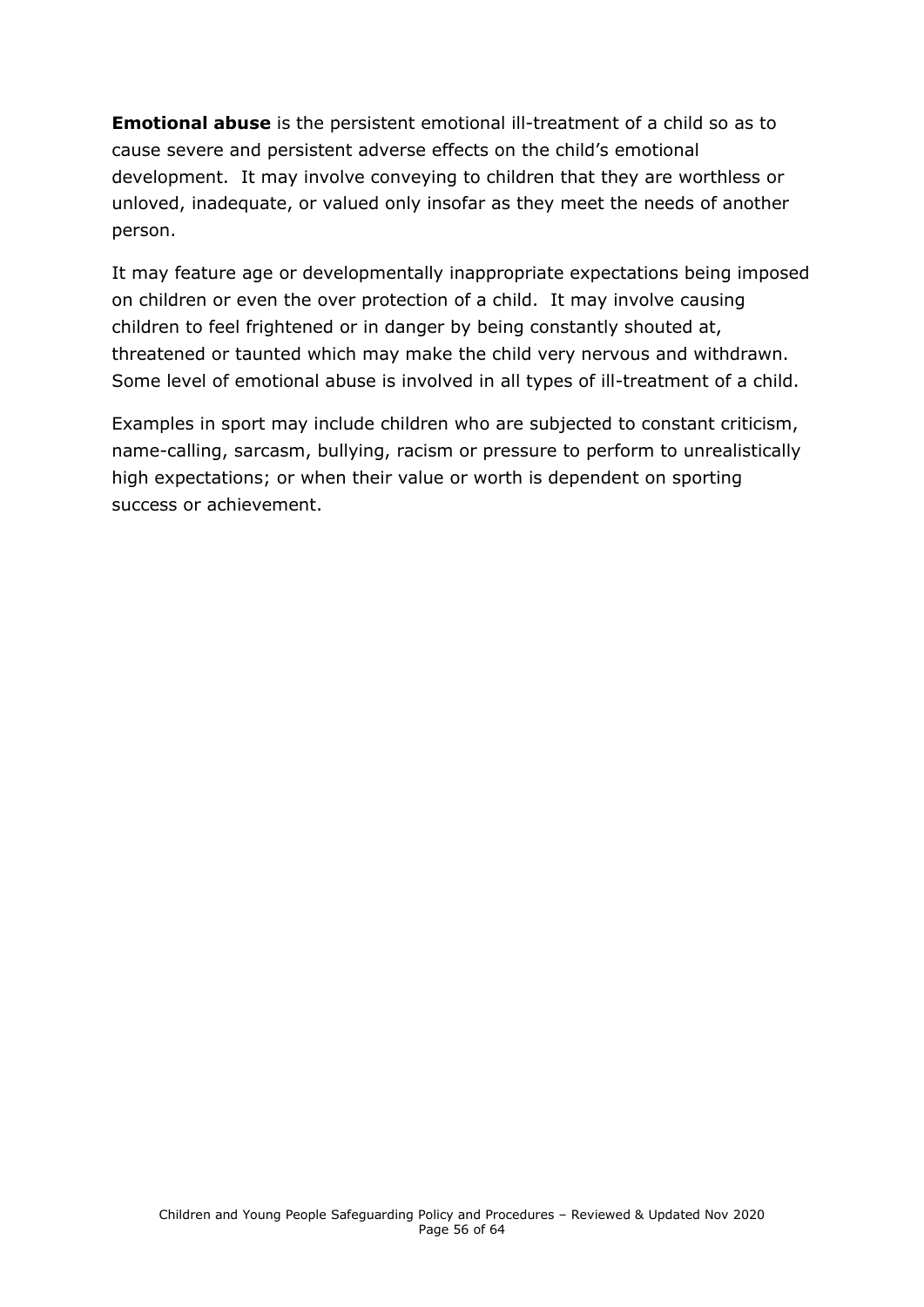**Emotional abuse** is the persistent emotional ill-treatment of a child so as to cause severe and persistent adverse effects on the child's emotional development. It may involve conveying to children that they are worthless or unloved, inadequate, or valued only insofar as they meet the needs of another person.

It may feature age or developmentally inappropriate expectations being imposed on children or even the over protection of a child. It may involve causing children to feel frightened or in danger by being constantly shouted at, threatened or taunted which may make the child very nervous and withdrawn. Some level of emotional abuse is involved in all types of ill-treatment of a child.

Examples in sport may include children who are subjected to constant criticism, name-calling, sarcasm, bullying, racism or pressure to perform to unrealistically high expectations; or when their value or worth is dependent on sporting success or achievement.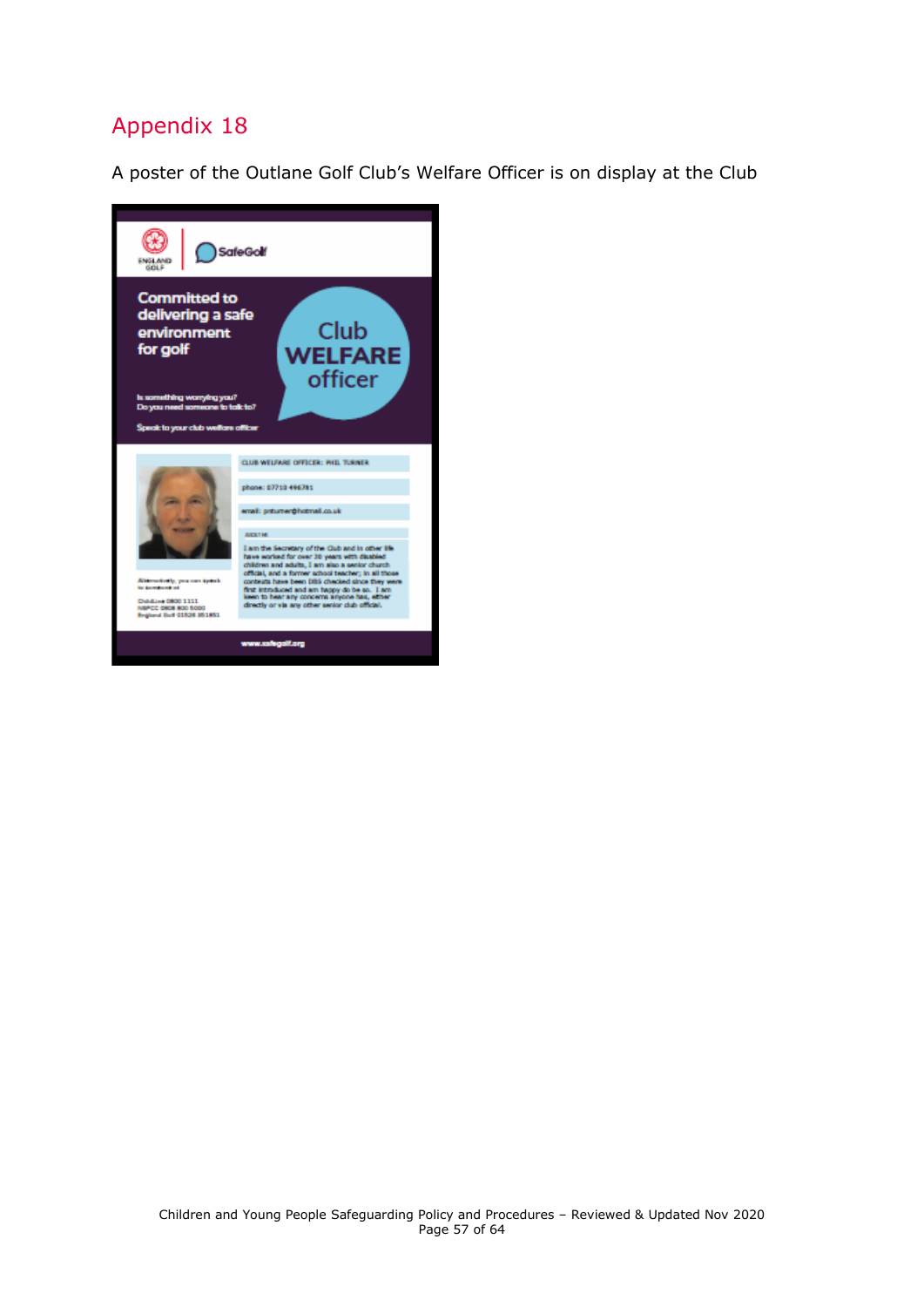# Appendix 18

A poster of the Outlane Golf Club's Welfare Officer is on display at the Club

ENGLAND GOLF | SafeGolf

**Committed to delivering a safe environment for golf**

**Club WELFARE officer**

Is something worrying you?
Do you need someone to talk to?

Speak to your club welfare officer

CLUB WELFARE OFFICER: PHIL TURNER

phone: 07710 496781

email: pturner@hotmail.co.uk

ABOUT ME

I am the Secretary of the Club and in other life have worked for over 30 years with disabled children and adults, I am also a senior church official, and a former school teacher; in all those contexts have been DBS checked since they were first introduced and am happy do be so. I am keen to hear any concerns anyone has, either directly or via any other senior club official.

Alternatively, you can speak to someone at

ChildLine 0800 1111
NSPCC 0808 800 5000
England Golf 01526 351851

www.safegolf.org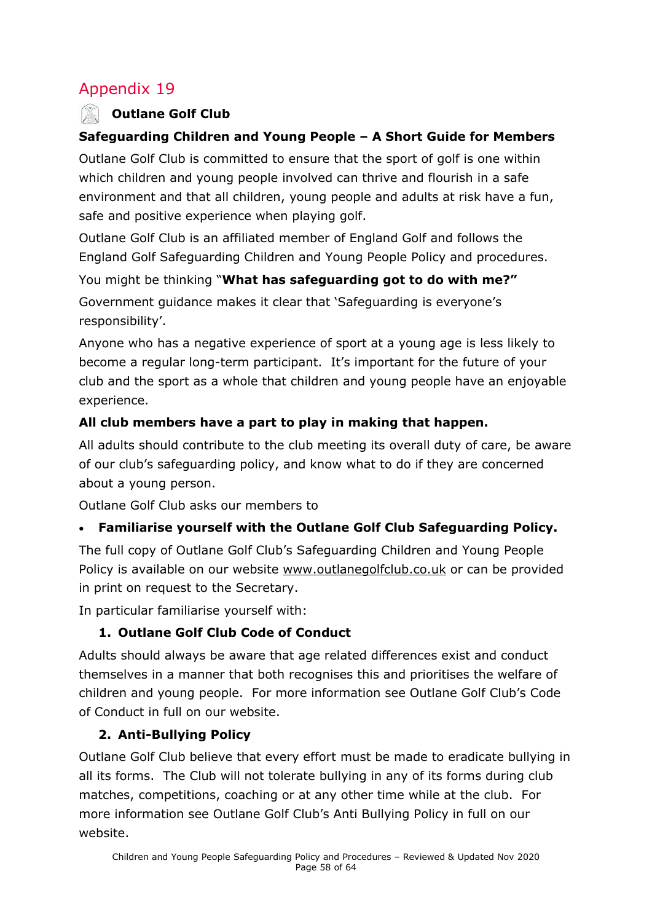## Appendix 19

**Outlane Golf Club**

**Safeguarding Children and Young People – A Short Guide for Members**

Outlane Golf Club is committed to ensure that the sport of golf is one within which children and young people involved can thrive and flourish in a safe environment and that all children, young people and adults at risk have a fun, safe and positive experience when playing golf.

Outlane Golf Club is an affiliated member of England Golf and follows the England Golf Safeguarding Children and Young People Policy and procedures.

You might be thinking "**What has safeguarding got to do with me?"**

Government guidance makes it clear that 'Safeguarding is everyone's responsibility'.

Anyone who has a negative experience of sport at a young age is less likely to become a regular long-term participant. It's important for the future of your club and the sport as a whole that children and young people have an enjoyable experience.

**All club members have a part to play in making that happen.**

All adults should contribute to the club meeting its overall duty of care, be aware of our club's safeguarding policy, and know what to do if they are concerned about a young person.

Outlane Golf Club asks our members to

- **Familiarise yourself with the Outlane Golf Club Safeguarding Policy.**

The full copy of Outlane Golf Club's Safeguarding Children and Young People Policy is available on our website www.outlanegolfclub.co.uk or can be provided in print on request to the Secretary.

In particular familiarise yourself with:

1. **Outlane Golf Club Code of Conduct**

Adults should always be aware that age related differences exist and conduct themselves in a manner that both recognises this and prioritises the welfare of children and young people. For more information see Outlane Golf Club's Code of Conduct in full on our website.

2. **Anti-Bullying Policy**

Outlane Golf Club believe that every effort must be made to eradicate bullying in all its forms. The Club will not tolerate bullying in any of its forms during club matches, competitions, coaching or at any other time while at the club. For more information see Outlane Golf Club's Anti Bullying Policy in full on our website.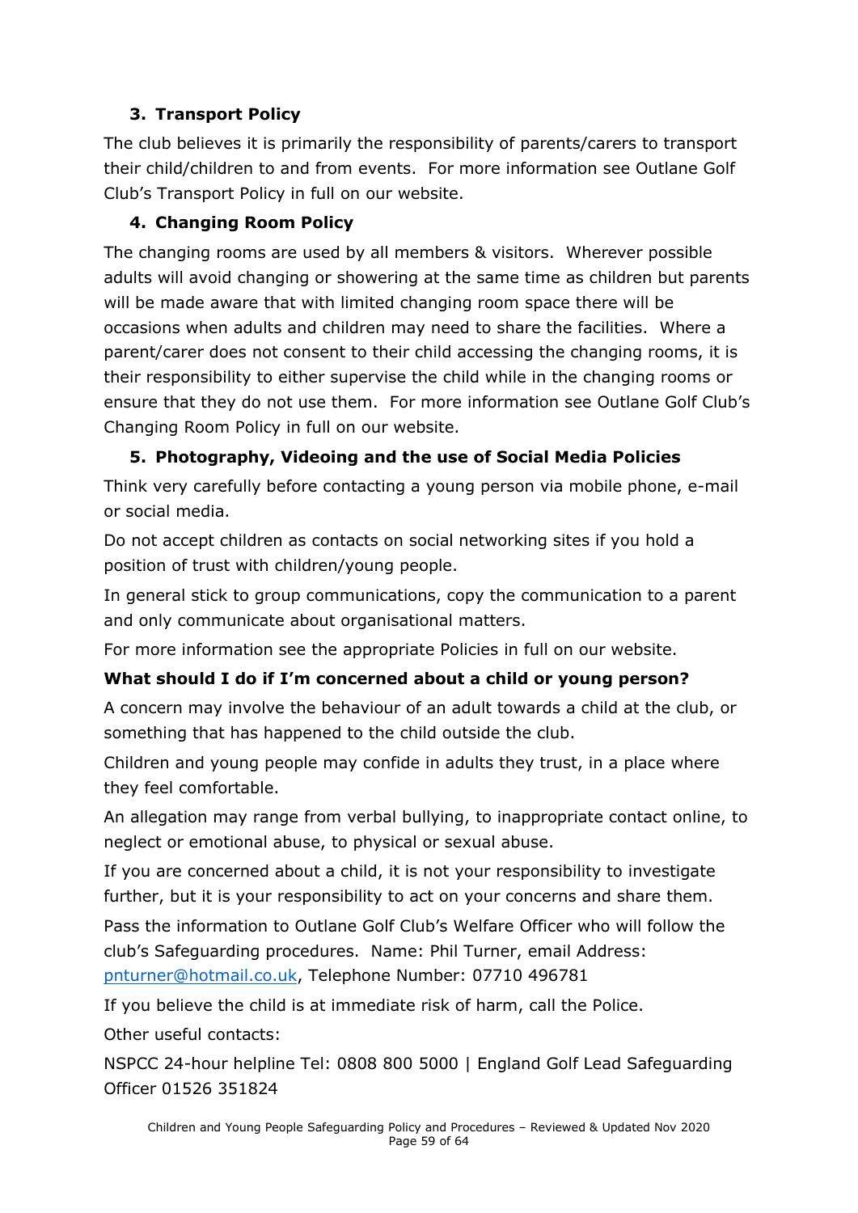### 3. Transport Policy

The club believes it is primarily the responsibility of parents/carers to transport their child/children to and from events. For more information see Outlane Golf Club's Transport Policy in full on our website.

### 4. Changing Room Policy

The changing rooms are used by all members & visitors. Wherever possible adults will avoid changing or showering at the same time as children but parents will be made aware that with limited changing room space there will be occasions when adults and children may need to share the facilities. Where a parent/carer does not consent to their child accessing the changing rooms, it is their responsibility to either supervise the child while in the changing rooms or ensure that they do not use them. For more information see Outlane Golf Club's Changing Room Policy in full on our website.

### 5. Photography, Videoing and the use of Social Media Policies

Think very carefully before contacting a young person via mobile phone, e-mail or social media.

Do not accept children as contacts on social networking sites if you hold a position of trust with children/young people.

In general stick to group communications, copy the communication to a parent and only communicate about organisational matters.

For more information see the appropriate Policies in full on our website.

**What should I do if I'm concerned about a child or young person?**

A concern may involve the behaviour of an adult towards a child at the club, or something that has happened to the child outside the club.

Children and young people may confide in adults they trust, in a place where they feel comfortable.

An allegation may range from verbal bullying, to inappropriate contact online, to neglect or emotional abuse, to physical or sexual abuse.

If you are concerned about a child, it is not your responsibility to investigate further, but it is your responsibility to act on your concerns and share them.

Pass the information to Outlane Golf Club's Welfare Officer who will follow the club's Safeguarding procedures. Name: Phil Turner, email Address: pnturner@hotmail.co.uk, Telephone Number: 07710 496781

If you believe the child is at immediate risk of harm, call the Police.

Other useful contacts:

NSPCC 24-hour helpline Tel: 0808 800 5000 | England Golf Lead Safeguarding Officer 01526 351824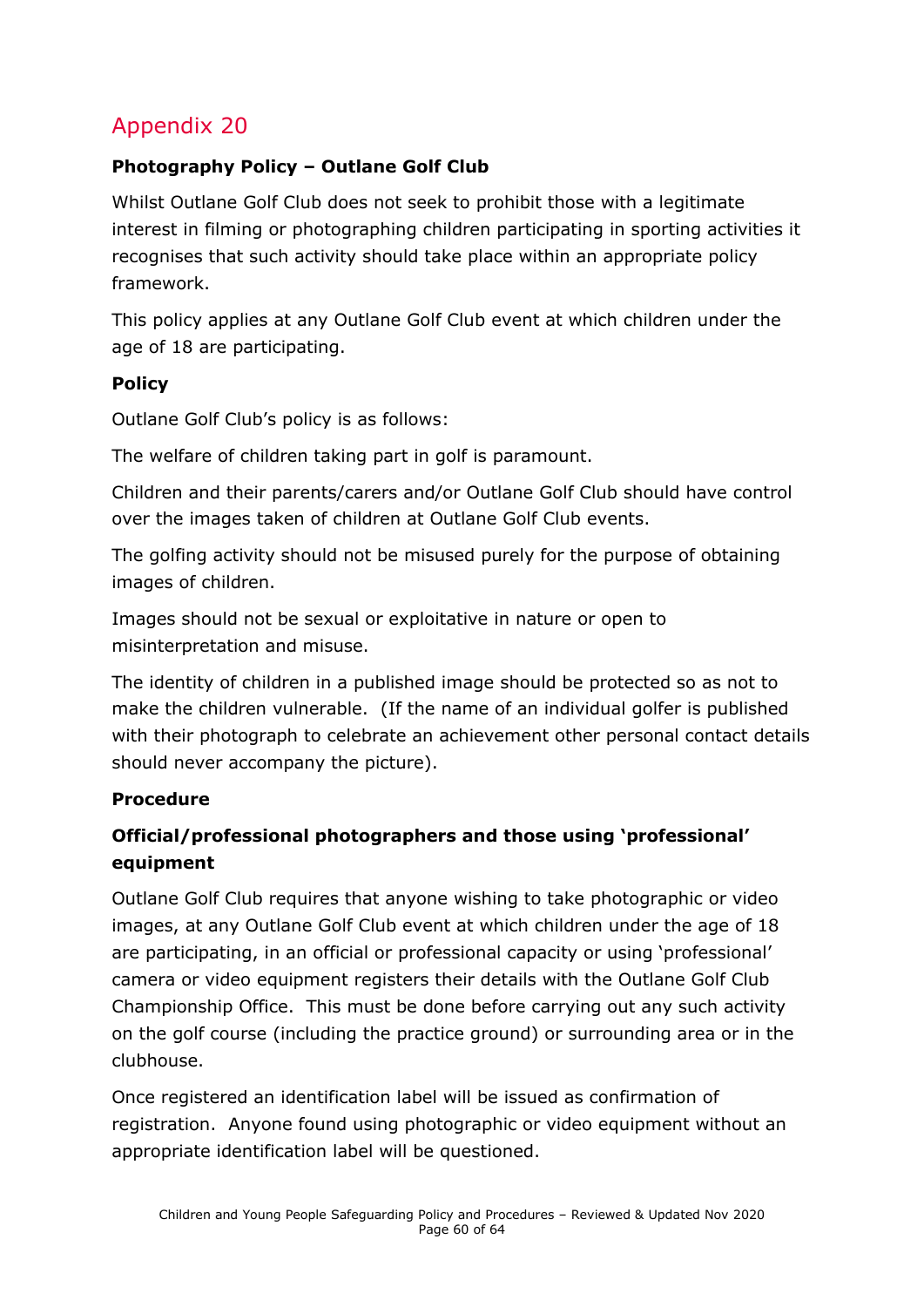# Appendix 20

**Photography Policy – Outlane Golf Club**

Whilst Outlane Golf Club does not seek to prohibit those with a legitimate interest in filming or photographing children participating in sporting activities it recognises that such activity should take place within an appropriate policy framework.

This policy applies at any Outlane Golf Club event at which children under the age of 18 are participating.

**Policy**

Outlane Golf Club's policy is as follows:

The welfare of children taking part in golf is paramount.

Children and their parents/carers and/or Outlane Golf Club should have control over the images taken of children at Outlane Golf Club events.

The golfing activity should not be misused purely for the purpose of obtaining images of children.

Images should not be sexual or exploitative in nature or open to misinterpretation and misuse.

The identity of children in a published image should be protected so as not to make the children vulnerable. (If the name of an individual golfer is published with their photograph to celebrate an achievement other personal contact details should never accompany the picture).

**Procedure**

**Official/professional photographers and those using 'professional' equipment**

Outlane Golf Club requires that anyone wishing to take photographic or video images, at any Outlane Golf Club event at which children under the age of 18 are participating, in an official or professional capacity or using 'professional' camera or video equipment registers their details with the Outlane Golf Club Championship Office. This must be done before carrying out any such activity on the golf course (including the practice ground) or surrounding area or in the clubhouse.

Once registered an identification label will be issued as confirmation of registration. Anyone found using photographic or video equipment without an appropriate identification label will be questioned.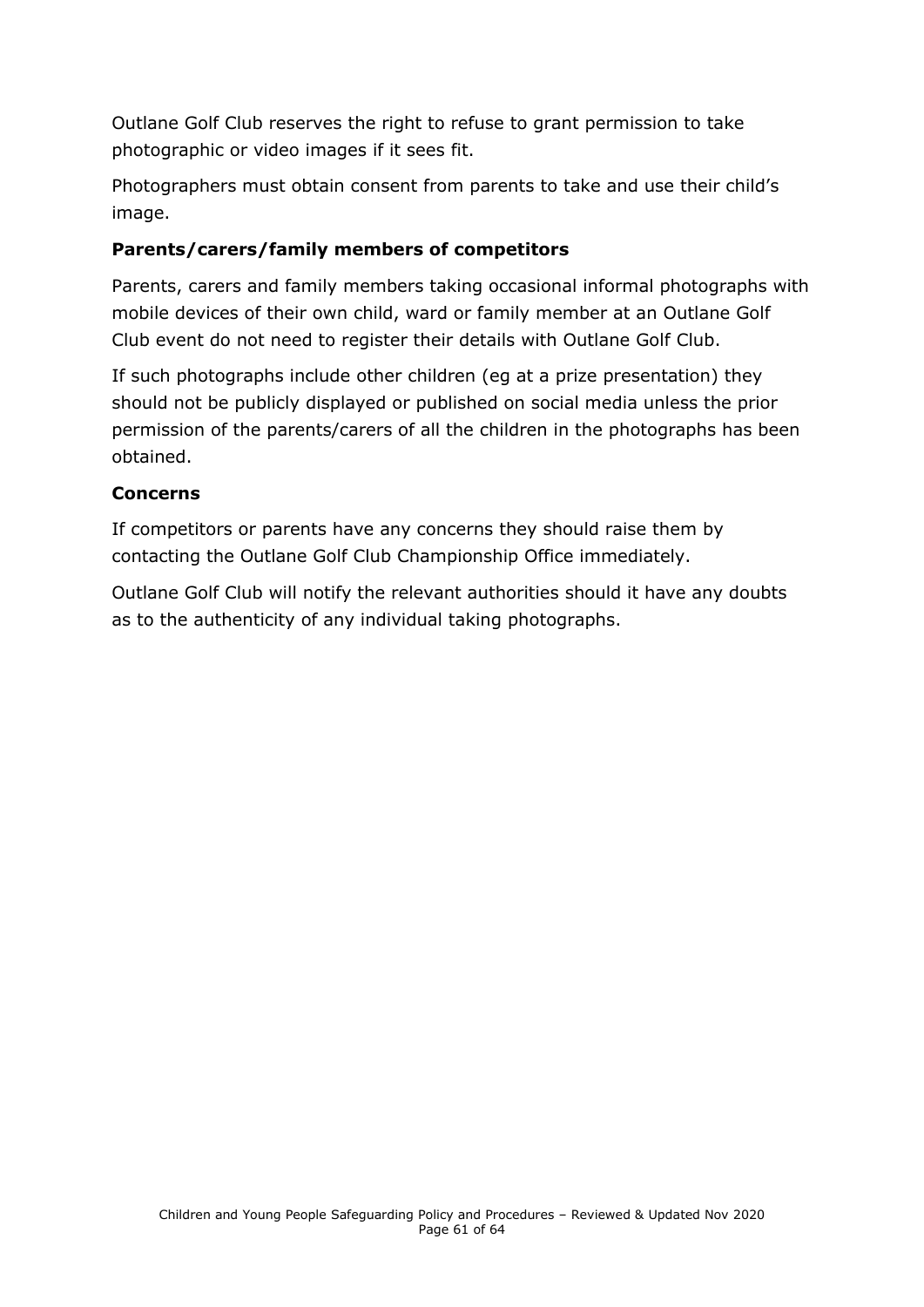Outlane Golf Club reserves the right to refuse to grant permission to take photographic or video images if it sees fit.

Photographers must obtain consent from parents to take and use their child's image.

### Parents/carers/family members of competitors

Parents, carers and family members taking occasional informal photographs with mobile devices of their own child, ward or family member at an Outlane Golf Club event do not need to register their details with Outlane Golf Club.

If such photographs include other children (eg at a prize presentation) they should not be publicly displayed or published on social media unless the prior permission of the parents/carers of all the children in the photographs has been obtained.

### Concerns

If competitors or parents have any concerns they should raise them by contacting the Outlane Golf Club Championship Office immediately.

Outlane Golf Club will notify the relevant authorities should it have any doubts as to the authenticity of any individual taking photographs.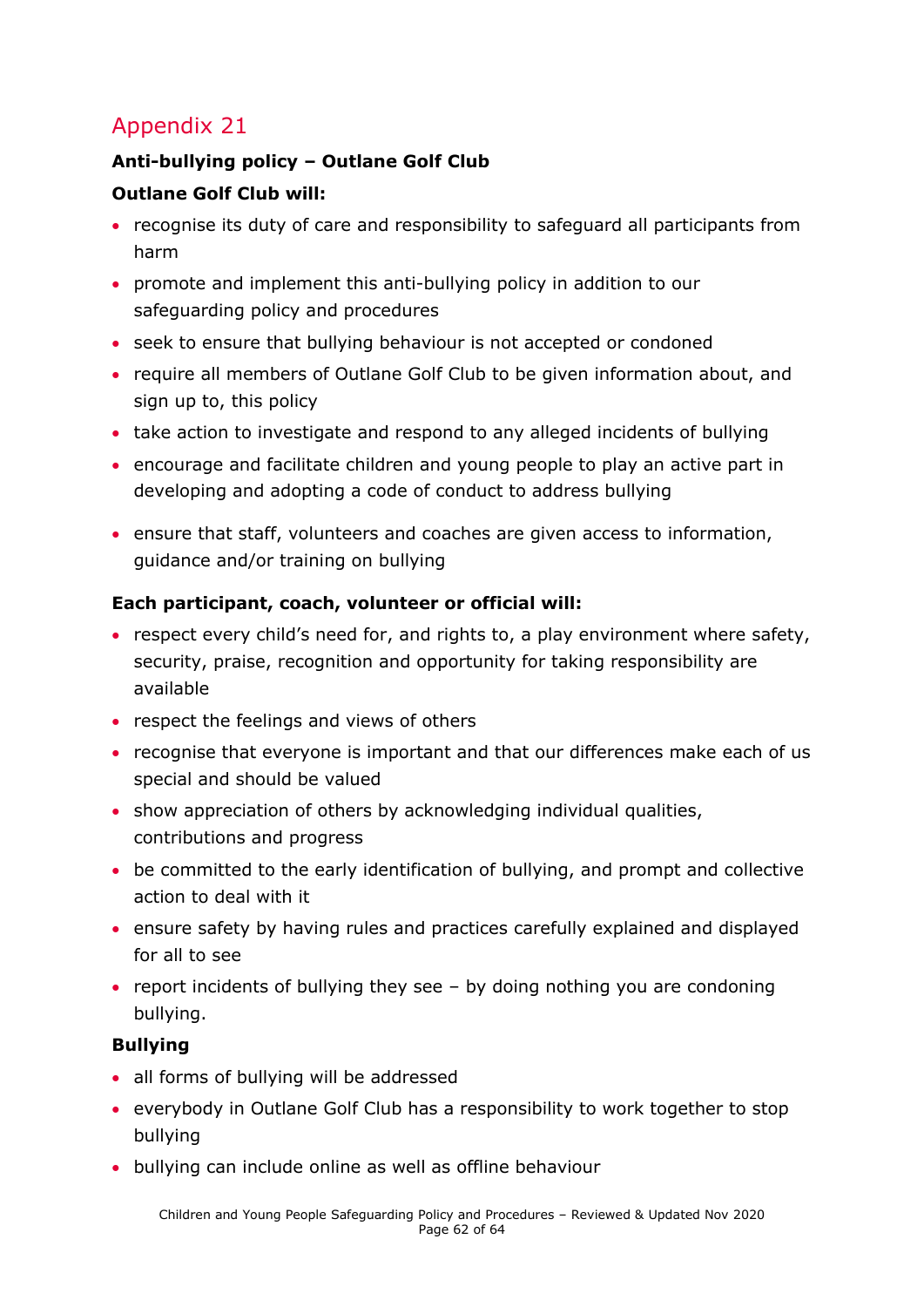## Appendix 21

**Anti-bullying policy – Outlane Golf Club**

**Outlane Golf Club will:**

- recognise its duty of care and responsibility to safeguard all participants from harm
- promote and implement this anti-bullying policy in addition to our safeguarding policy and procedures
- seek to ensure that bullying behaviour is not accepted or condoned
- require all members of Outlane Golf Club to be given information about, and sign up to, this policy
- take action to investigate and respond to any alleged incidents of bullying
- encourage and facilitate children and young people to play an active part in developing and adopting a code of conduct to address bullying
- ensure that staff, volunteers and coaches are given access to information, guidance and/or training on bullying

**Each participant, coach, volunteer or official will:**

- respect every child's need for, and rights to, a play environment where safety, security, praise, recognition and opportunity for taking responsibility are available
- respect the feelings and views of others
- recognise that everyone is important and that our differences make each of us special and should be valued
- show appreciation of others by acknowledging individual qualities, contributions and progress
- be committed to the early identification of bullying, and prompt and collective action to deal with it
- ensure safety by having rules and practices carefully explained and displayed for all to see
- report incidents of bullying they see – by doing nothing you are condoning bullying.

**Bullying**

- all forms of bullying will be addressed
- everybody in Outlane Golf Club has a responsibility to work together to stop bullying
- bullying can include online as well as offline behaviour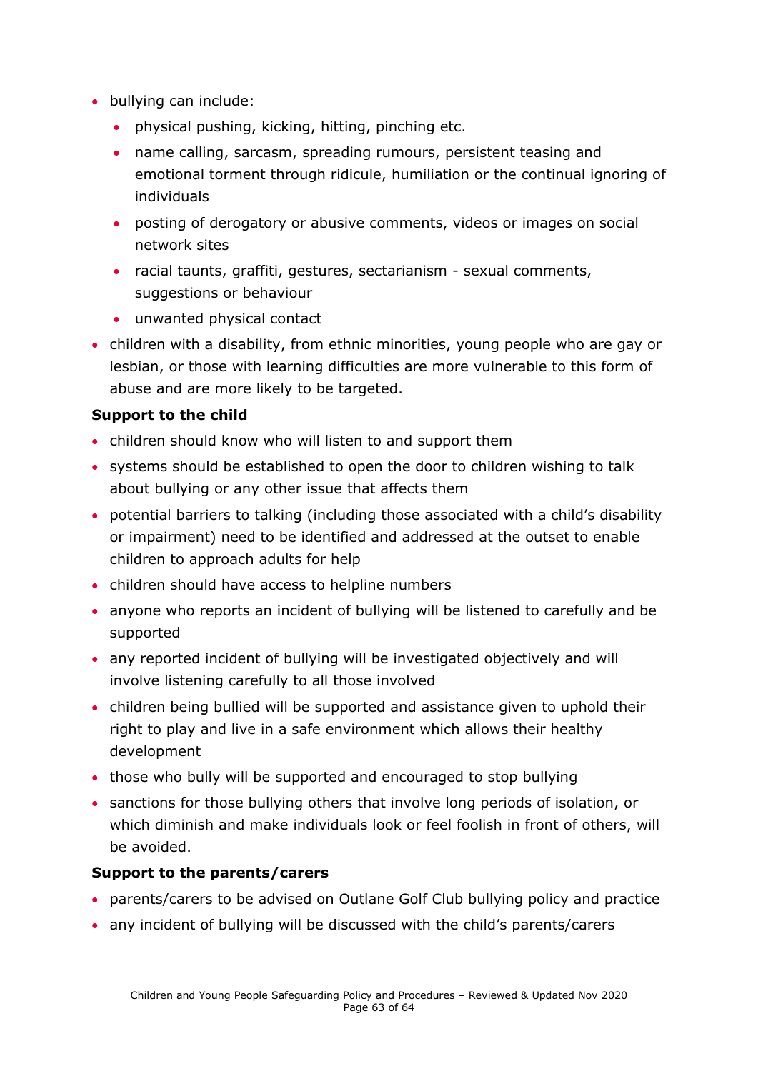- bullying can include:
  - physical pushing, kicking, hitting, pinching etc.
  - name calling, sarcasm, spreading rumours, persistent teasing and emotional torment through ridicule, humiliation or the continual ignoring of individuals
  - posting of derogatory or abusive comments, videos or images on social network sites
  - racial taunts, graffiti, gestures, sectarianism - sexual comments, suggestions or behaviour
  - unwanted physical contact
- children with a disability, from ethnic minorities, young people who are gay or lesbian, or those with learning difficulties are more vulnerable to this form of abuse and are more likely to be targeted.

**Support to the child**

- children should know who will listen to and support them
- systems should be established to open the door to children wishing to talk about bullying or any other issue that affects them
- potential barriers to talking (including those associated with a child's disability or impairment) need to be identified and addressed at the outset to enable children to approach adults for help
- children should have access to helpline numbers
- anyone who reports an incident of bullying will be listened to carefully and be supported
- any reported incident of bullying will be investigated objectively and will involve listening carefully to all those involved
- children being bullied will be supported and assistance given to uphold their right to play and live in a safe environment which allows their healthy development
- those who bully will be supported and encouraged to stop bullying
- sanctions for those bullying others that involve long periods of isolation, or which diminish and make individuals look or feel foolish in front of others, will be avoided.

**Support to the parents/carers**

- parents/carers to be advised on Outlane Golf Club bullying policy and practice
- any incident of bullying will be discussed with the child's parents/carers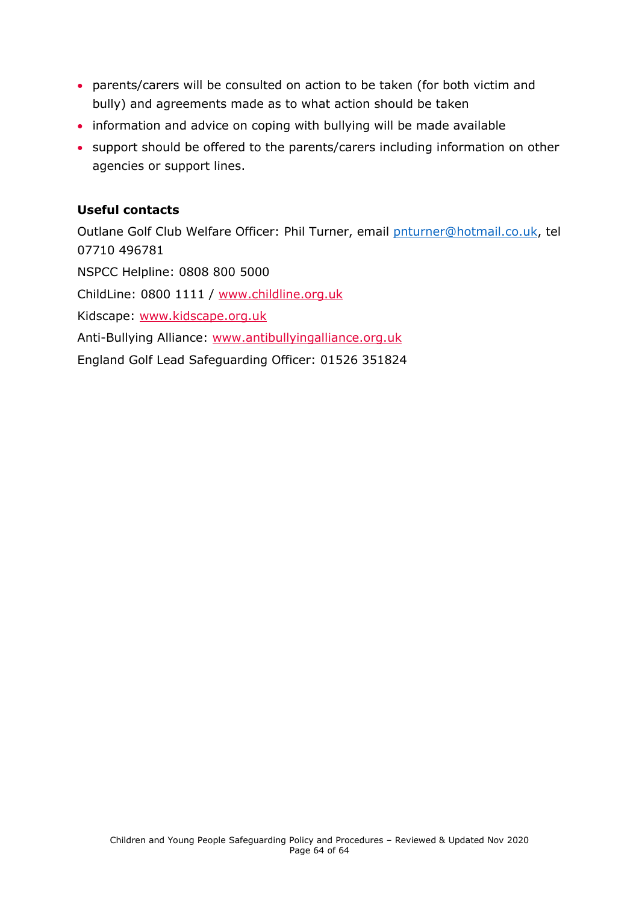- parents/carers will be consulted on action to be taken (for both victim and bully) and agreements made as to what action should be taken
- information and advice on coping with bullying will be made available
- support should be offered to the parents/carers including information on other agencies or support lines.

**Useful contacts**

Outlane Golf Club Welfare Officer: Phil Turner, email pnturner@hotmail.co.uk, tel 07710 496781

NSPCC Helpline: 0808 800 5000

ChildLine: 0800 1111 / www.childline.org.uk

Kidscape: www.kidscape.org.uk

Anti-Bullying Alliance: www.antibullyingalliance.org.uk

England Golf Lead Safeguarding Officer: 01526 351824